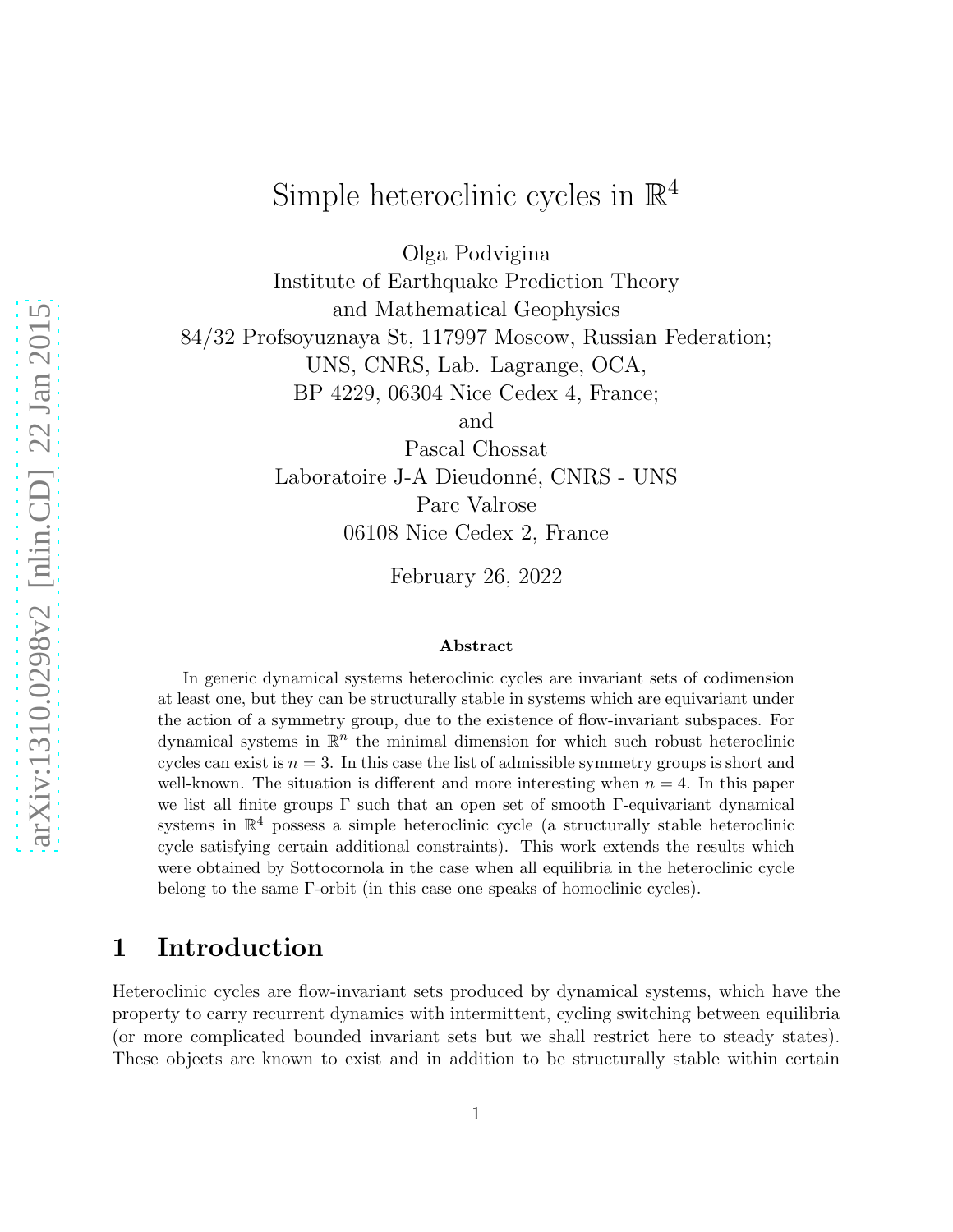# Simple heteroclinic cycles in $\mathbb{R}^4$

Olga Podvigina
Institute of Earthquake Prediction Theory
and Mathematical Geophysics
84/32 Profsoyuznaya St, 117997 Moscow, Russian Federation;
UNS, CNRS, Lab. Lagrange, OCA,
BP 4229, 06304 Nice Cedex 4, France;
and
Pascal Chossat
Laboratoire J-A Dieudonné, CNRS - UNS
Parc Valrose
06108 Nice Cedex 2, France

February 26, 2022

**Abstract**

In generic dynamical systems heteroclinic cycles are invariant sets of codimension at least one, but they can be structurally stable in systems which are equivariant under the action of a symmetry group, due to the existence of flow-invariant subspaces. For dynamical systems in $\mathbb{R}^n$ the minimal dimension for which such robust heteroclinic cycles can exist is $n = 3$. In this case the list of admissible symmetry groups is short and well-known. The situation is different and more interesting when $n = 4$. In this paper we list all finite groups $\Gamma$ such that an open set of smooth $\Gamma$-equivariant dynamical systems in $\mathbb{R}^4$ possess a simple heteroclinic cycle (a structurally stable heteroclinic cycle satisfying certain additional constraints). This work extends the results which were obtained by Sottocornola in the case when all equilibria in the heteroclinic cycle belong to the same $\Gamma$-orbit (in this case one speaks of homoclinic cycles).

## 1 Introduction

Heteroclinic cycles are flow-invariant sets produced by dynamical systems, which have the property to carry recurrent dynamics with intermittent, cycling switching between equilibria (or more complicated bounded invariant sets but we shall restrict here to steady states). These objects are known to exist and in addition to be structurally stable within certain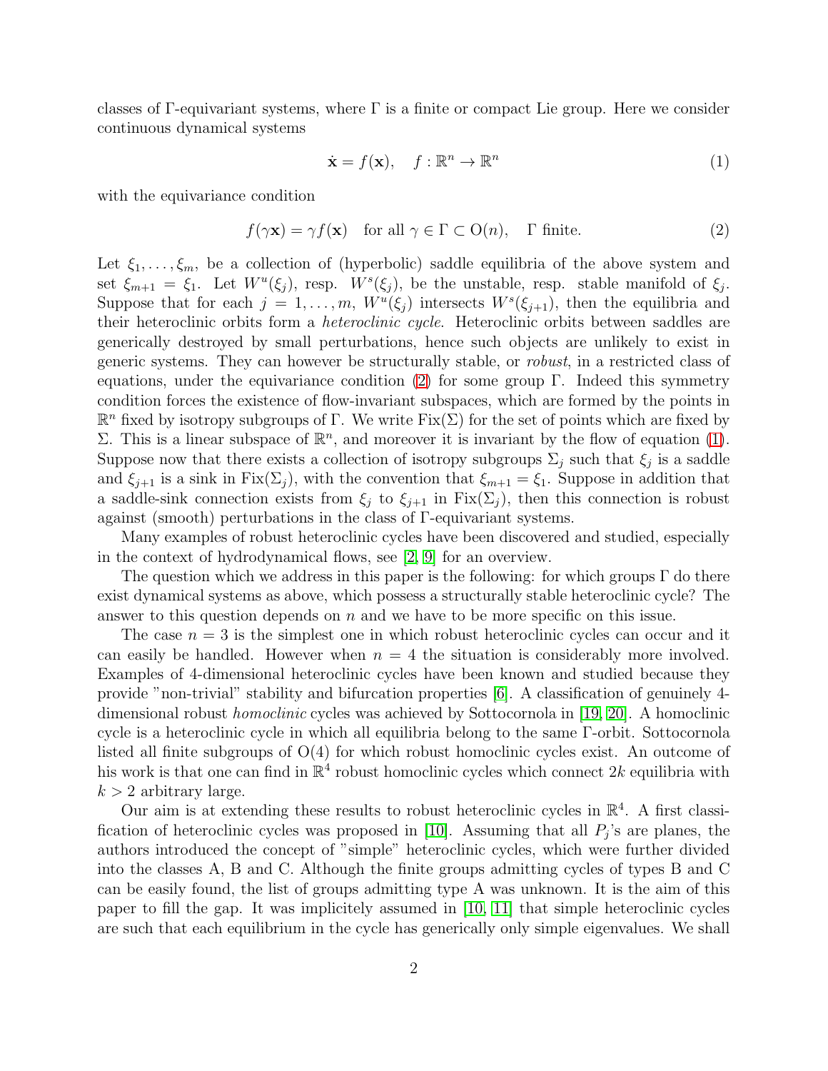classes of Γ-equivariant systems, where Γ is a finite or compact Lie group. Here we consider continuous dynamical systems

$$\dot{\mathbf{x}} = f(\mathbf{x}), \quad f : \mathbb{R}^n \to \mathbb{R}^n \tag{1}$$

with the equivariance condition

$$f(\gamma \mathbf{x}) = \gamma f(\mathbf{x}) \quad \text{for all } \gamma \in \Gamma \subset \mathrm{O}(n), \quad \Gamma \text{ finite.} \tag{2}$$

Let $\xi_1, \ldots, \xi_m$, be a collection of (hyperbolic) saddle equilibria of the above system and set $\xi_{m+1} = \xi_1$. Let $W^u(\xi_j)$, resp. $W^s(\xi_j)$, be the unstable, resp. stable manifold of $\xi_j$. Suppose that for each $j = 1, \ldots, m$, $W^u(\xi_j)$ intersects $W^s(\xi_{j+1})$, then the equilibria and their heteroclinic orbits form a *heteroclinic cycle*. Heteroclinic orbits between saddles are generically destroyed by small perturbations, hence such objects are unlikely to exist in generic systems. They can however be structurally stable, or *robust*, in a restricted class of equations, under the equivariance condition (2) for some group Γ. Indeed this symmetry condition forces the existence of flow-invariant subspaces, which are formed by the points in $\mathbb{R}^n$ fixed by isotropy subgroups of Γ. We write $\mathrm{Fix}(\Sigma)$ for the set of points which are fixed by Σ. This is a linear subspace of $\mathbb{R}^n$, and moreover it is invariant by the flow of equation (1). Suppose now that there exists a collection of isotropy subgroups $\Sigma_j$ such that $\xi_j$ is a saddle and $\xi_{j+1}$ is a sink in $\mathrm{Fix}(\Sigma_j)$, with the convention that $\xi_{m+1} = \xi_1$. Suppose in addition that a saddle-sink connection exists from $\xi_j$ to $\xi_{j+1}$ in $\mathrm{Fix}(\Sigma_j)$, then this connection is robust against (smooth) perturbations in the class of Γ-equivariant systems.

Many examples of robust heteroclinic cycles have been discovered and studied, especially in the context of hydrodynamical flows, see [2, 9] for an overview.

The question which we address in this paper is the following: for which groups Γ do there exist dynamical systems as above, which possess a structurally stable heteroclinic cycle? The answer to this question depends on $n$ and we have to be more specific on this issue.

The case $n = 3$ is the simplest one in which robust heteroclinic cycles can occur and it can easily be handled. However when $n = 4$ the situation is considerably more involved. Examples of 4-dimensional heteroclinic cycles have been known and studied because they provide "non-trivial" stability and bifurcation properties [6]. A classification of genuinely 4-dimensional robust *homoclinic* cycles was achieved by Sottocornola in [19, 20]. A homoclinic cycle is a heteroclinic cycle in which all equilibria belong to the same Γ-orbit. Sottocornola listed all finite subgroups of O(4) for which robust homoclinic cycles exist. An outcome of his work is that one can find in $\mathbb{R}^4$ robust homoclinic cycles which connect $2k$ equilibria with $k > 2$ arbitrary large.

Our aim is at extending these results to robust heteroclinic cycles in $\mathbb{R}^4$. A first classification of heteroclinic cycles was proposed in [10]. Assuming that all $P_j$'s are planes, the authors introduced the concept of "simple" heteroclinic cycles, which were further divided into the classes A, B and C. Although the finite groups admitting cycles of types B and C can be easily found, the list of groups admitting type A was unknown. It is the aim of this paper to fill the gap. It was implicitely assumed in [10, 11] that simple heteroclinic cycles are such that each equilibrium in the cycle has generically only simple eigenvalues. We shall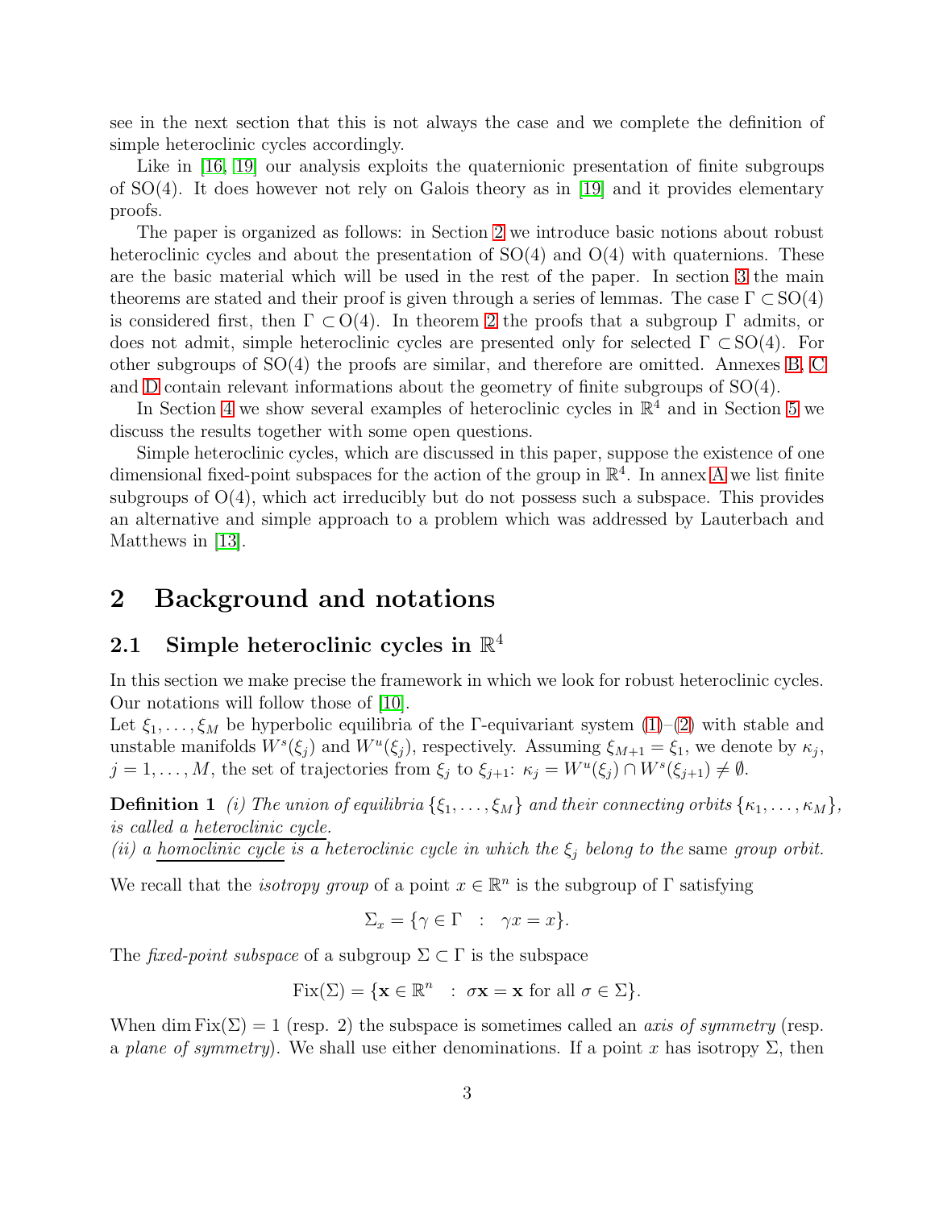see in the next section that this is not always the case and we complete the definition of simple heteroclinic cycles accordingly.

Like in [16, 19] our analysis exploits the quaternionic presentation of finite subgroups of SO(4). It does however not rely on Galois theory as in [19] and it provides elementary proofs.

The paper is organized as follows: in Section 2 we introduce basic notions about robust heteroclinic cycles and about the presentation of SO(4) and O(4) with quaternions. These are the basic material which will be used in the rest of the paper. In section 3 the main theorems are stated and their proof is given through a series of lemmas. The case $\Gamma \subset \mathrm{SO}(4)$ is considered first, then $\Gamma \subset \mathrm{O}(4)$. In theorem 2 the proofs that a subgroup $\Gamma$ admits, or does not admit, simple heteroclinic cycles are presented only for selected $\Gamma \subset \mathrm{SO}(4)$. For other subgroups of SO(4) the proofs are similar, and therefore are omitted. Annexes B, C and D contain relevant informations about the geometry of finite subgroups of SO(4).

In Section 4 we show several examples of heteroclinic cycles in $\mathbb{R}^4$ and in Section 5 we discuss the results together with some open questions.

Simple heteroclinic cycles, which are discussed in this paper, suppose the existence of one dimensional fixed-point subspaces for the action of the group in $\mathbb{R}^4$. In annex A we list finite subgroups of O(4), which act irreducibly but do not possess such a subspace. This provides an alternative and simple approach to a problem which was addressed by Lauterbach and Matthews in [13].

# 2 Background and notations

## 2.1 Simple heteroclinic cycles in $\mathbb{R}^4$

In this section we make precise the framework in which we look for robust heteroclinic cycles. Our notations will follow those of [10].
Let $\xi_1, \ldots, \xi_M$ be hyperbolic equilibria of the $\Gamma$-equivariant system (1)–(2) with stable and unstable manifolds $W^s(\xi_j)$ and $W^u(\xi_j)$, respectively. Assuming $\xi_{M+1} = \xi_1$, we denote by $\kappa_j$, $j = 1, \ldots, M$, the set of trajectories from $\xi_j$ to $\xi_{j+1}$: $\kappa_j = W^u(\xi_j) \cap W^s(\xi_{j+1}) \neq \emptyset$.

**Definition 1** *(i) The union of equilibria $\{\xi_1, \ldots, \xi_M\}$ and their connecting orbits $\{\kappa_1, \ldots, \kappa_M\}$, is called a heteroclinic cycle.*
*(ii) a homoclinic cycle is a heteroclinic cycle in which the $\xi_j$ belong to the same group orbit.*

We recall that the *isotropy group* of a point $x \in \mathbb{R}^n$ is the subgroup of $\Gamma$ satisfying

$$\Sigma_x = \{\gamma \in \Gamma \quad : \quad \gamma x = x\}.$$

The *fixed-point subspace* of a subgroup $\Sigma \subset \Gamma$ is the subspace

$$\mathrm{Fix}(\Sigma) = \{\mathbf{x} \in \mathbb{R}^n \quad : \ \sigma\mathbf{x} = \mathbf{x} \text{ for all } \sigma \in \Sigma\}.$$

When $\dim \mathrm{Fix}(\Sigma) = 1$ (resp. 2) the subspace is sometimes called an *axis of symmetry* (resp. a *plane of symmetry*). We shall use either denominations. If a point $x$ has isotropy $\Sigma$, then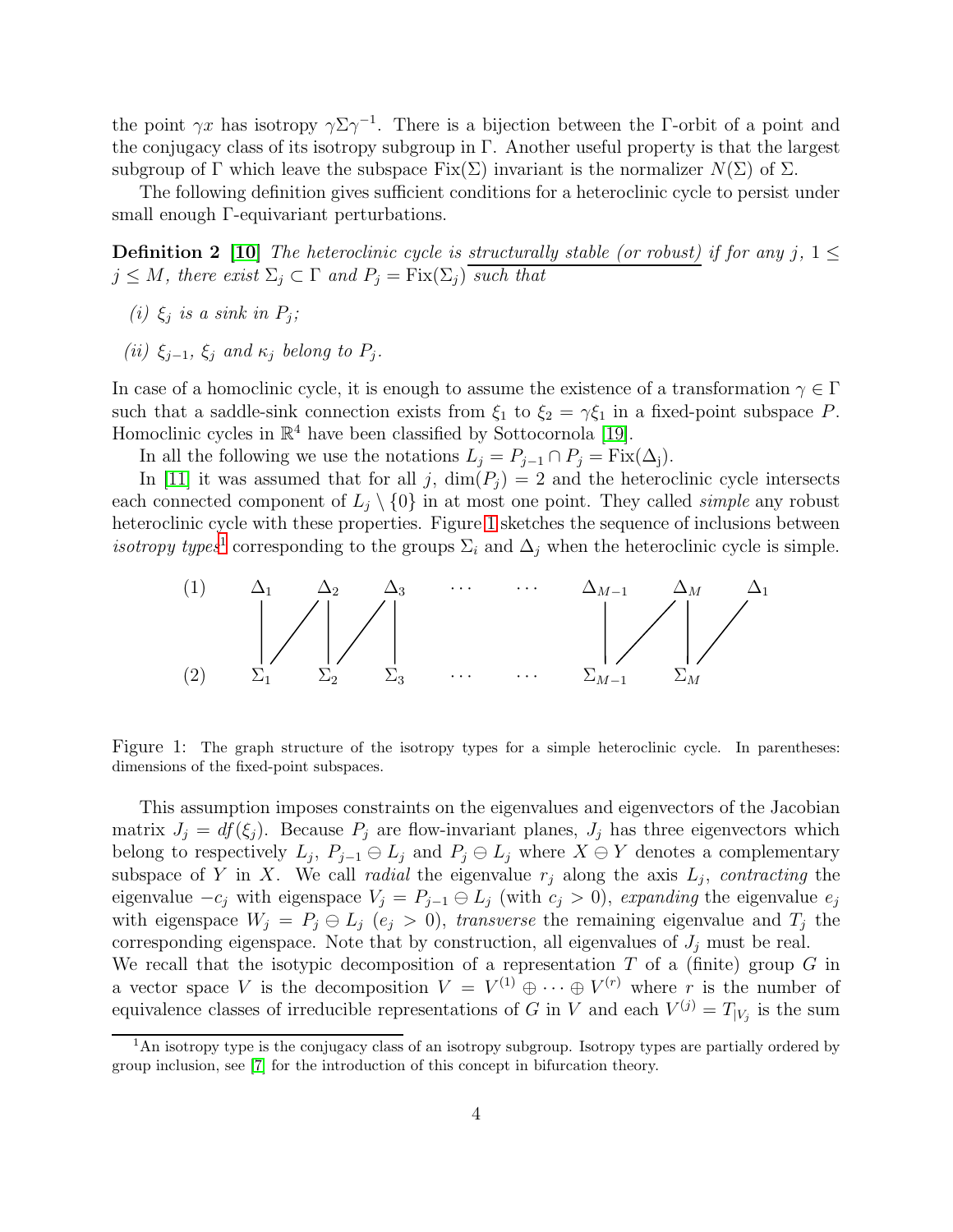the point $\gamma x$ has isotropy $\gamma\Sigma\gamma^{-1}$. There is a bijection between the $\Gamma$-orbit of a point and the conjugacy class of its isotropy subgroup in $\Gamma$. Another useful property is that the largest subgroup of $\Gamma$ which leave the subspace $\mathrm{Fix}(\Sigma)$ invariant is the normalizer $N(\Sigma)$ of $\Sigma$.

The following definition gives sufficient conditions for a heteroclinic cycle to persist under small enough $\Gamma$-equivariant perturbations.

**Definition 2** [10] *The heteroclinic cycle is structurally stable (or robust) if for any $j$, $1 \leq j \leq M$, there exist $\Sigma_j \subset \Gamma$ and $P_j = \mathrm{Fix}(\Sigma_j)$ such that*

*(i) $\xi_j$ is a sink in $P_j$;*

*(ii) $\xi_{j-1}$, $\xi_j$ and $\kappa_j$ belong to $P_j$.*

In case of a homoclinic cycle, it is enough to assume the existence of a transformation $\gamma \in \Gamma$ such that a saddle-sink connection exists from $\xi_1$ to $\xi_2 = \gamma\xi_1$ in a fixed-point subspace $P$. Homoclinic cycles in $\mathbb{R}^4$ have been classified by Sottocornola [19].

In all the following we use the notations $L_j = P_{j-1} \cap P_j = \mathrm{Fix}(\Delta_j)$.

In [11] it was assumed that for all $j$, $\dim(P_j) = 2$ and the heteroclinic cycle intersects each connected component of $L_j \setminus \{0\}$ in at most one point. They called *simple* any robust heteroclinic cycle with these properties. Figure 1 sketches the sequence of inclusions between *isotropy types*[1] corresponding to the groups $\Sigma_i$ and $\Delta_j$ when the heteroclinic cycle is simple.

```
(1)   Δ1     Δ2     Δ3    ···   ···   ΔM-1     ΔM     Δ1
      |    / |    / |                  |     / |    /
      |   /  |   /  |                  |    /  |   /
(2)   Σ1     Σ2     Σ3    ···   ···   ΣM-1     ΣM
```

Figure 1: The graph structure of the isotropy types for a simple heteroclinic cycle. In parentheses: dimensions of the fixed-point subspaces.

This assumption imposes constraints on the eigenvalues and eigenvectors of the Jacobian matrix $J_j = df(\xi_j)$. Because $P_j$ are flow-invariant planes, $J_j$ has three eigenvectors which belong to respectively $L_j$, $P_{j-1} \ominus L_j$ and $P_j \ominus L_j$ where $X \ominus Y$ denotes a complementary subspace of $Y$ in $X$. We call *radial* the eigenvalue $r_j$ along the axis $L_j$, *contracting* the eigenvalue $-c_j$ with eigenspace $V_j = P_{j-1} \ominus L_j$ (with $c_j > 0$), *expanding* the eigenvalue $e_j$ with eigenspace $W_j = P_j \ominus L_j$ ($e_j > 0$), *transverse* the remaining eigenvalue and $T_j$ the corresponding eigenspace. Note that by construction, all eigenvalues of $J_j$ must be real.
We recall that the isotypic decomposition of a representation $T$ of a (finite) group $G$ in a vector space $V$ is the decomposition $V = V^{(1)} \oplus \cdots \oplus V^{(r)}$ where $r$ is the number of equivalence classes of irreducible representations of $G$ in $V$ and each $V^{(j)} = T_{|V_j}$ is the sum

[1] An isotropy type is the conjugacy class of an isotropy subgroup. Isotropy types are partially ordered by group inclusion, see [7] for the introduction of this concept in bifurcation theory.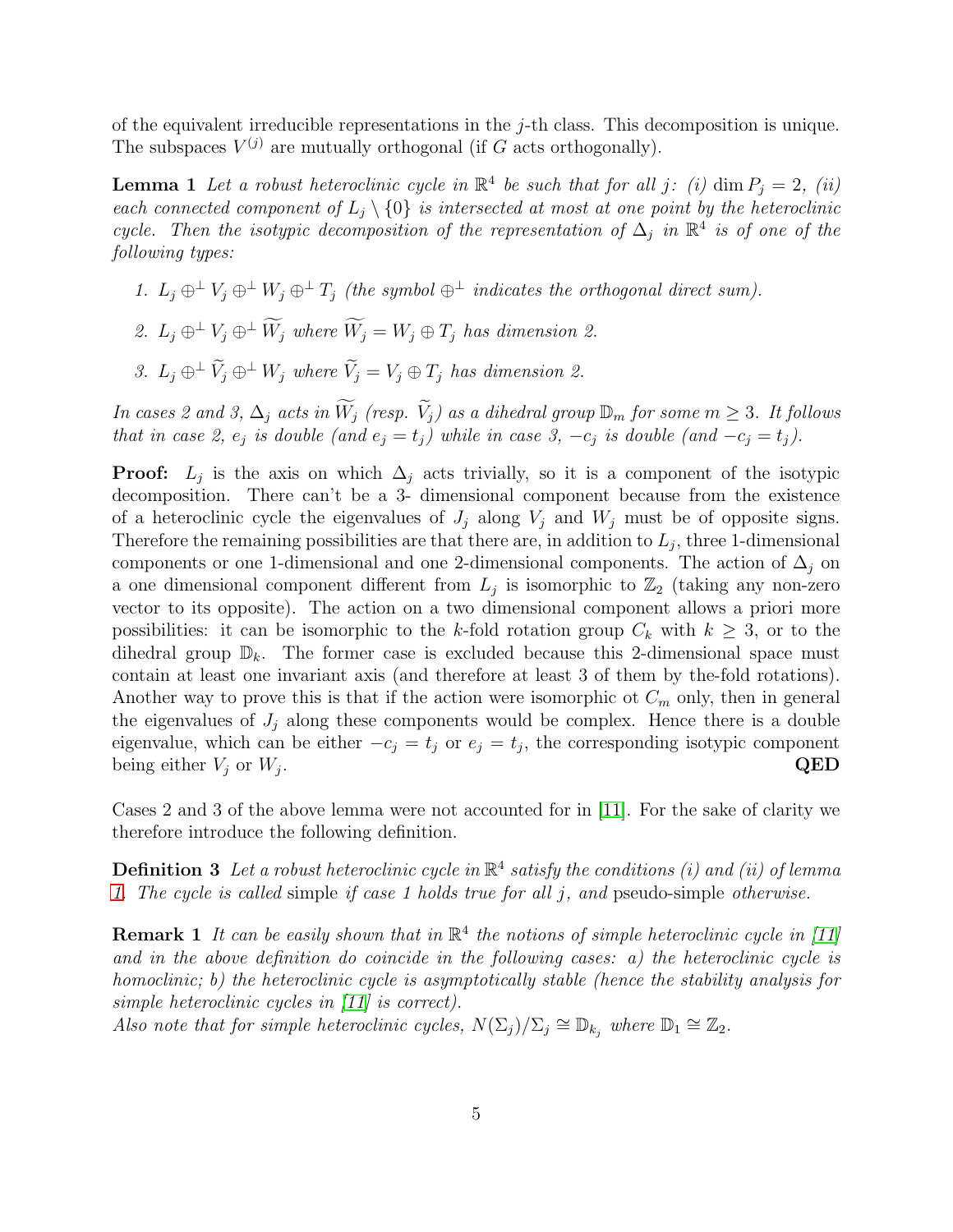of the equivalent irreducible representations in the $j$-th class. This decomposition is unique. The subspaces $V^{(j)}$ are mutually orthogonal (if $G$ acts orthogonally).

**Lemma 1** *Let a robust heteroclinic cycle in $\mathbb{R}^4$ be such that for all $j$: (i) $\dim P_j = 2$, (ii) each connected component of $L_j \setminus \{0\}$ is intersected at most at one point by the heteroclinic cycle. Then the isotypic decomposition of the representation of $\Delta_j$ in $\mathbb{R}^4$ is of one of the following types:*

1. *$L_j \oplus^\perp V_j \oplus^\perp W_j \oplus^\perp T_j$ (the symbol $\oplus^\perp$ indicates the orthogonal direct sum).*
2. *$L_j \oplus^\perp V_j \oplus^\perp \widetilde{W}_j$ where $\widetilde{W}_j = W_j \oplus T_j$ has dimension 2.*
3. *$L_j \oplus^\perp \widetilde{V}_j \oplus^\perp W_j$ where $\widetilde{V}_j = V_j \oplus T_j$ has dimension 2.*

*In cases 2 and 3, $\Delta_j$ acts in $\widetilde{W}_j$ (resp. $\widetilde{V}_j$) as a dihedral group $\mathbb{D}_m$ for some $m \geq 3$. It follows that in case 2, $e_j$ is double (and $e_j = t_j$) while in case 3, $-c_j$ is double (and $-c_j = t_j$).*

**Proof:** $L_j$ is the axis on which $\Delta_j$ acts trivially, so it is a component of the isotypic decomposition. There can't be a 3- dimensional component because from the existence of a heteroclinic cycle the eigenvalues of $J_j$ along $V_j$ and $W_j$ must be of opposite signs. Therefore the remaining possibilities are that there are, in addition to $L_j$, three 1-dimensional components or one 1-dimensional and one 2-dimensional components. The action of $\Delta_j$ on a one dimensional component different from $L_j$ is isomorphic to $\mathbb{Z}_2$ (taking any non-zero vector to its opposite). The action on a two dimensional component allows a priori more possibilities: it can be isomorphic to the $k$-fold rotation group $C_k$ with $k \geq 3$, or to the dihedral group $\mathbb{D}_k$. The former case is excluded because this 2-dimensional space must contain at least one invariant axis (and therefore at least 3 of them by the-fold rotations). Another way to prove this is that if the action were isomorphic ot $C_m$ only, then in general the eigenvalues of $J_j$ along these components would be complex. Hence there is a double eigenvalue, which can be either $-c_j = t_j$ or $e_j = t_j$, the corresponding isotypic component being either $V_j$ or $W_j$. **QED**

Cases 2 and 3 of the above lemma were not accounted for in [11]. For the sake of clarity we therefore introduce the following definition.

**Definition 3** *Let a robust heteroclinic cycle in $\mathbb{R}^4$ satisfy the conditions (i) and (ii) of lemma 1. The cycle is called* simple *if case 1 holds true for all $j$, and* pseudo-simple *otherwise.*

**Remark 1** *It can be easily shown that in $\mathbb{R}^4$ the notions of simple heteroclinic cycle in [11] and in the above definition do coincide in the following cases: a) the heteroclinic cycle is homoclinic; b) the heteroclinic cycle is asymptotically stable (hence the stability analysis for simple heteroclinic cycles in [11] is correct).*
*Also note that for simple heteroclinic cycles, $N(\Sigma_j)/\Sigma_j \cong \mathbb{D}_{k_j}$ where $\mathbb{D}_1 \cong \mathbb{Z}_2$.*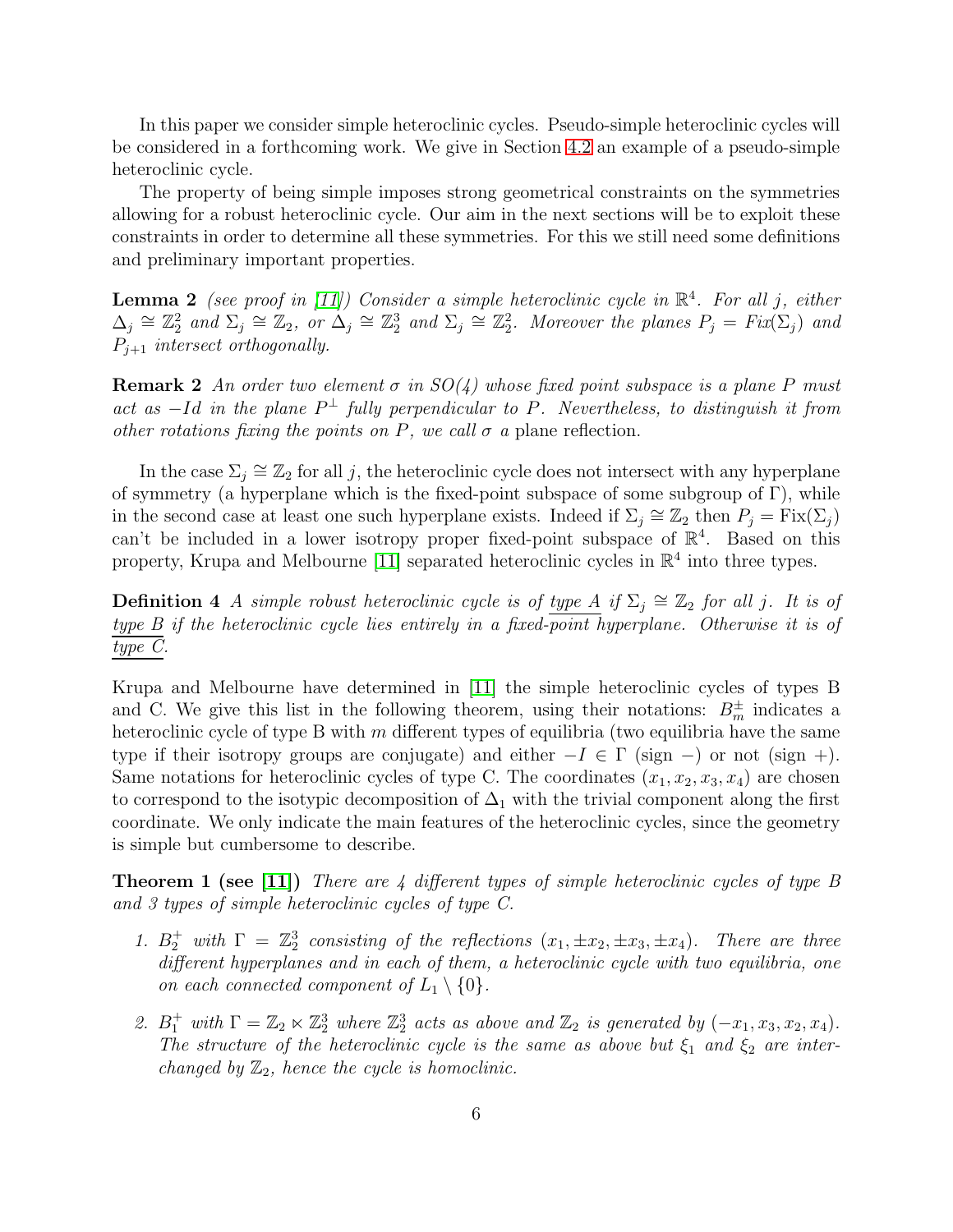In this paper we consider simple heteroclinic cycles. Pseudo-simple heteroclinic cycles will be considered in a forthcoming work. We give in Section 4.2 an example of a pseudo-simple heteroclinic cycle.

The property of being simple imposes strong geometrical constraints on the symmetries allowing for a robust heteroclinic cycle. Our aim in the next sections will be to exploit these constraints in order to determine all these symmetries. For this we still need some definitions and preliminary important properties.

**Lemma 2** *(see proof in [11]) Consider a simple heteroclinic cycle in $\mathbb{R}^4$. For all $j$, either $\Delta_j \cong \mathbb{Z}_2^2$ and $\Sigma_j \cong \mathbb{Z}_2$, or $\Delta_j \cong \mathbb{Z}_2^3$ and $\Sigma_j \cong \mathbb{Z}_2^2$. Moreover the planes $P_j = Fix(\Sigma_j)$ and $P_{j+1}$ intersect orthogonally.*

**Remark 2** *An order two element $\sigma$ in $SO(4)$ whose fixed point subspace is a plane $P$ must act as $-Id$ in the plane $P^\perp$ fully perpendicular to $P$. Nevertheless, to distinguish it from other rotations fixing the points on $P$, we call $\sigma$ a* plane reflection.

In the case $\Sigma_j \cong \mathbb{Z}_2$ for all $j$, the heteroclinic cycle does not intersect with any hyperplane of symmetry (a hyperplane which is the fixed-point subspace of some subgroup of $\Gamma$), while in the second case at least one such hyperplane exists. Indeed if $\Sigma_j \cong \mathbb{Z}_2$ then $P_j = \mathrm{Fix}(\Sigma_j)$ can't be included in a lower isotropy proper fixed-point subspace of $\mathbb{R}^4$. Based on this property, Krupa and Melbourne [11] separated heteroclinic cycles in $\mathbb{R}^4$ into three types.

**Definition 4** *A simple robust heteroclinic cycle is of* <u>type A</u> *if $\Sigma_j \cong \mathbb{Z}_2$ for all $j$. It is of* <u>type B</u> *if the heteroclinic cycle lies entirely in a fixed-point hyperplane. Otherwise it is of* <u>type C</u>.

Krupa and Melbourne have determined in [11] the simple heteroclinic cycles of types B and C. We give this list in the following theorem, using their notations: $B_m^\pm$ indicates a heteroclinic cycle of type B with $m$ different types of equilibria (two equilibria have the same type if their isotropy groups are conjugate) and either $-I \in \Gamma$ (sign $-$) or not (sign $+$). Same notations for heteroclinic cycles of type C. The coordinates $(x_1, x_2, x_3, x_4)$ are chosen to correspond to the isotypic decomposition of $\Delta_1$ with the trivial component along the first coordinate. We only indicate the main features of the heteroclinic cycles, since the geometry is simple but cumbersome to describe.

**Theorem 1 (see [11])** *There are 4 different types of simple heteroclinic cycles of type B and 3 types of simple heteroclinic cycles of type C.*

1. *$B_2^+$ with $\Gamma = \mathbb{Z}_2^3$ consisting of the reflections $(x_1, \pm x_2, \pm x_3, \pm x_4)$. There are three different hyperplanes and in each of them, a heteroclinic cycle with two equilibria, one on each connected component of $L_1 \setminus \{0\}$.*
2. *$B_1^+$ with $\Gamma = \mathbb{Z}_2 \ltimes \mathbb{Z}_2^3$ where $\mathbb{Z}_2^3$ acts as above and $\mathbb{Z}_2$ is generated by $(-x_1, x_3, x_2, x_4)$. The structure of the heteroclinic cycle is the same as above but $\xi_1$ and $\xi_2$ are interchanged by $\mathbb{Z}_2$, hence the cycle is homoclinic.*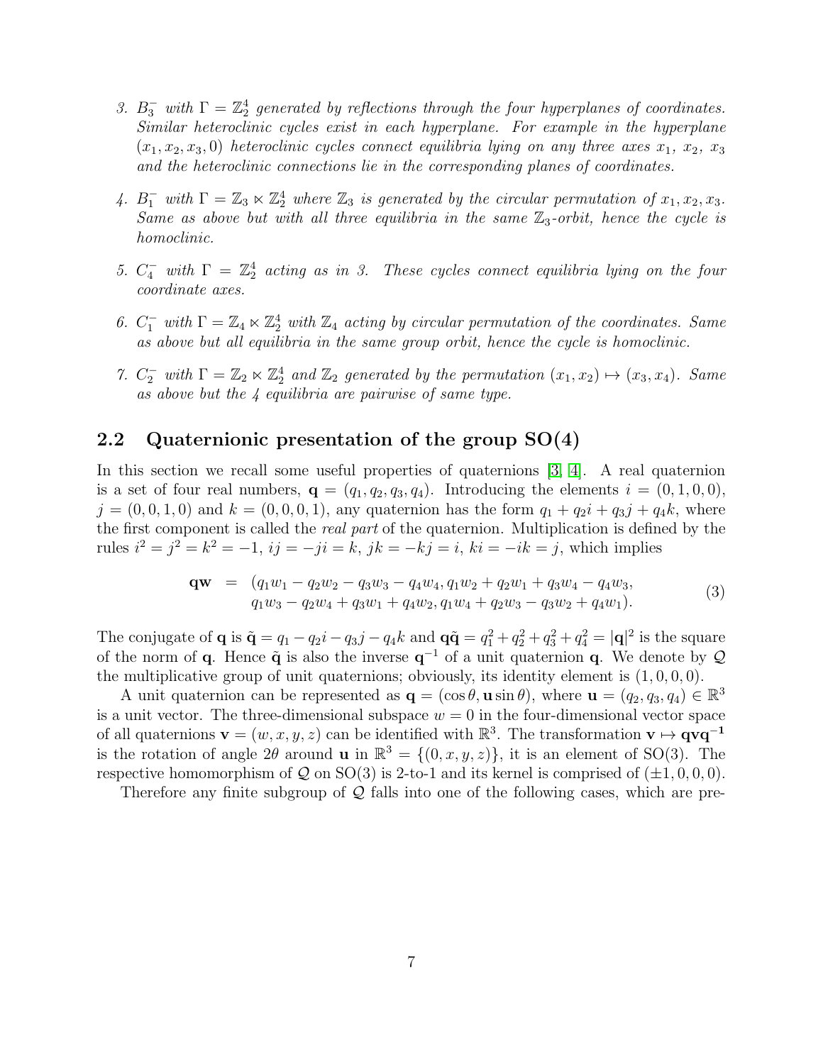3. $B_3^-$ *with* $\Gamma = \mathbb{Z}_2^4$ *generated by reflections through the four hyperplanes of coordinates. Similar heteroclinic cycles exist in each hyperplane. For example in the hyperplane* $(x_1, x_2, x_3, 0)$ *heteroclinic cycles connect equilibria lying on any three axes* $x_1$*,* $x_2$*,* $x_3$ *and the heteroclinic connections lie in the corresponding planes of coordinates.*

4. $B_1^-$ *with* $\Gamma = \mathbb{Z}_3 \ltimes \mathbb{Z}_2^4$ *where* $\mathbb{Z}_3$ *is generated by the circular permutation of* $x_1, x_2, x_3$*. Same as above but with all three equilibria in the same* $\mathbb{Z}_3$*-orbit, hence the cycle is homoclinic.*

5. $C_4^-$ *with* $\Gamma = \mathbb{Z}_2^4$ *acting as in 3. These cycles connect equilibria lying on the four coordinate axes.*

6. $C_1^-$ *with* $\Gamma = \mathbb{Z}_4 \ltimes \mathbb{Z}_2^4$ *with* $\mathbb{Z}_4$ *acting by circular permutation of the coordinates. Same as above but all equilibria in the same group orbit, hence the cycle is homoclinic.*

7. $C_2^-$ *with* $\Gamma = \mathbb{Z}_2 \ltimes \mathbb{Z}_2^4$ *and* $\mathbb{Z}_2$ *generated by the permutation* $(x_1, x_2) \mapsto (x_3, x_4)$*. Same as above but the 4 equilibria are pairwise of same type.*

## 2.2 Quaternionic presentation of the group SO(4)

In this section we recall some useful properties of quaternions [3, 4]. A real quaternion is a set of four real numbers, $\mathbf{q} = (q_1, q_2, q_3, q_4)$. Introducing the elements $i = (0, 1, 0, 0)$, $j = (0, 0, 1, 0)$ and $k = (0, 0, 0, 1)$, any quaternion has the form $q_1 + q_2 i + q_3 j + q_4 k$, where the first component is called the *real part* of the quaternion. Multiplication is defined by the rules $i^2 = j^2 = k^2 = -1$, $ij = -ji = k$, $jk = -kj = i$, $ki = -ik = j$, which implies

$$\begin{aligned} \mathbf{qw} \;=\; & (q_1w_1 - q_2w_2 - q_3w_3 - q_4w_4, q_1w_2 + q_2w_1 + q_3w_4 - q_4w_3, \\ & q_1w_3 - q_2w_4 + q_3w_1 + q_4w_2, q_1w_4 + q_2w_3 - q_3w_2 + q_4w_1). \end{aligned} \tag{3}$$

The conjugate of $\mathbf{q}$ is $\tilde{\mathbf{q}} = q_1 - q_2 i - q_3 j - q_4 k$ and $\mathbf{q}\tilde{\mathbf{q}} = q_1^2 + q_2^2 + q_3^2 + q_4^2 = |\mathbf{q}|^2$ is the square of the norm of $\mathbf{q}$. Hence $\tilde{\mathbf{q}}$ is also the inverse $\mathbf{q}^{-1}$ of a unit quaternion $\mathbf{q}$. We denote by $\mathcal{Q}$ the multiplicative group of unit quaternions; obviously, its identity element is $(1, 0, 0, 0)$.

A unit quaternion can be represented as $\mathbf{q} = (\cos\theta, \mathbf{u}\sin\theta)$, where $\mathbf{u} = (q_2, q_3, q_4) \in \mathbb{R}^3$ is a unit vector. The three-dimensional subspace $w = 0$ in the four-dimensional vector space of all quaternions $\mathbf{v} = (w, x, y, z)$ can be identified with $\mathbb{R}^3$. The transformation $\mathbf{v} \mapsto \mathbf{q}\mathbf{v}\mathbf{q}^{-1}$ is the rotation of angle $2\theta$ around $\mathbf{u}$ in $\mathbb{R}^3 = \{(0, x, y, z)\}$, it is an element of SO(3). The respective homomorphism of $\mathcal{Q}$ on SO(3) is 2-to-1 and its kernel is comprised of $(\pm 1, 0, 0, 0)$.

Therefore any finite subgroup of $\mathcal{Q}$ falls into one of the following cases, which are pre-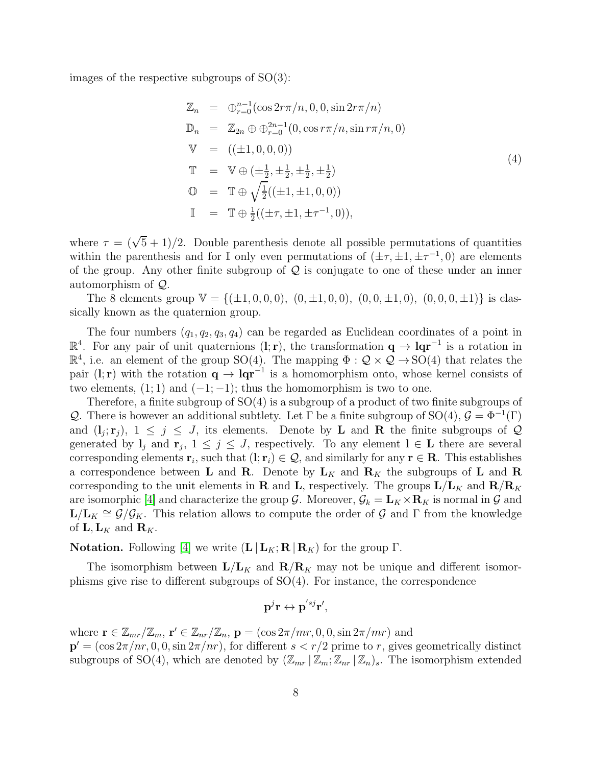images of the respective subgroups of SO(3):

$$
\begin{array}{rcl}
\mathbb{Z}_n & = & \oplus_{r=0}^{n-1}(\cos 2r\pi/n, 0, 0, \sin 2r\pi/n) \\
\mathbb{D}_n & = & \mathbb{Z}_{2n} \oplus \oplus_{r=0}^{2n-1}(0, \cos r\pi/n, \sin r\pi/n, 0) \\
\mathbb{V} & = & ((\pm 1, 0, 0, 0)) \\
\mathbb{T} & = & \mathbb{V} \oplus (\pm\frac{1}{2}, \pm\frac{1}{2}, \pm\frac{1}{2}, \pm\frac{1}{2}) \\
\mathbb{O} & = & \mathbb{T} \oplus \sqrt{\frac{1}{2}}((\pm 1, \pm 1, 0, 0)) \\
\mathbb{I} & = & \mathbb{T} \oplus \frac{1}{2}((\pm\tau, \pm 1, \pm\tau^{-1}, 0)),
\end{array}
\tag{4}
$$

where $\tau = (\sqrt{5}+1)/2$. Double parenthesis denote all possible permutations of quantities within the parenthesis and for $\mathbb{I}$ only even permutations of $(\pm\tau, \pm 1, \pm\tau^{-1}, 0)$ are elements of the group. Any other finite subgroup of $\mathcal{Q}$ is conjugate to one of these under an inner automorphism of $\mathcal{Q}$.

The 8 elements group $\mathbb{V} = \{(\pm 1, 0, 0, 0),\ (0, \pm 1, 0, 0),\ (0, 0, \pm 1, 0),\ (0, 0, 0, \pm 1)\}$ is classically known as the quaternion group.

The four numbers $(q_1, q_2, q_3, q_4)$ can be regarded as Euclidean coordinates of a point in $\mathbb{R}^4$. For any pair of unit quaternions $(\mathbf{l}; \mathbf{r})$, the transformation $\mathbf{q} \to \mathbf{l}\mathbf{q}\mathbf{r}^{-1}$ is a rotation in $\mathbb{R}^4$, i.e. an element of the group SO(4). The mapping $\Phi : \mathcal{Q} \times \mathcal{Q} \to \mathrm{SO}(4)$ that relates the pair $(\mathbf{l}; \mathbf{r})$ with the rotation $\mathbf{q} \to \mathbf{l}\mathbf{q}\mathbf{r}^{-1}$ is a homomorphism onto, whose kernel consists of two elements, $(1; 1)$ and $(-1; -1)$; thus the homomorphism is two to one.

Therefore, a finite subgroup of SO(4) is a subgroup of a product of two finite subgroups of $\mathcal{Q}$. There is however an additional subtlety. Let $\Gamma$ be a finite subgroup of SO(4), $\mathcal{G} = \Phi^{-1}(\Gamma)$ and $(\mathbf{l}_j; \mathbf{r}_j)$, $1 \le j \le J$, its elements. Denote by $\mathbf{L}$ and $\mathbf{R}$ the finite subgroups of $\mathcal{Q}$ generated by $\mathbf{l}_j$ and $\mathbf{r}_j$, $1 \le j \le J$, respectively. To any element $\mathbf{l} \in \mathbf{L}$ there are several corresponding elements $\mathbf{r}_i$, such that $(\mathbf{l}; \mathbf{r}_i) \in \mathcal{Q}$, and similarly for any $\mathbf{r} \in \mathbf{R}$. This establishes a correspondence between $\mathbf{L}$ and $\mathbf{R}$. Denote by $\mathbf{L}_K$ and $\mathbf{R}_K$ the subgroups of $\mathbf{L}$ and $\mathbf{R}$ corresponding to the unit elements in $\mathbf{R}$ and $\mathbf{L}$, respectively. The groups $\mathbf{L}/\mathbf{L}_K$ and $\mathbf{R}/\mathbf{R}_K$ are isomorphic [4] and characterize the group $\mathcal{G}$. Moreover, $\mathcal{G}_k = \mathbf{L}_K \times \mathbf{R}_K$ is normal in $\mathcal{G}$ and $\mathbf{L}/\mathbf{L}_K \cong \mathcal{G}/\mathcal{G}_K$. This relation allows to compute the order of $\mathcal{G}$ and $\Gamma$ from the knowledge of $\mathbf{L}, \mathbf{L}_K$ and $\mathbf{R}_K$.

**Notation.** Following [4] we write $(\mathbf{L}\,|\,\mathbf{L}_K; \mathbf{R}\,|\,\mathbf{R}_K)$ for the group $\Gamma$.

The isomorphism between $\mathbf{L}/\mathbf{L}_K$ and $\mathbf{R}/\mathbf{R}_K$ may not be unique and different isomorphisms give rise to different subgroups of SO(4). For instance, the correspondence

$$\mathbf{p}^j\mathbf{r} \leftrightarrow \mathbf{p}'^{sj}\mathbf{r}',$$

where $\mathbf{r} \in \mathbb{Z}_{mr}/\mathbb{Z}_m$, $\mathbf{r}' \in \mathbb{Z}_{nr}/\mathbb{Z}_n$, $\mathbf{p} = (\cos 2\pi/mr, 0, 0, \sin 2\pi/mr)$ and $\mathbf{p}' = (\cos 2\pi/nr, 0, 0, \sin 2\pi/nr)$, for different $s < r/2$ prime to $r$, gives geometrically distinct subgroups of SO(4), which are denoted by $(\mathbb{Z}_{mr}\,|\,\mathbb{Z}_m; \mathbb{Z}_{nr}\,|\,\mathbb{Z}_n)_s$. The isomorphism extended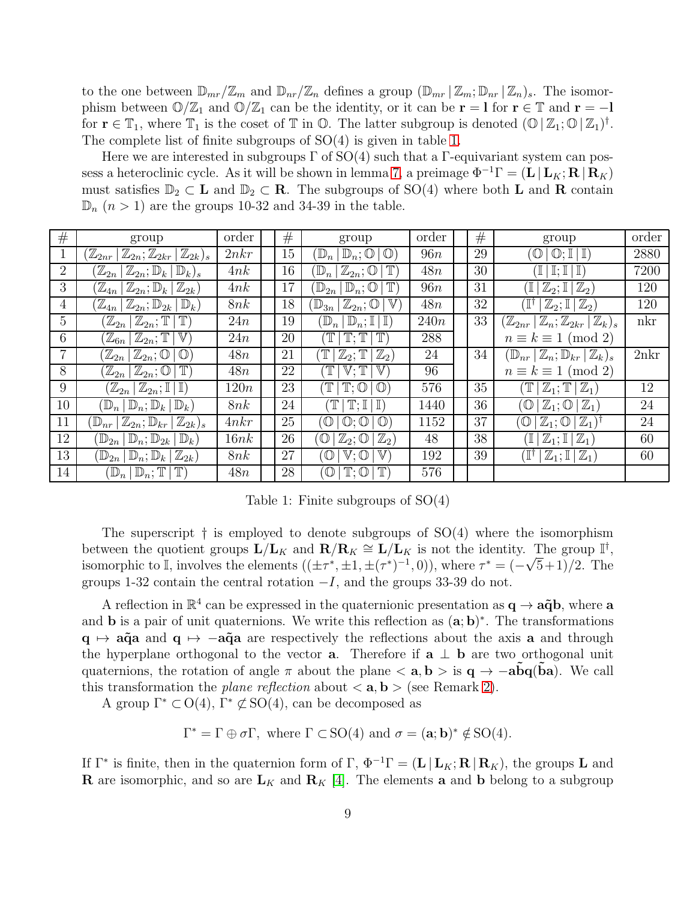to the one between $\mathbb{D}_{mr}/\mathbb{Z}_m$ and $\mathbb{D}_{nr}/\mathbb{Z}_n$ defines a group $(\mathbb{D}_{mr}\,|\,\mathbb{Z}_m;\mathbb{D}_{nr}\,|\,\mathbb{Z}_n)_s$. The isomorphism between $\mathbb{O}/\mathbb{Z}_1$ and $\mathbb{O}/\mathbb{Z}_1$ can be the identity, or it can be $\mathbf{r}=\mathbf{l}$ for $\mathbf{r}\in\mathbb{T}$ and $\mathbf{r}=-\mathbf{l}$ for $\mathbf{r}\in\mathbb{T}_1$, where $\mathbb{T}_1$ is the coset of $\mathbb{T}$ in $\mathbb{O}$. The latter subgroup is denoted $(\mathbb{O}\,|\,\mathbb{Z}_1;\mathbb{O}\,|\,\mathbb{Z}_1)^\dagger$. The complete list of finite subgroups of SO(4) is given in table 1.

Here we are interested in subgroups $\Gamma$ of SO(4) such that a $\Gamma$-equivariant system can possess a heteroclinic cycle. As it will be shown in lemma 7, a preimage $\Phi^{-1}\Gamma=(\mathbf{L}\,|\,\mathbf{L}_K;\mathbf{R}\,|\,\mathbf{R}_K)$ must satisfies $\mathbb{D}_2\subset\mathbf{L}$ and $\mathbb{D}_2\subset\mathbf{R}$. The subgroups of SO(4) where both $\mathbf{L}$ and $\mathbf{R}$ contain $\mathbb{D}_n$ $(n>1)$ are the groups 10-32 and 34-39 in the table.

| # | group | order | # | group | order | # | group | order |
|---|---|---|---|---|---|---|---|---|
| 1 | $(\mathbb{Z}_{2nr}\,|\,\mathbb{Z}_{2n};\mathbb{Z}_{2kr}\,|\,\mathbb{Z}_{2k})_s$ | $2nkr$ | 15 | $(\mathbb{D}_n\,|\,\mathbb{D}_n;\mathbb{O}\,|\,\mathbb{O})$ | $96n$ | 29 | $(\mathbb{O}\,|\,\mathbb{O};\mathbb{I}\,|\,\mathbb{I})$ | 2880 |
| 2 | $(\mathbb{Z}_{2n}\,|\,\mathbb{Z}_{2n};\mathbb{D}_k\,|\,\mathbb{D}_k)_s$ | $4nk$ | 16 | $(\mathbb{D}_n\,|\,\mathbb{Z}_{2n};\mathbb{O}\,|\,\mathbb{T})$ | $48n$ | 30 | $(\mathbb{I}\,|\,\mathbb{I};\mathbb{I}\,|\,\mathbb{I})$ | 7200 |
| 3 | $(\mathbb{Z}_{4n}\,|\,\mathbb{Z}_{2n};\mathbb{D}_k\,|\,\mathbb{Z}_{2k})$ | $4nk$ | 17 | $(\mathbb{D}_{2n}\,|\,\mathbb{D}_n;\mathbb{O}\,|\,\mathbb{T})$ | $96n$ | 31 | $(\mathbb{I}\,|\,\mathbb{Z}_2;\mathbb{I}\,|\,\mathbb{Z}_2)$ | 120 |
| 4 | $(\mathbb{Z}_{4n}\,|\,\mathbb{Z}_{2n};\mathbb{D}_{2k}\,|\,\mathbb{D}_k)$ | $8nk$ | 18 | $(\mathbb{D}_{3n}\,|\,\mathbb{Z}_{2n};\mathbb{O}\,|\,\mathbb{V})$ | $48n$ | 32 | $(\mathbb{I}^\dagger\,|\,\mathbb{Z}_2;\mathbb{I}\,|\,\mathbb{Z}_2)$ | 120 |
| 5 | $(\mathbb{Z}_{2n}\,|\,\mathbb{Z}_{2n};\mathbb{T}\,|\,\mathbb{T})$ | $24n$ | 19 | $(\mathbb{D}_n\,|\,\mathbb{D}_n;\mathbb{I}\,|\,\mathbb{I})$ | $240n$ | 33 | $(\mathbb{Z}_{2nr}\,|\,\mathbb{Z}_n;\mathbb{Z}_{2kr}\,|\,\mathbb{Z}_k)_s$ | nkr |
| 6 | $(\mathbb{Z}_{6n}\,|\,\mathbb{Z}_{2n};\mathbb{T}\,|\,\mathbb{V})$ | $24n$ | 20 | $(\mathbb{T}\,|\,\mathbb{T};\mathbb{T}\,|\,\mathbb{T})$ | 288 | | $n\equiv k\equiv 1 \pmod 2$ | |
| 7 | $(\mathbb{Z}_{2n}\,|\,\mathbb{Z}_{2n};\mathbb{O}\,|\,\mathbb{O})$ | $48n$ | 21 | $(\mathbb{T}\,|\,\mathbb{Z}_2;\mathbb{T}\,|\,\mathbb{Z}_2)$ | 24 | 34 | $(\mathbb{D}_{nr}\,|\,\mathbb{Z}_n;\mathbb{D}_{kr}\,|\,\mathbb{Z}_k)_s$ | 2nkr |
| 8 | $(\mathbb{Z}_{2n}\,|\,\mathbb{Z}_{2n};\mathbb{O}\,|\,\mathbb{T})$ | $48n$ | 22 | $(\mathbb{T}\,|\,\mathbb{V};\mathbb{T}\,|\,\mathbb{V})$ | 96 | | $n\equiv k\equiv 1 \pmod 2$ | |
| 9 | $(\mathbb{Z}_{2n}\,|\,\mathbb{Z}_{2n};\mathbb{I}\,|\,\mathbb{I})$ | $120n$ | 23 | $(\mathbb{T}\,|\,\mathbb{T};\mathbb{O}\,|\,\mathbb{O})$ | 576 | 35 | $(\mathbb{T}\,|\,\mathbb{Z}_1;\mathbb{T}\,|\,\mathbb{Z}_1)$ | 12 |
| 10 | $(\mathbb{D}_n\,|\,\mathbb{D}_n;\mathbb{D}_k\,|\,\mathbb{D}_k)$ | $8nk$ | 24 | $(\mathbb{T}\,|\,\mathbb{T};\mathbb{I}\,|\,\mathbb{I})$ | 1440 | 36 | $(\mathbb{O}\,|\,\mathbb{Z}_1;\mathbb{O}\,|\,\mathbb{Z}_1)$ | 24 |
| 11 | $(\mathbb{D}_{nr}\,|\,\mathbb{Z}_{2n};\mathbb{D}_{kr}\,|\,\mathbb{Z}_{2k})_s$ | $4nkr$ | 25 | $(\mathbb{O}\,|\,\mathbb{O};\mathbb{O}\,|\,\mathbb{O})$ | 1152 | 37 | $(\mathbb{O}\,|\,\mathbb{Z}_1;\mathbb{O}\,|\,\mathbb{Z}_1)^\dagger$ | 24 |
| 12 | $(\mathbb{D}_{2n}\,|\,\mathbb{D}_n;\mathbb{D}_{2k}\,|\,\mathbb{D}_k)$ | $16nk$ | 26 | $(\mathbb{O}\,|\,\mathbb{Z}_2;\mathbb{O}\,|\,\mathbb{Z}_2)$ | 48 | 38 | $(\mathbb{I}\,|\,\mathbb{Z}_1;\mathbb{I}\,|\,\mathbb{Z}_1)$ | 60 |
| 13 | $(\mathbb{D}_{2n}\,|\,\mathbb{D}_n;\mathbb{D}_k\,|\,\mathbb{Z}_{2k})$ | $8nk$ | 27 | $(\mathbb{O}\,|\,\mathbb{V};\mathbb{O}\,|\,\mathbb{V})$ | 192 | 39 | $(\mathbb{I}^\dagger\,|\,\mathbb{Z}_1;\mathbb{I}\,|\,\mathbb{Z}_1)$ | 60 |
| 14 | $(\mathbb{D}_n\,|\,\mathbb{D}_n;\mathbb{T}\,|\,\mathbb{T})$ | $48n$ | 28 | $(\mathbb{O}\,|\,\mathbb{T};\mathbb{O}\,|\,\mathbb{T})$ | 576 | | | |

Table 1: Finite subgroups of SO(4)

The superscript $\dagger$ is employed to denote subgroups of SO(4) where the isomorphism between the quotient groups $\mathbf{L}/\mathbf{L}_K$ and $\mathbf{R}/\mathbf{R}_K\cong\mathbf{L}/\mathbf{L}_K$ is not the identity. The group $\mathbb{I}^\dagger$, isomorphic to $\mathbb{I}$, involves the elements $((\pm\tau^*,\pm1,\pm(\tau^*)^{-1},0))$, where $\tau^*=(-\sqrt{5}+1)/2$. The groups 1-32 contain the central rotation $-I$, and the groups 33-39 do not.

A reflection in $\mathbb{R}^4$ can be expressed in the quaternionic presentation as $\mathbf{q}\to\mathbf{a}\tilde{\mathbf{q}}\mathbf{b}$, where $\mathbf{a}$ and $\mathbf{b}$ is a pair of unit quaternions. We write this reflection as $(\mathbf{a};\mathbf{b})^*$. The transformations $\mathbf{q}\mapsto\mathbf{a}\tilde{\mathbf{q}}\mathbf{a}$ and $\mathbf{q}\mapsto-\mathbf{a}\tilde{\mathbf{q}}\mathbf{a}$ are respectively the reflections about the axis $\mathbf{a}$ and through the hyperplane orthogonal to the vector $\mathbf{a}$. Therefore if $\mathbf{a}\perp\mathbf{b}$ are two orthogonal unit quaternions, the rotation of angle $\pi$ about the plane $<\mathbf{a},\mathbf{b}>$ is $\mathbf{q}\to-\mathbf{a}\tilde{\mathbf{b}}\mathbf{q}(\tilde{\mathbf{b}\mathbf{a}})$. We call this transformation the *plane reflection* about $<\mathbf{a},\mathbf{b}>$ (see Remark 2).

A group $\Gamma^*\subset\mathrm{O}(4)$, $\Gamma^*\not\subset\mathrm{SO}(4)$, can be decomposed as

$$\Gamma^*=\Gamma\oplus\sigma\Gamma,\ \text{ where } \Gamma\subset\mathrm{SO}(4) \text{ and } \sigma=(\mathbf{a};\mathbf{b})^*\notin\mathrm{SO}(4).$$

If $\Gamma^*$ is finite, then in the quaternion form of $\Gamma$, $\Phi^{-1}\Gamma=(\mathbf{L}\,|\,\mathbf{L}_K;\mathbf{R}\,|\,\mathbf{R}_K)$, the groups $\mathbf{L}$ and $\mathbf{R}$ are isomorphic, and so are $\mathbf{L}_K$ and $\mathbf{R}_K$ [4]. The elements $\mathbf{a}$ and $\mathbf{b}$ belong to a subgroup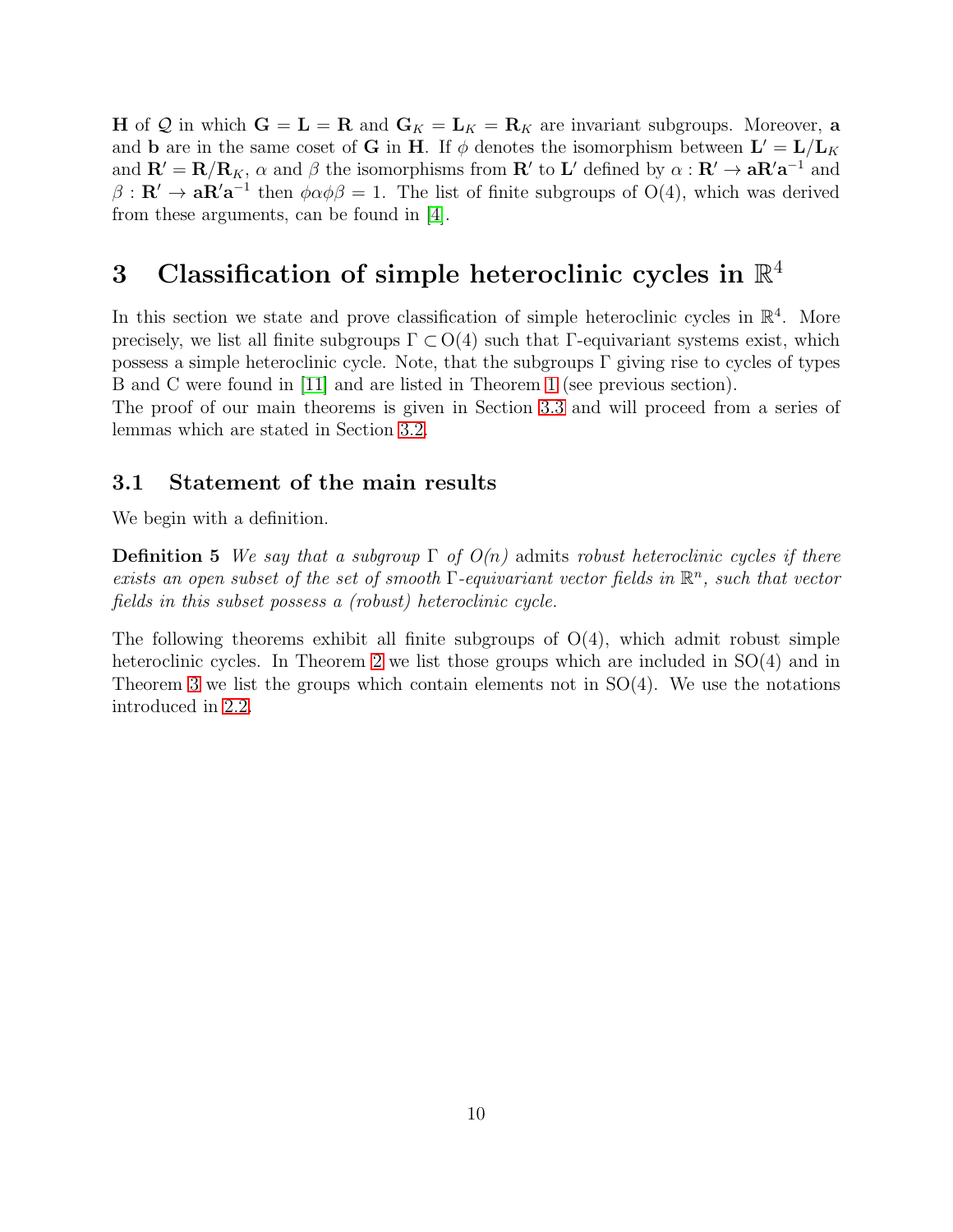$\mathbf{H}$ of $\mathcal{Q}$ in which $\mathbf{G} = \mathbf{L} = \mathbf{R}$ and $\mathbf{G}_K = \mathbf{L}_K = \mathbf{R}_K$ are invariant subgroups. Moreover, $\mathbf{a}$ and $\mathbf{b}$ are in the same coset of $\mathbf{G}$ in $\mathbf{H}$. If $\phi$ denotes the isomorphism between $\mathbf{L}' = \mathbf{L}/\mathbf{L}_K$ and $\mathbf{R}' = \mathbf{R}/\mathbf{R}_K$, $\alpha$ and $\beta$ the isomorphisms from $\mathbf{R}'$ to $\mathbf{L}'$ defined by $\alpha : \mathbf{R}' \to \mathbf{a}\mathbf{R}'\mathbf{a}^{-1}$ and $\beta : \mathbf{R}' \to \mathbf{a}\mathbf{R}'\mathbf{a}^{-1}$ then $\phi\alpha\phi\beta = 1$. The list of finite subgroups of O(4), which was derived from these arguments, can be found in [4].

# 3 Classification of simple heteroclinic cycles in $\mathbb{R}^4$

In this section we state and prove classification of simple heteroclinic cycles in $\mathbb{R}^4$. More precisely, we list all finite subgroups $\Gamma \subset \mathrm{O}(4)$ such that $\Gamma$-equivariant systems exist, which possess a simple heteroclinic cycle. Note, that the subgroups $\Gamma$ giving rise to cycles of types B and C were found in [11] and are listed in Theorem 1 (see previous section).
The proof of our main theorems is given in Section 3.3 and will proceed from a series of lemmas which are stated in Section 3.2.

## 3.1 Statement of the main results

We begin with a definition.

**Definition 5** *We say that a subgroup* $\Gamma$ *of* $O(n)$ *admits robust heteroclinic cycles if there exists an open subset of the set of smooth* $\Gamma$*-equivariant vector fields in* $\mathbb{R}^n$*, such that vector fields in this subset possess a (robust) heteroclinic cycle.*

The following theorems exhibit all finite subgroups of O(4), which admit robust simple heteroclinic cycles. In Theorem 2 we list those groups which are included in SO(4) and in Theorem 3 we list the groups which contain elements not in SO(4). We use the notations introduced in 2.2.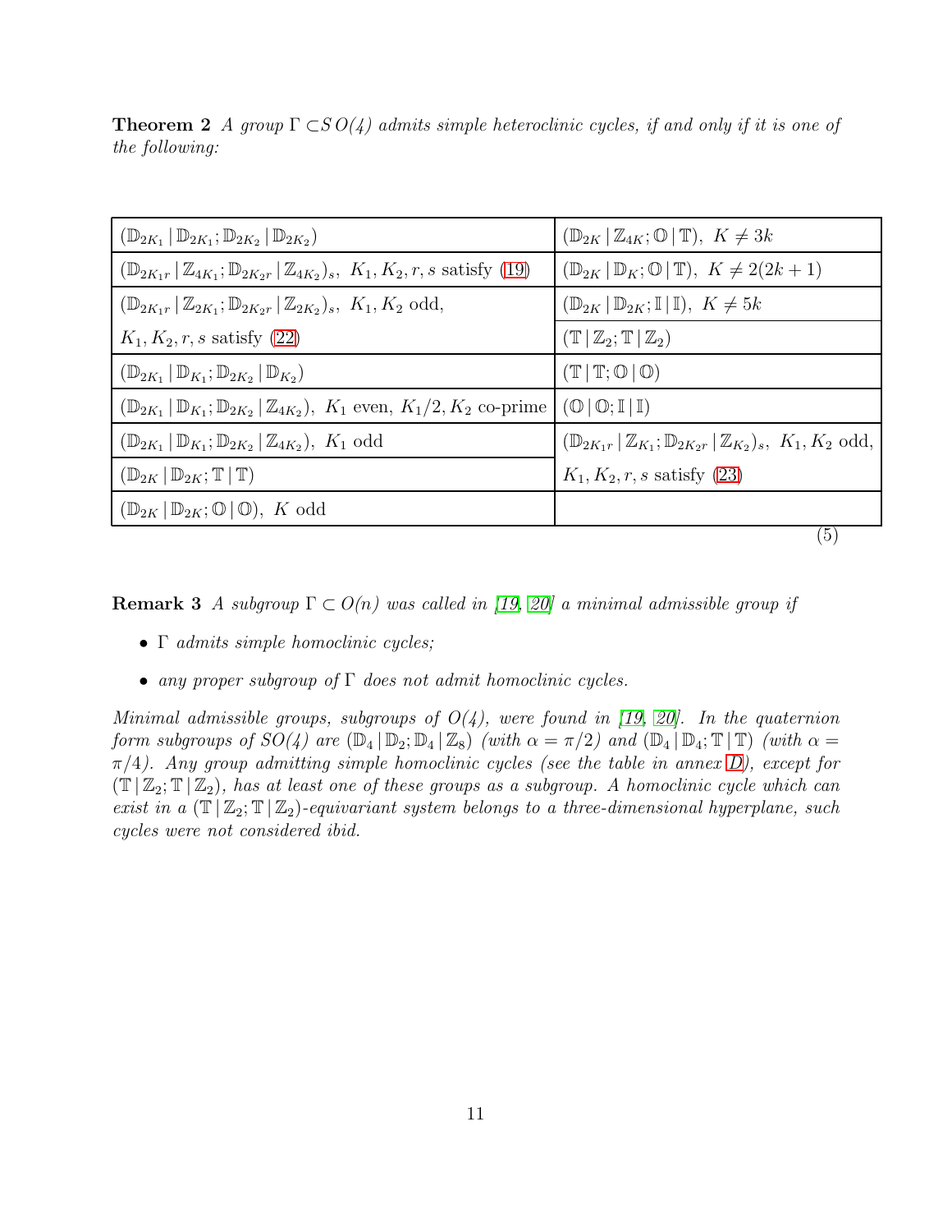**Theorem 2** *A group $\Gamma \subset SO(4)$ admits simple heteroclinic cycles, if and only if it is one of the following:*

| | |
|---|---|
| $(\mathbb{D}_{2K_1} \,\vert\, \mathbb{D}_{2K_1}; \mathbb{D}_{2K_2} \,\vert\, \mathbb{D}_{2K_2})$ | $(\mathbb{D}_{2K} \,\vert\, \mathbb{Z}_{4K}; \mathbb{O} \,\vert\, \mathbb{T}),\ K \neq 3k$ |
| $(\mathbb{D}_{2K_1r} \,\vert\, \mathbb{Z}_{4K_1}; \mathbb{D}_{2K_2r} \,\vert\, \mathbb{Z}_{4K_2})_s,\ K_1, K_2, r, s$ satisfy (19) | $(\mathbb{D}_{2K} \,\vert\, \mathbb{D}_{K}; \mathbb{O} \,\vert\, \mathbb{T}),\ K \neq 2(2k+1)$ |
| $(\mathbb{D}_{2K_1r} \,\vert\, \mathbb{Z}_{2K_1}; \mathbb{D}_{2K_2r} \,\vert\, \mathbb{Z}_{2K_2})_s,\ K_1, K_2$ odd, $K_1, K_2, r, s$ satisfy (22) | $(\mathbb{D}_{2K} \,\vert\, \mathbb{D}_{2K}; \mathbb{I} \,\vert\, \mathbb{I}),\ K \neq 5k$ ; $(\mathbb{T} \,\vert\, \mathbb{Z}_2; \mathbb{T} \,\vert\, \mathbb{Z}_2)$ |
| $(\mathbb{D}_{2K_1} \,\vert\, \mathbb{D}_{K_1}; \mathbb{D}_{2K_2} \,\vert\, \mathbb{D}_{K_2})$ | $(\mathbb{T} \,\vert\, \mathbb{T}; \mathbb{O} \,\vert\, \mathbb{O})$ |
| $(\mathbb{D}_{2K_1} \,\vert\, \mathbb{D}_{K_1}; \mathbb{D}_{2K_2} \,\vert\, \mathbb{Z}_{4K_2}),\ K_1$ even, $K_1/2, K_2$ co-prime | $(\mathbb{O} \,\vert\, \mathbb{O}; \mathbb{I} \,\vert\, \mathbb{I})$ |
| $(\mathbb{D}_{2K_1} \,\vert\, \mathbb{D}_{K_1}; \mathbb{D}_{2K_2} \,\vert\, \mathbb{Z}_{4K_2}),\ K_1$ odd | $(\mathbb{D}_{2K_1r} \,\vert\, \mathbb{Z}_{K_1}; \mathbb{D}_{2K_2r} \,\vert\, \mathbb{Z}_{K_2})_s,\ K_1, K_2$ odd, $K_1, K_2, r, s$ satisfy (23) |
| $(\mathbb{D}_{2K} \,\vert\, \mathbb{D}_{2K}; \mathbb{T} \,\vert\, \mathbb{T})$ | |
| $(\mathbb{D}_{2K} \,\vert\, \mathbb{D}_{2K}; \mathbb{O} \,\vert\, \mathbb{O}),\ K$ odd | |

(5)

**Remark 3** *A subgroup $\Gamma \subset O(n)$ was called in [19, 20] a minimal admissible group if*

- *$\Gamma$ admits simple homoclinic cycles;*
- *any proper subgroup of $\Gamma$ does not admit homoclinic cycles.*

*Minimal admissible groups, subgroups of $O(4)$, were found in [19, 20]. In the quaternion form subgroups of $SO(4)$ are $(\mathbb{D}_4 \,\vert\, \mathbb{D}_2; \mathbb{D}_4 \,\vert\, \mathbb{Z}_8)$ (with $\alpha = \pi/2$) and $(\mathbb{D}_4 \,\vert\, \mathbb{D}_4; \mathbb{T} \,\vert\, \mathbb{T})$ (with $\alpha = \pi/4$). Any group admitting simple homoclinic cycles (see the table in annex D), except for $(\mathbb{T} \,\vert\, \mathbb{Z}_2; \mathbb{T} \,\vert\, \mathbb{Z}_2)$, has at least one of these groups as a subgroup. A homoclinic cycle which can exist in a $(\mathbb{T} \,\vert\, \mathbb{Z}_2; \mathbb{T} \,\vert\, \mathbb{Z}_2)$-equivariant system belongs to a three-dimensional hyperplane, such cycles were not considered ibid.*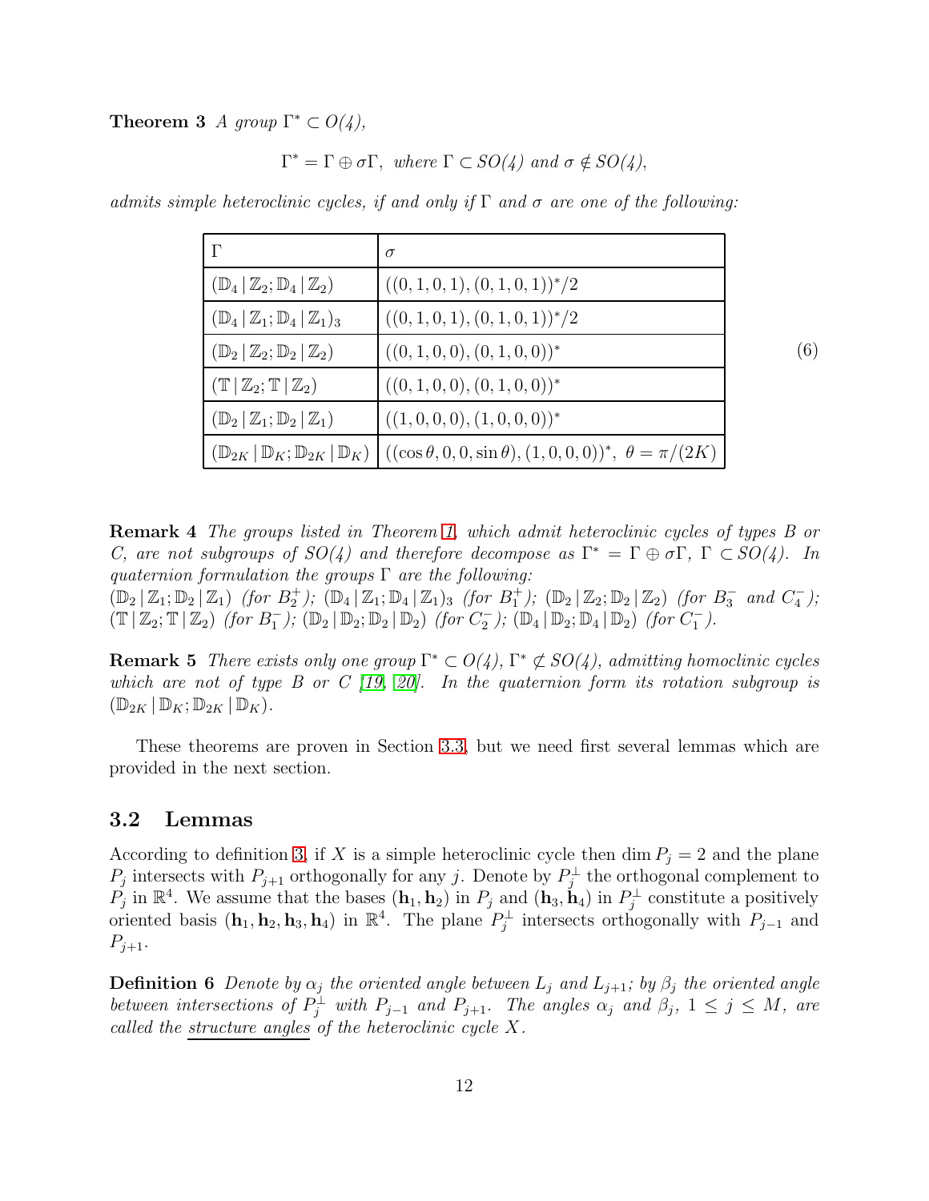**Theorem 3** *A group $\Gamma^* \subset O(4)$,*

$$\Gamma^* = \Gamma \oplus \sigma\Gamma, \text{ where } \Gamma \subset SO(4) \text{ and } \sigma \notin SO(4),$$

*admits simple heteroclinic cycles, if and only if $\Gamma$ and $\sigma$ are one of the following:*

| $\Gamma$ | $\sigma$ |
|---|---|
| $(\mathbb{D}_4 \,\vert\, \mathbb{Z}_2; \mathbb{D}_4 \,\vert\, \mathbb{Z}_2)$ | $((0,1,0,1),(0,1,0,1))^*/2$ |
| $(\mathbb{D}_4 \,\vert\, \mathbb{Z}_1; \mathbb{D}_4 \,\vert\, \mathbb{Z}_1)_3$ | $((0,1,0,1),(0,1,0,1))^*/2$ |
| $(\mathbb{D}_2 \,\vert\, \mathbb{Z}_2; \mathbb{D}_2 \,\vert\, \mathbb{Z}_2)$ | $((0,1,0,0),(0,1,0,0))^*$ |
| $(\mathbb{T} \,\vert\, \mathbb{Z}_2; \mathbb{T} \,\vert\, \mathbb{Z}_2)$ | $((0,1,0,0),(0,1,0,0))^*$ |
| $(\mathbb{D}_2 \,\vert\, \mathbb{Z}_1; \mathbb{D}_2 \,\vert\, \mathbb{Z}_1)$ | $((1,0,0,0),(1,0,0,0))^*$ |
| $(\mathbb{D}_{2K} \,\vert\, \mathbb{D}_K; \mathbb{D}_{2K} \,\vert\, \mathbb{D}_K)$ | $((\cos\theta,0,0,\sin\theta),(1,0,0,0))^*,\ \theta=\pi/(2K)$ |

(6)

**Remark 4** *The groups listed in Theorem 1, which admit heteroclinic cycles of types B or C, are not subgroups of SO(4) and therefore decompose as $\Gamma^* = \Gamma \oplus \sigma\Gamma$, $\Gamma \subset SO(4)$. In quaternion formulation the groups $\Gamma$ are the following:*
*$(\mathbb{D}_2 \,|\, \mathbb{Z}_1; \mathbb{D}_2 \,|\, \mathbb{Z}_1)$ (for $B_2^+$); $(\mathbb{D}_4 \,|\, \mathbb{Z}_1; \mathbb{D}_4 \,|\, \mathbb{Z}_1)_3$ (for $B_1^+$); $(\mathbb{D}_2 \,|\, \mathbb{Z}_2; \mathbb{D}_2 \,|\, \mathbb{Z}_2)$ (for $B_3^-$ and $C_4^-$); $(\mathbb{T} \,|\, \mathbb{Z}_2; \mathbb{T} \,|\, \mathbb{Z}_2)$ (for $B_1^-$); $(\mathbb{D}_2 \,|\, \mathbb{D}_2; \mathbb{D}_2 \,|\, \mathbb{D}_2)$ (for $C_2^-$); $(\mathbb{D}_4 \,|\, \mathbb{D}_2; \mathbb{D}_4 \,|\, \mathbb{D}_2)$ (for $C_1^-$).*

**Remark 5** *There exists only one group $\Gamma^* \subset O(4)$, $\Gamma^* \not\subset SO(4)$, admitting homoclinic cycles which are not of type B or C [19, 20]. In the quaternion form its rotation subgroup is $(\mathbb{D}_{2K} \,|\, \mathbb{D}_K; \mathbb{D}_{2K} \,|\, \mathbb{D}_K)$.*

These theorems are proven in Section 3.3, but we need first several lemmas which are provided in the next section.

## 3.2 Lemmas

According to definition 3, if $X$ is a simple heteroclinic cycle then $\dim P_j = 2$ and the plane $P_j$ intersects with $P_{j+1}$ orthogonally for any $j$. Denote by $P_j^\perp$ the orthogonal complement to $P_j$ in $\mathbb{R}^4$. We assume that the bases $(\mathbf{h}_1, \mathbf{h}_2)$ in $P_j$ and $(\mathbf{h}_3, \mathbf{h}_4)$ in $P_j^\perp$ constitute a positively oriented basis $(\mathbf{h}_1, \mathbf{h}_2, \mathbf{h}_3, \mathbf{h}_4)$ in $\mathbb{R}^4$. The plane $P_j^\perp$ intersects orthogonally with $P_{j-1}$ and $P_{j+1}$.

**Definition 6** *Denote by $\alpha_j$ the oriented angle between $L_j$ and $L_{j+1}$; by $\beta_j$ the oriented angle between intersections of $P_j^\perp$ with $P_{j-1}$ and $P_{j+1}$. The angles $\alpha_j$ and $\beta_j$, $1 \le j \le M$, are called the structure angles of the heteroclinic cycle $X$.*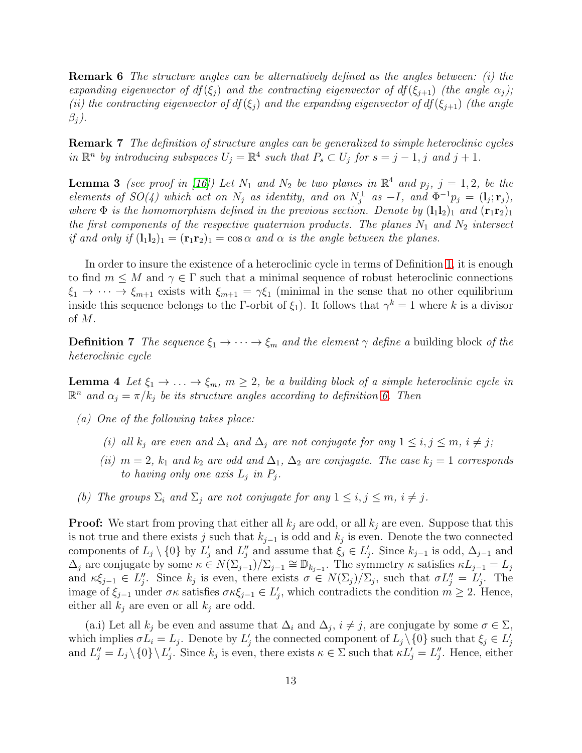**Remark 6** *The structure angles can be alternatively defined as the angles between: (i) the expanding eigenvector of $df(\xi_j)$ and the contracting eigenvector of $df(\xi_{j+1})$ (the angle $\alpha_j$); (ii) the contracting eigenvector of $df(\xi_j)$ and the expanding eigenvector of $df(\xi_{j+1})$ (the angle $\beta_j$).*

**Remark 7** *The definition of structure angles can be generalized to simple heteroclinic cycles in $\mathbb{R}^n$ by introducing subspaces $U_j = \mathbb{R}^4$ such that $P_s \subset U_j$ for $s = j-1, j$ and $j+1$.*

**Lemma 3** *(see proof in [16]) Let $N_1$ and $N_2$ be two planes in $\mathbb{R}^4$ and $p_j$, $j = 1, 2$, be the elements of SO(4) which act on $N_j$ as identity, and on $N_j^\perp$ as $-I$, and $\Phi^{-1}p_j = (\mathbf{l}_j; \mathbf{r}_j)$, where $\Phi$ is the homomorphism defined in the previous section. Denote by $(\mathbf{l}_1\mathbf{l}_2)_1$ and $(\mathbf{r}_1\mathbf{r}_2)_1$ the first components of the respective quaternion products. The planes $N_1$ and $N_2$ intersect if and only if $(\mathbf{l}_1\mathbf{l}_2)_1 = (\mathbf{r}_1\mathbf{r}_2)_1 = \cos\alpha$ and $\alpha$ is the angle between the planes.*

In order to insure the existence of a heteroclinic cycle in terms of Definition 1, it is enough to find $m \leq M$ and $\gamma \in \Gamma$ such that a minimal sequence of robust heteroclinic connections $\xi_1 \to \cdots \to \xi_{m+1}$ exists with $\xi_{m+1} = \gamma\xi_1$ (minimal in the sense that no other equilibrium inside this sequence belongs to the $\Gamma$-orbit of $\xi_1$). It follows that $\gamma^k = 1$ where $k$ is a divisor of $M$.

**Definition 7** *The sequence $\xi_1 \to \cdots \to \xi_m$ and the element $\gamma$ define a* building block *of the heteroclinic cycle*

**Lemma 4** *Let $\xi_1 \to \ldots \to \xi_m$, $m \geq 2$, be a building block of a simple heteroclinic cycle in $\mathbb{R}^n$ and $\alpha_j = \pi/k_j$ be its structure angles according to definition 6. Then*

- *(a) One of the following takes place:*
  - *(i) all $k_j$ are even and $\Delta_i$ and $\Delta_j$ are not conjugate for any $1 \leq i, j \leq m$, $i \neq j$;*
  - *(ii) $m = 2$, $k_1$ and $k_2$ are odd and $\Delta_1$, $\Delta_2$ are conjugate. The case $k_j = 1$ corresponds to having only one axis $L_j$ in $P_j$.*
- *(b) The groups $\Sigma_i$ and $\Sigma_j$ are not conjugate for any $1 \leq i, j \leq m$, $i \neq j$.*

**Proof:** We start from proving that either all $k_j$ are odd, or all $k_j$ are even. Suppose that this is not true and there exists $j$ such that $k_{j-1}$ is odd and $k_j$ is even. Denote the two connected components of $L_j \setminus \{0\}$ by $L_j'$ and $L_j''$ and assume that $\xi_j \in L_j'$. Since $k_{j-1}$ is odd, $\Delta_{j-1}$ and $\Delta_j$ are conjugate by some $\kappa \in N(\Sigma_{j-1})/\Sigma_{j-1} \cong \mathbb{D}_{k_{j-1}}$. The symmetry $\kappa$ satisfies $\kappa L_{j-1} = L_j$ and $\kappa\xi_{j-1} \in L_j''$. Since $k_j$ is even, there exists $\sigma \in N(\Sigma_j)/\Sigma_j$, such that $\sigma L_j'' = L_j'$. The image of $\xi_{j-1}$ under $\sigma\kappa$ satisfies $\sigma\kappa\xi_{j-1} \in L_j'$, which contradicts the condition $m \geq 2$. Hence, either all $k_j$ are even or all $k_j$ are odd.

(a.i) Let all $k_j$ be even and assume that $\Delta_i$ and $\Delta_j$, $i \neq j$, are conjugate by some $\sigma \in \Sigma$, which implies $\sigma L_i = L_j$. Denote by $L_j'$ the connected component of $L_j \setminus \{0\}$ such that $\xi_j \in L_j'$ and $L_j'' = L_j \setminus \{0\} \setminus L_j'$. Since $k_j$ is even, there exists $\kappa \in \Sigma$ such that $\kappa L_j' = L_j''$. Hence, either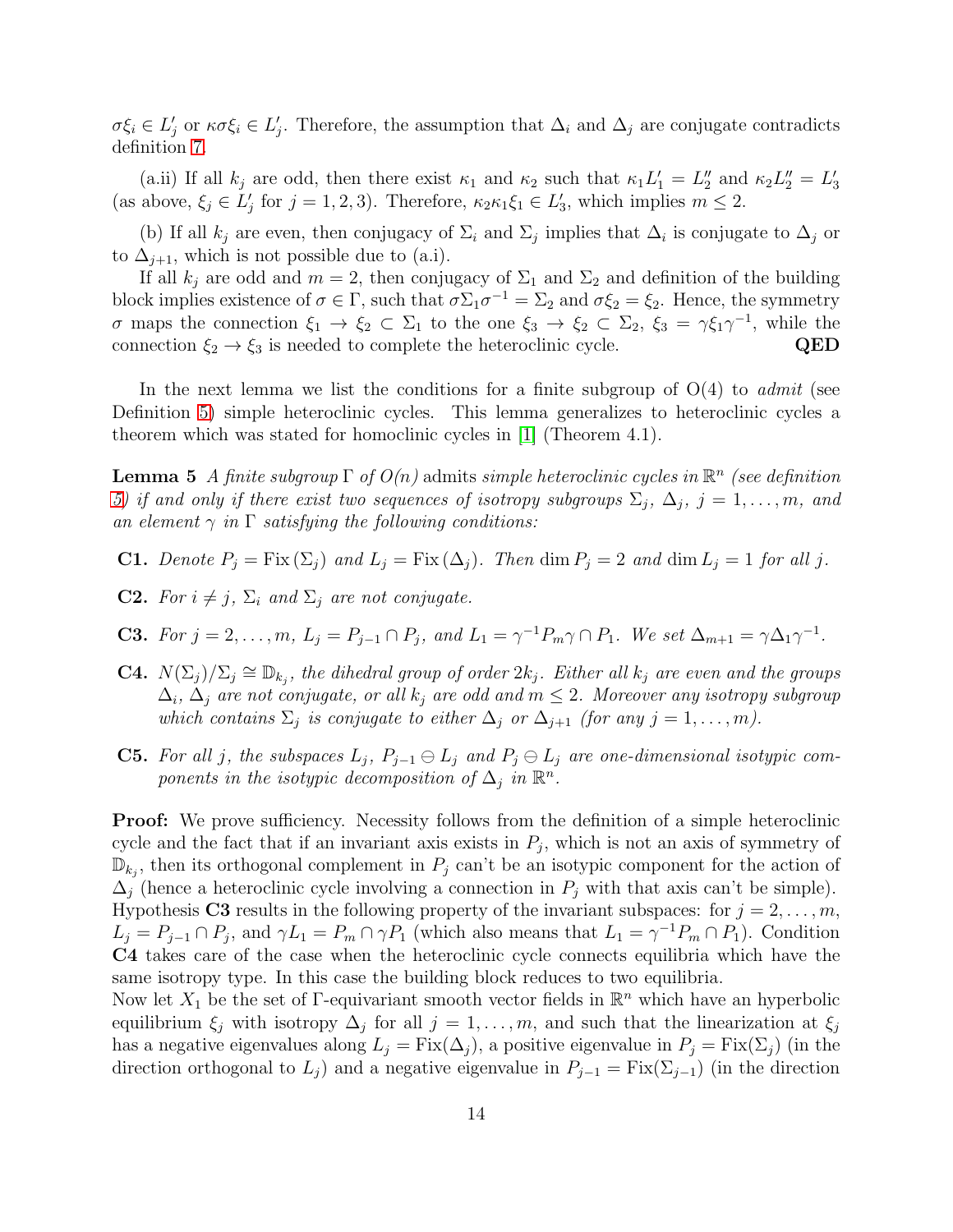$\sigma\xi_i \in L'_j$ or $\kappa\sigma\xi_i \in L'_j$. Therefore, the assumption that $\Delta_i$ and $\Delta_j$ are conjugate contradicts definition 7.

(a.ii) If all $k_j$ are odd, then there exist $\kappa_1$ and $\kappa_2$ such that $\kappa_1 L'_1 = L''_2$ and $\kappa_2 L''_2 = L'_3$ (as above, $\xi_j \in L'_j$ for $j = 1, 2, 3$). Therefore, $\kappa_2\kappa_1\xi_1 \in L'_3$, which implies $m \leq 2$.

(b) If all $k_j$ are even, then conjugacy of $\Sigma_i$ and $\Sigma_j$ implies that $\Delta_i$ is conjugate to $\Delta_j$ or to $\Delta_{j+1}$, which is not possible due to (a.i).

If all $k_j$ are odd and $m = 2$, then conjugacy of $\Sigma_1$ and $\Sigma_2$ and definition of the building block implies existence of $\sigma \in \Gamma$, such that $\sigma\Sigma_1\sigma^{-1} = \Sigma_2$ and $\sigma\xi_2 = \xi_2$. Hence, the symmetry $\sigma$ maps the connection $\xi_1 \to \xi_2 \subset \Sigma_1$ to the one $\xi_3 \to \xi_2 \subset \Sigma_2$, $\xi_3 = \gamma\xi_1\gamma^{-1}$, while the connection $\xi_2 \to \xi_3$ is needed to complete the heteroclinic cycle. **QED**

In the next lemma we list the conditions for a finite subgroup of O(4) to *admit* (see Definition 5) simple heteroclinic cycles. This lemma generalizes to heteroclinic cycles a theorem which was stated for homoclinic cycles in [1] (Theorem 4.1).

**Lemma 5** *A finite subgroup $\Gamma$ of $O(n)$* admits *simple heteroclinic cycles in $\mathbb{R}^n$ (see definition 5) if and only if there exist two sequences of isotropy subgroups $\Sigma_j$, $\Delta_j$, $j = 1, \ldots, m$, and an element $\gamma$ in $\Gamma$ satisfying the following conditions:*

- **C1.** *Denote $P_j = \mathrm{Fix}\,(\Sigma_j)$ and $L_j = \mathrm{Fix}\,(\Delta_j)$. Then $\dim P_j = 2$ and $\dim L_j = 1$ for all $j$.*
- **C2.** *For $i \neq j$, $\Sigma_i$ and $\Sigma_j$ are not conjugate.*
- **C3.** *For $j = 2, \ldots, m$, $L_j = P_{j-1} \cap P_j$, and $L_1 = \gamma^{-1}P_m\gamma \cap P_1$. We set $\Delta_{m+1} = \gamma\Delta_1\gamma^{-1}$.*
- **C4.** *$N(\Sigma_j)/\Sigma_j \cong \mathbb{D}_{k_j}$, the dihedral group of order $2k_j$. Either all $k_j$ are even and the groups $\Delta_i$, $\Delta_j$ are not conjugate, or all $k_j$ are odd and $m \leq 2$. Moreover any isotropy subgroup which contains $\Sigma_j$ is conjugate to either $\Delta_j$ or $\Delta_{j+1}$ (for any $j = 1, \ldots, m$).*
- **C5.** *For all $j$, the subspaces $L_j$, $P_{j-1} \ominus L_j$ and $P_j \ominus L_j$ are one-dimensional isotypic components in the isotypic decomposition of $\Delta_j$ in $\mathbb{R}^n$.*

**Proof:** We prove sufficiency. Necessity follows from the definition of a simple heteroclinic cycle and the fact that if an invariant axis exists in $P_j$, which is not an axis of symmetry of $\mathbb{D}_{k_j}$, then its orthogonal complement in $P_j$ can't be an isotypic component for the action of $\Delta_j$ (hence a heteroclinic cycle involving a connection in $P_j$ with that axis can't be simple). Hypothesis **C3** results in the following property of the invariant subspaces: for $j = 2, \ldots, m$, $L_j = P_{j-1} \cap P_j$, and $\gamma L_1 = P_m \cap \gamma P_1$ (which also means that $L_1 = \gamma^{-1}P_m \cap P_1$). Condition **C4** takes care of the case when the heteroclinic cycle connects equilibria which have the same isotropy type. In this case the building block reduces to two equilibria.

Now let $X_1$ be the set of $\Gamma$-equivariant smooth vector fields in $\mathbb{R}^n$ which have an hyperbolic equilibrium $\xi_j$ with isotropy $\Delta_j$ for all $j = 1, \ldots, m$, and such that the linearization at $\xi_j$ has a negative eigenvalues along $L_j = \mathrm{Fix}(\Delta_j)$, a positive eigenvalue in $P_j = \mathrm{Fix}(\Sigma_j)$ (in the direction orthogonal to $L_j$) and a negative eigenvalue in $P_{j-1} = \mathrm{Fix}(\Sigma_{j-1})$ (in the direction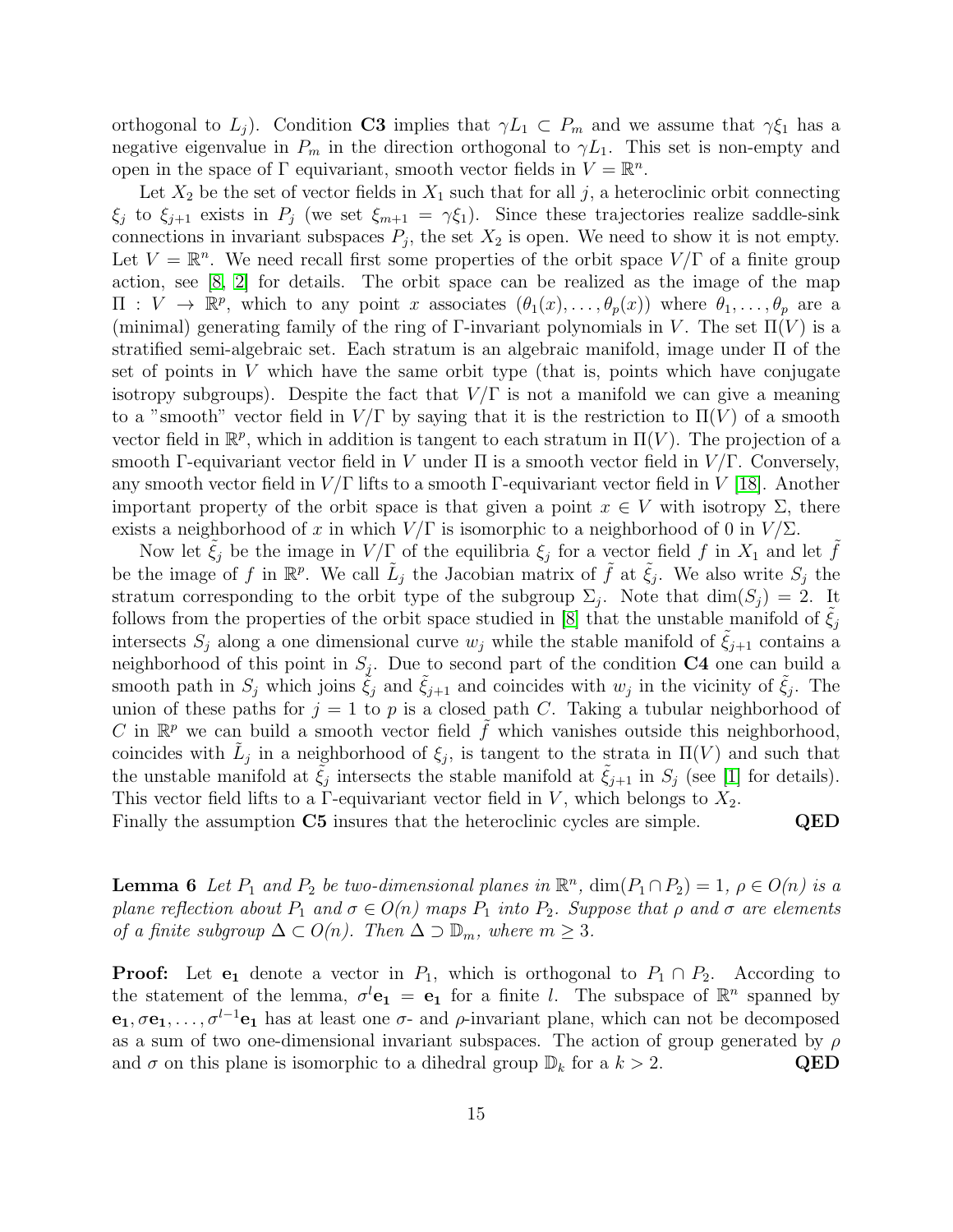orthogonal to $L_j$). Condition **C3** implies that $\gamma L_1 \subset P_m$ and we assume that $\gamma\xi_1$ has a negative eigenvalue in $P_m$ in the direction orthogonal to $\gamma L_1$. This set is non-empty and open in the space of $\Gamma$ equivariant, smooth vector fields in $V = \mathbb{R}^n$.

Let $X_2$ be the set of vector fields in $X_1$ such that for all $j$, a heteroclinic orbit connecting $\xi_j$ to $\xi_{j+1}$ exists in $P_j$ (we set $\xi_{m+1} = \gamma\xi_1$). Since these trajectories realize saddle-sink connections in invariant subspaces $P_j$, the set $X_2$ is open. We need to show it is not empty. Let $V = \mathbb{R}^n$. We need recall first some properties of the orbit space $V/\Gamma$ of a finite group action, see [8, 2] for details. The orbit space can be realized as the image of the map $\Pi : V \to \mathbb{R}^p$, which to any point $x$ associates $(\theta_1(x), \ldots, \theta_p(x))$ where $\theta_1, \ldots, \theta_p$ are a (minimal) generating family of the ring of $\Gamma$-invariant polynomials in $V$. The set $\Pi(V)$ is a stratified semi-algebraic set. Each stratum is an algebraic manifold, image under $\Pi$ of the set of points in $V$ which have the same orbit type (that is, points which have conjugate isotropy subgroups). Despite the fact that $V/\Gamma$ is not a manifold we can give a meaning to a "smooth" vector field in $V/\Gamma$ by saying that it is the restriction to $\Pi(V)$ of a smooth vector field in $\mathbb{R}^p$, which in addition is tangent to each stratum in $\Pi(V)$. The projection of a smooth $\Gamma$-equivariant vector field in $V$ under $\Pi$ is a smooth vector field in $V/\Gamma$. Conversely, any smooth vector field in $V/\Gamma$ lifts to a smooth $\Gamma$-equivariant vector field in $V$ [18]. Another important property of the orbit space is that given a point $x \in V$ with isotropy $\Sigma$, there exists a neighborhood of $x$ in which $V/\Gamma$ is isomorphic to a neighborhood of 0 in $V/\Sigma$.

Now let $\tilde{\xi}_j$ be the image in $V/\Gamma$ of the equilibria $\xi_j$ for a vector field $f$ in $X_1$ and let $\tilde{f}$ be the image of $f$ in $\mathbb{R}^p$. We call $\tilde{L}_j$ the Jacobian matrix of $\tilde{f}$ at $\tilde{\xi}_j$. We also write $S_j$ the stratum corresponding to the orbit type of the subgroup $\Sigma_j$. Note that $\dim(S_j) = 2$. It follows from the properties of the orbit space studied in [8] that the unstable manifold of $\tilde{\xi}_j$ intersects $S_j$ along a one dimensional curve $w_j$ while the stable manifold of $\tilde{\xi}_{j+1}$ contains a neighborhood of this point in $S_j$. Due to second part of the condition **C4** one can build a smooth path in $S_j$ which joins $\tilde{\xi}_j$ and $\tilde{\xi}_{j+1}$ and coincides with $w_j$ in the vicinity of $\tilde{\xi}_j$. The union of these paths for $j = 1$ to $p$ is a closed path $C$. Taking a tubular neighborhood of $C$ in $\mathbb{R}^p$ we can build a smooth vector field $\tilde{f}$ which vanishes outside this neighborhood, coincides with $\tilde{L}_j$ in a neighborhood of $\xi_j$, is tangent to the strata in $\Pi(V)$ and such that the unstable manifold at $\tilde{\xi}_j$ intersects the stable manifold at $\tilde{\xi}_{j+1}$ in $S_j$ (see [1] for details). This vector field lifts to a $\Gamma$-equivariant vector field in $V$, which belongs to $X_2$.
Finally the assumption **C5** insures that the heteroclinic cycles are simple. **QED**

**Lemma 6** *Let $P_1$ and $P_2$ be two-dimensional planes in $\mathbb{R}^n$, $\dim(P_1 \cap P_2) = 1$, $\rho \in O(n)$ is a plane reflection about $P_1$ and $\sigma \in O(n)$ maps $P_1$ into $P_2$. Suppose that $\rho$ and $\sigma$ are elements of a finite subgroup $\Delta \subset O(n)$. Then $\Delta \supset \mathbb{D}_m$, where $m \geq 3$.*

**Proof:** Let $\mathbf{e_1}$ denote a vector in $P_1$, which is orthogonal to $P_1 \cap P_2$. According to the statement of the lemma, $\sigma^l \mathbf{e_1} = \mathbf{e_1}$ for a finite $l$. The subspace of $\mathbb{R}^n$ spanned by $\mathbf{e_1}, \sigma\mathbf{e_1}, \ldots, \sigma^{l-1}\mathbf{e_1}$ has at least one $\sigma$- and $\rho$-invariant plane, which can not be decomposed as a sum of two one-dimensional invariant subspaces. The action of group generated by $\rho$ and $\sigma$ on this plane is isomorphic to a dihedral group $\mathbb{D}_k$ for a $k > 2$. **QED**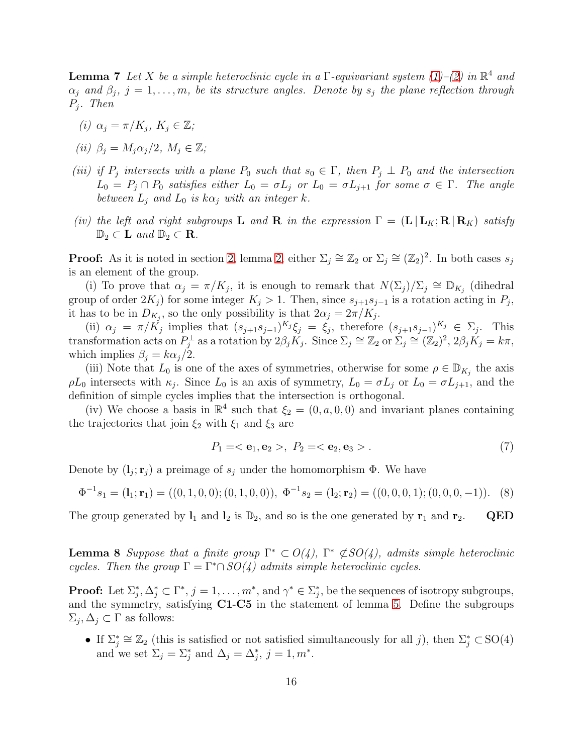**Lemma 7** *Let $X$ be a simple heteroclinic cycle in a $\Gamma$-equivariant system (1)–(2) in $\mathbb{R}^4$ and $\alpha_j$ and $\beta_j$, $j = 1, \ldots, m$, be its structure angles. Denote by $s_j$ the plane reflection through $P_j$. Then*

*(i) $\alpha_j = \pi/K_j$, $K_j \in \mathbb{Z}$;*

*(ii) $\beta_j = M_j\alpha_j/2$, $M_j \in \mathbb{Z}$;*

*(iii) if $P_j$ intersects with a plane $P_0$ such that $s_0 \in \Gamma$, then $P_j \perp P_0$ and the intersection $L_0 = P_j \cap P_0$ satisfies either $L_0 = \sigma L_j$ or $L_0 = \sigma L_{j+1}$ for some $\sigma \in \Gamma$. The angle between $L_j$ and $L_0$ is $k\alpha_j$ with an integer $k$.*

*(iv) the left and right subgroups $\mathbf{L}$ and $\mathbf{R}$ in the expression $\Gamma = (\mathbf{L}\,|\,\mathbf{L}_K; \mathbf{R}\,|\,\mathbf{R}_K)$ satisfy $\mathbb{D}_2 \subset \mathbf{L}$ and $\mathbb{D}_2 \subset \mathbf{R}$.*

**Proof:** As it is noted in section 2, lemma 2, either $\Sigma_j \cong \mathbb{Z}_2$ or $\Sigma_j \cong (\mathbb{Z}_2)^2$. In both cases $s_j$ is an element of the group.

(i) To prove that $\alpha_j = \pi/K_j$, it is enough to remark that $N(\Sigma_j)/\Sigma_j \cong \mathbb{D}_{K_j}$ (dihedral group of order $2K_j$) for some integer $K_j > 1$. Then, since $s_{j+1}s_{j-1}$ is a rotation acting in $P_j$, it has to be in $D_{K_j}$, so the only possibility is that $2\alpha_j = 2\pi/K_j$.

(ii) $\alpha_j = \pi/K_j$ implies that $(s_{j+1}s_{j-1})^{K_j}\xi_j = \xi_j$, therefore $(s_{j+1}s_{j-1})^{K_j} \in \Sigma_j$. This transformation acts on $P_j^{\perp}$ as a rotation by $2\beta_jK_j$. Since $\Sigma_j \cong \mathbb{Z}_2$ or $\Sigma_j \cong (\mathbb{Z}_2)^2$, $2\beta_jK_j = k\pi$, which implies $\beta_j = k\alpha_j/2$.

(iii) Note that $L_0$ is one of the axes of symmetries, otherwise for some $\rho \in \mathbb{D}_{K_j}$ the axis $\rho L_0$ intersects with $\kappa_j$. Since $L_0$ is an axis of symmetry, $L_0 = \sigma L_j$ or $L_0 = \sigma L_{j+1}$, and the definition of simple cycles implies that the intersection is orthogonal.

(iv) We choose a basis in $\mathbb{R}^4$ such that $\xi_2 = (0, a, 0, 0)$ and invariant planes containing the trajectories that join $\xi_2$ with $\xi_1$ and $\xi_3$ are

$$P_1 =< \mathbf{e}_1, \mathbf{e}_2 >, \; P_2 =< \mathbf{e}_2, \mathbf{e}_3 > . \tag{7}$$

Denote by $(\mathbf{l}_j; \mathbf{r}_j)$ a preimage of $s_j$ under the homomorphism $\Phi$. We have

$$\Phi^{-1}s_1 = (\mathbf{l}_1; \mathbf{r}_1) = ((0,1,0,0); (0,1,0,0)), \; \Phi^{-1}s_2 = (\mathbf{l}_2; \mathbf{r}_2) = ((0,0,0,1); (0,0,0,-1)). \tag{8}$$

The group generated by $\mathbf{l}_1$ and $\mathbf{l}_2$ is $\mathbb{D}_2$, and so is the one generated by $\mathbf{r}_1$ and $\mathbf{r}_2$. **QED**

**Lemma 8** *Suppose that a finite group $\Gamma^* \subset O(4)$, $\Gamma^* \not\subset SO(4)$, admits simple heteroclinic cycles. Then the group $\Gamma = \Gamma^* \cap SO(4)$ admits simple heteroclinic cycles.*

**Proof:** Let $\Sigma_j^*, \Delta_j^* \subset \Gamma^*$, $j = 1, \ldots, m^*$, and $\gamma^* \in \Sigma_j^*$, be the sequences of isotropy subgroups, and the symmetry, satisfying **C1**-**C5** in the statement of lemma 5. Define the subgroups $\Sigma_j, \Delta_j \subset \Gamma$ as follows:

- If $\Sigma_j^* \cong \mathbb{Z}_2$ (this is satisfied or not satisfied simultaneously for all $j$), then $\Sigma_j^* \subset \mathrm{SO}(4)$ and we set $\Sigma_j = \Sigma_j^*$ and $\Delta_j = \Delta_j^*$, $j = 1, m^*$.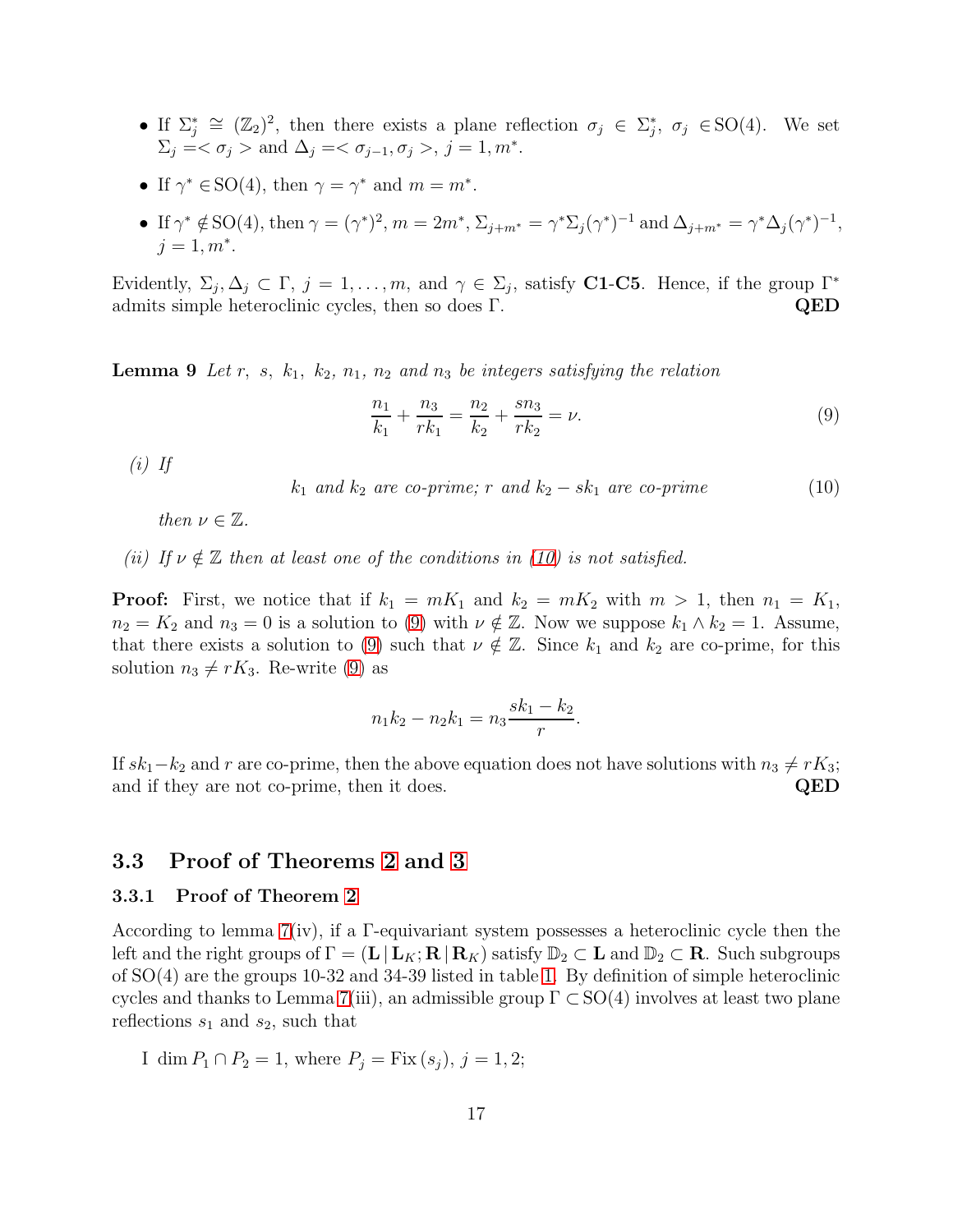- If $\Sigma_j^* \cong (\mathbb{Z}_2)^2$, then there exists a plane reflection $\sigma_j \in \Sigma_j^*$, $\sigma_j \in$SO(4). We set $\Sigma_j =< \sigma_j >$ and $\Delta_j =< \sigma_{j-1}, \sigma_j >$, $j = 1, m^*$.
- If $\gamma^* \in$SO(4), then $\gamma = \gamma^*$ and $m = m^*$.
- If $\gamma^* \notin$SO(4), then $\gamma = (\gamma^*)^2$, $m = 2m^*$, $\Sigma_{j+m^*} = \gamma^* \Sigma_j (\gamma^*)^{-1}$ and $\Delta_{j+m^*} = \gamma^* \Delta_j (\gamma^*)^{-1}$, $j = 1, m^*$.

Evidently, $\Sigma_j, \Delta_j \subset \Gamma$, $j = 1, \ldots, m$, and $\gamma \in \Sigma_j$, satisfy **C1**-**C5**. Hence, if the group $\Gamma^*$ admits simple heteroclinic cycles, then so does $\Gamma$. **QED**

**Lemma 9** *Let $r$, $s$, $k_1$, $k_2$, $n_1$, $n_2$ and $n_3$ be integers satisfying the relation*

$$\frac{n_1}{k_1} + \frac{n_3}{rk_1} = \frac{n_2}{k_2} + \frac{sn_3}{rk_2} = \nu. \tag{9}$$

*(i) If*

$$k_1 \text{ and } k_2 \text{ are co-prime; } r \text{ and } k_2 - sk_1 \text{ are co-prime} \tag{10}$$

*then $\nu \in \mathbb{Z}$.*

*(ii) If $\nu \notin \mathbb{Z}$ then at least one of the conditions in (10) is not satisfied.*

**Proof:** First, we notice that if $k_1 = mK_1$ and $k_2 = mK_2$ with $m > 1$, then $n_1 = K_1$, $n_2 = K_2$ and $n_3 = 0$ is a solution to (9) with $\nu \notin \mathbb{Z}$. Now we suppose $k_1 \wedge k_2 = 1$. Assume, that there exists a solution to (9) such that $\nu \notin \mathbb{Z}$. Since $k_1$ and $k_2$ are co-prime, for this solution $n_3 \neq rK_3$. Re-write (9) as

$$n_1 k_2 - n_2 k_1 = n_3 \frac{sk_1 - k_2}{r}.$$

If $sk_1 - k_2$ and $r$ are co-prime, then the above equation does not have solutions with $n_3 \neq rK_3$; and if they are not co-prime, then it does. **QED**

## 3.3 Proof of Theorems 2 and 3

### 3.3.1 Proof of Theorem 2

According to lemma 7(iv), if a $\Gamma$-equivariant system possesses a heteroclinic cycle then the left and the right groups of $\Gamma = (\mathbf{L} \,|\, \mathbf{L}_K; \mathbf{R} \,|\, \mathbf{R}_K)$ satisfy $\mathbb{D}_2 \subset \mathbf{L}$ and $\mathbb{D}_2 \subset \mathbf{R}$. Such subgroups of SO(4) are the groups 10-32 and 34-39 listed in table 1. By definition of simple heteroclinic cycles and thanks to Lemma 7(iii), an admissible group $\Gamma \subset$SO(4) involves at least two plane reflections $s_1$ and $s_2$, such that

I $\dim P_1 \cap P_2 = 1$, where $P_j = \mathrm{Fix}\,(s_j)$, $j = 1, 2$;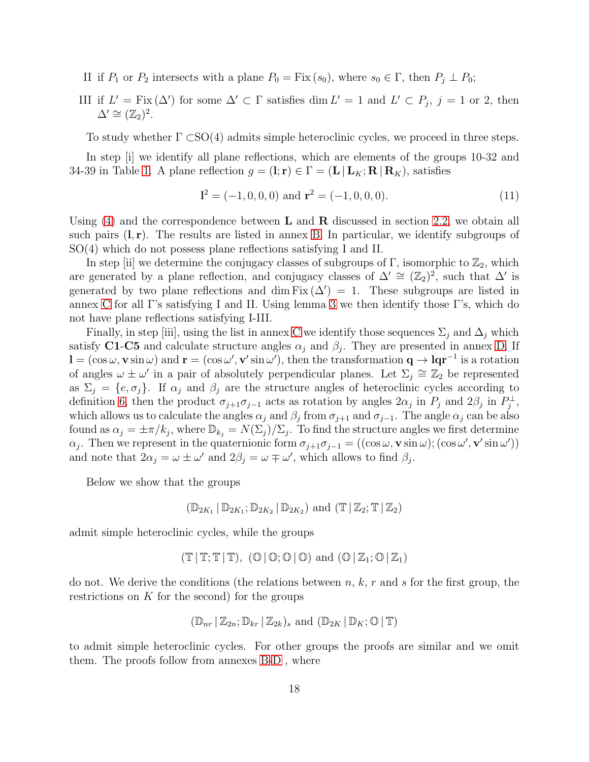II if $P_1$ or $P_2$ intersects with a plane $P_0 = \mathrm{Fix}\,(s_0)$, where $s_0 \in \Gamma$, then $P_j \perp P_0$;

III if $L' = \mathrm{Fix}\,(\Delta')$ for some $\Delta' \subset \Gamma$ satisfies $\dim L' = 1$ and $L' \subset P_j$, $j = 1$ or 2, then $\Delta' \cong (\mathbb{Z}_2)^2$.

To study whether $\Gamma \subset$SO(4) admits simple heteroclinic cycles, we proceed in three steps.

In step [i] we identify all plane reflections, which are elements of the groups 10-32 and 34-39 in Table 1. A plane reflection $g = (\mathbf{l}; \mathbf{r}) \in \Gamma = (\mathbf{L}\,|\,\mathbf{L}_K; \mathbf{R}\,|\,\mathbf{R}_K)$, satisfies

$$\mathbf{l}^2 = (-1, 0, 0, 0) \text{ and } \mathbf{r}^2 = (-1, 0, 0, 0). \tag{11}$$

Using (4) and the correspondence between $\mathbf{L}$ and $\mathbf{R}$ discussed in section 2.2, we obtain all such pairs $(\mathbf{l}, \mathbf{r})$. The results are listed in annex B. In particular, we identify subgroups of SO(4) which do not possess plane reflections satisfying I and II.

In step [ii] we determine the conjugacy classes of subgroups of $\Gamma$, isomorphic to $\mathbb{Z}_2$, which are generated by a plane reflection, and conjugacy classes of $\Delta' \cong (\mathbb{Z}_2)^2$, such that $\Delta'$ is generated by two plane reflections and $\dim \mathrm{Fix}\,(\Delta') = 1$. These subgroups are listed in annex C for all $\Gamma$'s satisfying I and II. Using lemma 3 we then identify those $\Gamma$'s, which do not have plane reflections satisfying I-III.

Finally, in step [iii], using the list in annex C we identify those sequences $\Sigma_j$ and $\Delta_j$ which satisfy **C1**-**C5** and calculate structure angles $\alpha_j$ and $\beta_j$. They are presented in annex D. If $\mathbf{l} = (\cos\omega, \mathbf{v}\sin\omega)$ and $\mathbf{r} = (\cos\omega', \mathbf{v}'\sin\omega')$, then the transformation $\mathbf{q} \to \mathbf{l}\mathbf{q}\mathbf{r}^{-1}$ is a rotation of angles $\omega \pm \omega'$ in a pair of absolutely perpendicular planes. Let $\Sigma_j \cong \mathbb{Z}_2$ be represented as $\Sigma_j = \{e, \sigma_j\}$. If $\alpha_j$ and $\beta_j$ are the structure angles of heteroclinic cycles according to definition 6, then the product $\sigma_{j+1}\sigma_{j-1}$ acts as rotation by angles $2\alpha_j$ in $P_j$ and $2\beta_j$ in $P_j^\perp$, which allows us to calculate the angles $\alpha_j$ and $\beta_j$ from $\sigma_{j+1}$ and $\sigma_{j-1}$. The angle $\alpha_j$ can be also found as $\alpha_j = \pm\pi/k_j$, where $\mathbb{D}_{k_j} = N(\Sigma_j)/\Sigma_j$. To find the structure angles we first determine $\alpha_j$. Then we represent in the quaternionic form $\sigma_{j+1}\sigma_{j-1} = ((\cos\omega, \mathbf{v}\sin\omega); (\cos\omega', \mathbf{v}'\sin\omega'))$ and note that $2\alpha_j = \omega \pm \omega'$ and $2\beta_j = \omega \mp \omega'$, which allows to find $\beta_j$.

Below we show that the groups

$$(\mathbb{D}_{2K_1}\,|\,\mathbb{D}_{2K_1}; \mathbb{D}_{2K_2}\,|\,\mathbb{D}_{2K_2}) \text{ and } (\mathbb{T}\,|\,\mathbb{Z}_2; \mathbb{T}\,|\,\mathbb{Z}_2)$$

admit simple heteroclinic cycles, while the groups

$$(\mathbb{T}\,|\,\mathbb{T}; \mathbb{T}\,|\,\mathbb{T}),\ (\mathbb{O}\,|\,\mathbb{O}; \mathbb{O}\,|\,\mathbb{O}) \text{ and } (\mathbb{O}\,|\,\mathbb{Z}_1; \mathbb{O}\,|\,\mathbb{Z}_1)$$

do not. We derive the conditions (the relations between $n$, $k$, $r$ and $s$ for the first group, the restrictions on $K$ for the second) for the groups

$$(\mathbb{D}_{nr}\,|\,\mathbb{Z}_{2n}; \mathbb{D}_{kr}\,|\,\mathbb{Z}_{2k})_s \text{ and } (\mathbb{D}_{2K}\,|\,\mathbb{D}_K; \mathbb{O}\,|\,\mathbb{T})$$

to admit simple heteroclinic cycles. For other groups the proofs are similar and we omit them. The proofs follow from annexes B-D , where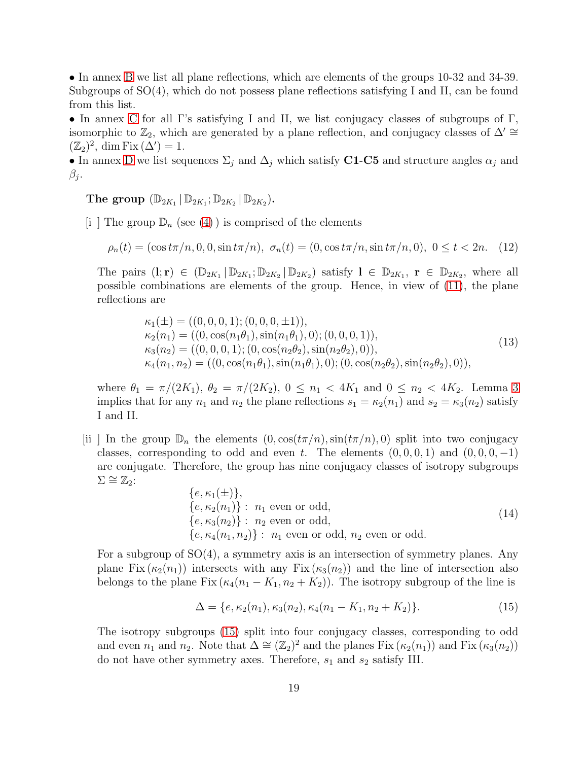• In annex B we list all plane reflections, which are elements of the groups 10-32 and 34-39. Subgroups of SO(4), which do not possess plane reflections satisfying I and II, can be found from this list.
• In annex C for all Γ's satisfying I and II, we list conjugacy classes of subgroups of Γ, isomorphic to $\mathbb{Z}_2$, which are generated by a plane reflection, and conjugacy classes of $\Delta' \cong (\mathbb{Z}_2)^2$, $\dim \mathrm{Fix}\,(\Delta') = 1$.
• In annex D we list sequences $\Sigma_j$ and $\Delta_j$ which satisfy **C1**-**C5** and structure angles $\alpha_j$ and $\beta_j$.

**The group $(\mathbb{D}_{2K_1}\,|\,\mathbb{D}_{2K_1};\mathbb{D}_{2K_2}\,|\,\mathbb{D}_{2K_2})$.**

[i ] The group $\mathbb{D}_n$ (see (4)) is comprised of the elements

$$\rho_n(t) = (\cos t\pi/n, 0, 0, \sin t\pi/n),\ \ \sigma_n(t) = (0, \cos t\pi/n, \sin t\pi/n, 0),\ \ 0 \le t < 2n. \quad (12)$$

The pairs $(\mathbf{l};\mathbf{r}) \in (\mathbb{D}_{2K_1}\,|\,\mathbb{D}_{2K_1};\mathbb{D}_{2K_2}\,|\,\mathbb{D}_{2K_2})$ satisfy $\mathbf{l} \in \mathbb{D}_{2K_1}$, $\mathbf{r} \in \mathbb{D}_{2K_2}$, where all possible combinations are elements of the group. Hence, in view of (11), the plane reflections are

$$\begin{array}{l}
\kappa_1(\pm) = ((0,0,0,1);(0,0,0,\pm 1)),\\
\kappa_2(n_1) = ((0,\cos(n_1\theta_1),\sin(n_1\theta_1),0);(0,0,0,1)),\\
\kappa_3(n_2) = ((0,0,0,1);(0,\cos(n_2\theta_2),\sin(n_2\theta_2),0)),\\
\kappa_4(n_1,n_2) = ((0,\cos(n_1\theta_1),\sin(n_1\theta_1),0);(0,\cos(n_2\theta_2),\sin(n_2\theta_2),0)),
\end{array} \quad (13)$$

where $\theta_1 = \pi/(2K_1)$, $\theta_2 = \pi/(2K_2)$, $0 \le n_1 < 4K_1$ and $0 \le n_2 < 4K_2$. Lemma 3 implies that for any $n_1$ and $n_2$ the plane reflections $s_1 = \kappa_2(n_1)$ and $s_2 = \kappa_3(n_2)$ satisfy I and II.

[ii ] In the group $\mathbb{D}_n$ the elements $(0,\cos(t\pi/n),\sin(t\pi/n),0)$ split into two conjugacy classes, corresponding to odd and even $t$. The elements $(0,0,0,1)$ and $(0,0,0,-1)$ are conjugate. Therefore, the group has nine conjugacy classes of isotropy subgroups $\Sigma \cong \mathbb{Z}_2$:

$$\begin{array}{l}
\{e,\kappa_1(\pm)\},\\
\{e,\kappa_2(n_1)\}:\ n_1 \text{ even or odd},\\
\{e,\kappa_3(n_2)\}:\ n_2 \text{ even or odd},\\
\{e,\kappa_4(n_1,n_2)\}:\ n_1 \text{ even or odd, } n_2 \text{ even or odd.}
\end{array} \quad (14)$$

For a subgroup of SO(4), a symmetry axis is an intersection of symmetry planes. Any plane $\mathrm{Fix}\,(\kappa_2(n_1))$ intersects with any $\mathrm{Fix}\,(\kappa_3(n_2))$ and the line of intersection also belongs to the plane $\mathrm{Fix}\,(\kappa_4(n_1-K_1,n_2+K_2))$. The isotropy subgroup of the line is

$$\Delta = \{e,\kappa_2(n_1),\kappa_3(n_2),\kappa_4(n_1-K_1,n_2+K_2)\}. \quad (15)$$

The isotropy subgroups (15) split into four conjugacy classes, corresponding to odd and even $n_1$ and $n_2$. Note that $\Delta \cong (\mathbb{Z}_2)^2$ and the planes $\mathrm{Fix}\,(\kappa_2(n_1))$ and $\mathrm{Fix}\,(\kappa_3(n_2))$ do not have other symmetry axes. Therefore, $s_1$ and $s_2$ satisfy III.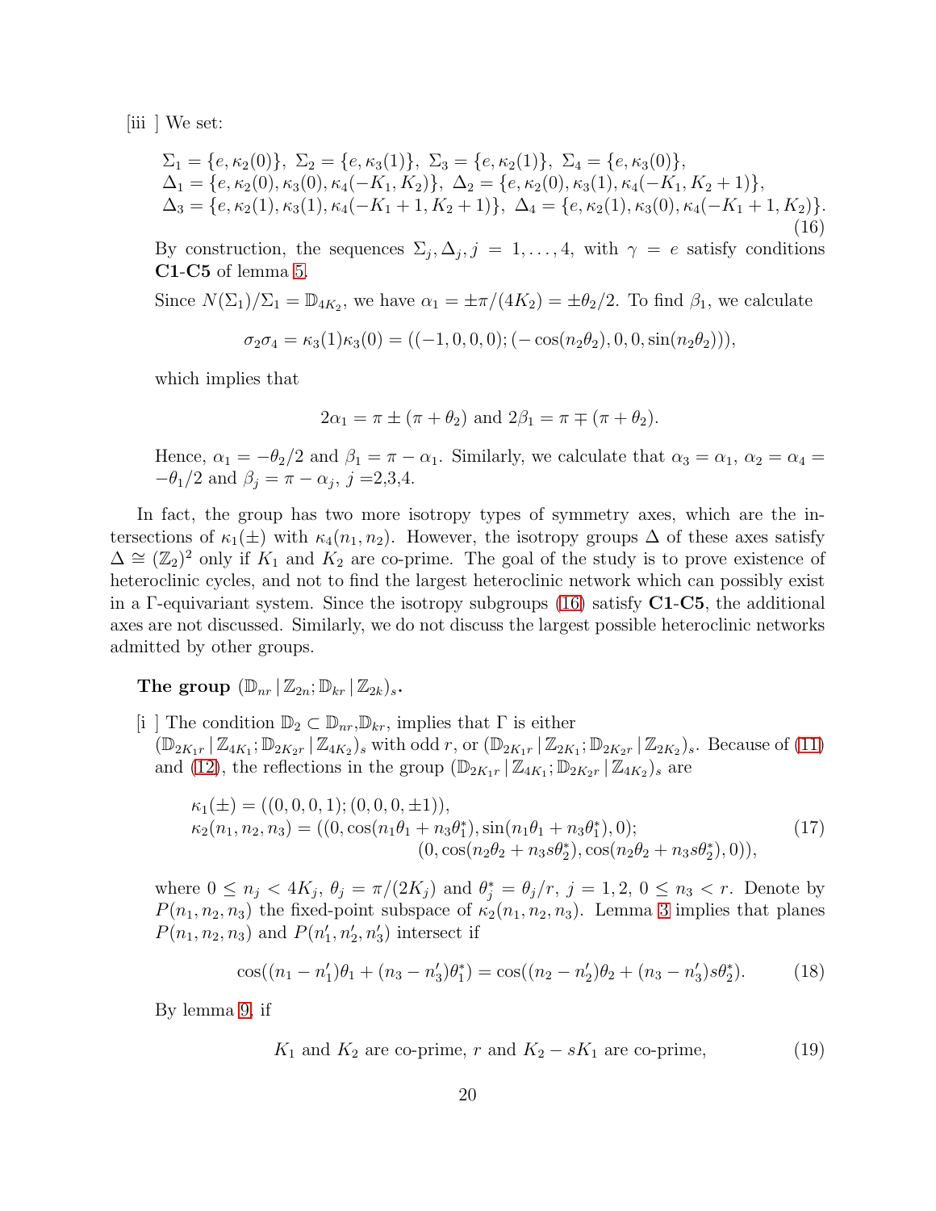[iii ] We set:

$$
\begin{array}{l}
\Sigma_1=\{e,\kappa_2(0)\},\ \Sigma_2=\{e,\kappa_3(1)\},\ \Sigma_3=\{e,\kappa_2(1)\},\ \Sigma_4=\{e,\kappa_3(0)\},\\
\Delta_1=\{e,\kappa_2(0),\kappa_3(0),\kappa_4(-K_1,K_2)\},\ \Delta_2=\{e,\kappa_2(0),\kappa_3(1),\kappa_4(-K_1,K_2+1)\},\\
\Delta_3=\{e,\kappa_2(1),\kappa_3(1),\kappa_4(-K_1+1,K_2+1)\},\ \Delta_4=\{e,\kappa_2(1),\kappa_3(0),\kappa_4(-K_1+1,K_2)\}.
\end{array}
\tag{16}
$$

By construction, the sequences $\Sigma_j,\Delta_j$, $j=1,\ldots,4$, with $\gamma=e$ satisfy conditions **C1**-**C5** of lemma 5.

Since $N(\Sigma_1)/\Sigma_1=\mathbb{D}_{4K_2}$, we have $\alpha_1=\pm\pi/(4K_2)=\pm\theta_2/2$. To find $\beta_1$, we calculate

$$
\sigma_2\sigma_4=\kappa_3(1)\kappa_3(0)=((-1,0,0,0);(-\cos(n_2\theta_2),0,0,\sin(n_2\theta_2))),
$$

which implies that

$$
2\alpha_1=\pi\pm(\pi+\theta_2)\text{ and }2\beta_1=\pi\mp(\pi+\theta_2).
$$

Hence, $\alpha_1=-\theta_2/2$ and $\beta_1=\pi-\alpha_1$. Similarly, we calculate that $\alpha_3=\alpha_1$, $\alpha_2=\alpha_4=-\theta_1/2$ and $\beta_j=\pi-\alpha_j$, $j$ =2,3,4.

In fact, the group has two more isotropy types of symmetry axes, which are the intersections of $\kappa_1(\pm)$ with $\kappa_4(n_1,n_2)$. However, the isotropy groups $\Delta$ of these axes satisfy $\Delta\cong(\mathbb{Z}_2)^2$ only if $K_1$ and $K_2$ are co-prime. The goal of the study is to prove existence of heteroclinic cycles, and not to find the largest heteroclinic network which can possibly exist in a $\Gamma$-equivariant system. Since the isotropy subgroups (16) satisfy **C1**-**C5**, the additional axes are not discussed. Similarly, we do not discuss the largest possible heteroclinic networks admitted by other groups.

**The group $(\mathbb{D}_{nr}\,|\,\mathbb{Z}_{2n};\mathbb{D}_{kr}\,|\,\mathbb{Z}_{2k})_s$.**

[i ] The condition $\mathbb{D}_2\subset\mathbb{D}_{nr},\mathbb{D}_{kr}$, implies that $\Gamma$ is either $(\mathbb{D}_{2K_1r}\,|\,\mathbb{Z}_{4K_1};\mathbb{D}_{2K_2r}\,|\,\mathbb{Z}_{4K_2})_s$ with odd $r$, or $(\mathbb{D}_{2K_1r}\,|\,\mathbb{Z}_{2K_1};\mathbb{D}_{2K_2r}\,|\,\mathbb{Z}_{2K_2})_s$. Because of (11) and (12), the reflections in the group $(\mathbb{D}_{2K_1r}\,|\,\mathbb{Z}_{4K_1};\mathbb{D}_{2K_2r}\,|\,\mathbb{Z}_{4K_2})_s$ are

$$
\begin{array}{l}
\kappa_1(\pm)=((0,0,0,1);(0,0,0,\pm1)),\\
\kappa_2(n_1,n_2,n_3)=((0,\cos(n_1\theta_1+n_3\theta_1^*),\sin(n_1\theta_1+n_3\theta_1^*),0);\\
\qquad\qquad\qquad\qquad(0,\cos(n_2\theta_2+n_3s\theta_2^*),\cos(n_2\theta_2+n_3s\theta_2^*),0)),
\end{array}
\tag{17}
$$

where $0\le n_j<4K_j$, $\theta_j=\pi/(2K_j)$ and $\theta_j^*=\theta_j/r$, $j=1,2$, $0\le n_3<r$. Denote by $P(n_1,n_2,n_3)$ the fixed-point subspace of $\kappa_2(n_1,n_2,n_3)$. Lemma 3 implies that planes $P(n_1,n_2,n_3)$ and $P(n_1',n_2',n_3')$ intersect if

$$
\cos((n_1-n_1')\theta_1+(n_3-n_3')\theta_1^*)=\cos((n_2-n_2')\theta_2+(n_3-n_3')s\theta_2^*).\tag{18}
$$

By lemma 9, if

$$
K_1\text{ and }K_2\text{ are co-prime, }r\text{ and }K_2-sK_1\text{ are co-prime,}\tag{19}
$$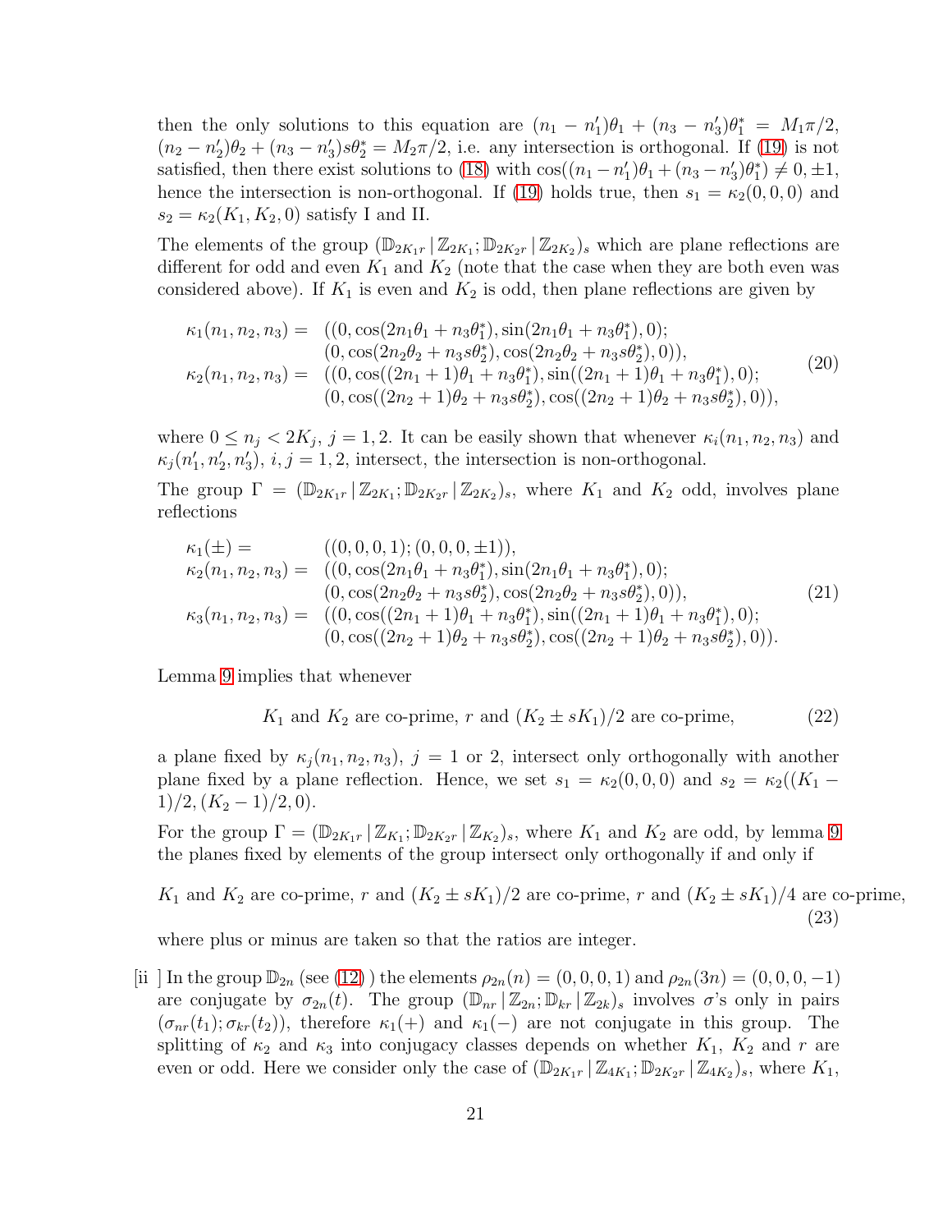then the only solutions to this equation are $(n_1 - n_1')\theta_1 + (n_3 - n_3')\theta_1^* = M_1\pi/2$, $(n_2 - n_2')\theta_2 + (n_3 - n_3')s\theta_2^* = M_2\pi/2$, i.e. any intersection is orthogonal. If (19) is not satisfied, then there exist solutions to (18) with $\cos((n_1 - n_1')\theta_1 + (n_3 - n_3')\theta_1^*) \neq 0, \pm 1$, hence the intersection is non-orthogonal. If (19) holds true, then $s_1 = \kappa_2(0,0,0)$ and $s_2 = \kappa_2(K_1, K_2, 0)$ satisfy I and II.

The elements of the group $(\mathbb{D}_{2K_1r} \,|\, \mathbb{Z}_{2K_1}; \mathbb{D}_{2K_2r} \,|\, \mathbb{Z}_{2K_2})_s$ which are plane reflections are different for odd and even $K_1$ and $K_2$ (note that the case when they are both even was considered above). If $K_1$ is even and $K_2$ is odd, then plane reflections are given by

$$
\begin{array}{ll}
\kappa_1(n_1, n_2, n_3) = & ((0, \cos(2n_1\theta_1 + n_3\theta_1^*), \sin(2n_1\theta_1 + n_3\theta_1^*), 0); \\
& (0, \cos(2n_2\theta_2 + n_3 s\theta_2^*), \cos(2n_2\theta_2 + n_3 s\theta_2^*), 0)), \\
\kappa_2(n_1, n_2, n_3) = & ((0, \cos((2n_1+1)\theta_1 + n_3\theta_1^*), \sin((2n_1+1)\theta_1 + n_3\theta_1^*), 0); \\
& (0, \cos((2n_2+1)\theta_2 + n_3 s\theta_2^*), \cos((2n_2+1)\theta_2 + n_3 s\theta_2^*), 0)),
\end{array}
\tag{20}
$$

where $0 \le n_j < 2K_j$, $j = 1, 2$. It can be easily shown that whenever $\kappa_i(n_1, n_2, n_3)$ and $\kappa_j(n_1', n_2', n_3')$, $i, j = 1, 2$, intersect, the intersection is non-orthogonal.

The group $\Gamma = (\mathbb{D}_{2K_1r} \,|\, \mathbb{Z}_{2K_1}; \mathbb{D}_{2K_2r} \,|\, \mathbb{Z}_{2K_2})_s$, where $K_1$ and $K_2$ odd, involves plane reflections

$$
\begin{array}{ll}
\kappa_1(\pm) = & ((0,0,0,1); (0,0,0,\pm 1)), \\
\kappa_2(n_1, n_2, n_3) = & ((0, \cos(2n_1\theta_1 + n_3\theta_1^*), \sin(2n_1\theta_1 + n_3\theta_1^*), 0); \\
& (0, \cos(2n_2\theta_2 + n_3 s\theta_2^*), \cos(2n_2\theta_2 + n_3 s\theta_2^*), 0)), \\
\kappa_3(n_1, n_2, n_3) = & ((0, \cos((2n_1+1)\theta_1 + n_3\theta_1^*), \sin((2n_1+1)\theta_1 + n_3\theta_1^*), 0); \\
& (0, \cos((2n_2+1)\theta_2 + n_3 s\theta_2^*), \cos((2n_2+1)\theta_2 + n_3 s\theta_2^*), 0)).
\end{array}
\tag{21}
$$

Lemma 9 implies that whenever

$$
K_1 \text{ and } K_2 \text{ are co-prime, } r \text{ and } (K_2 \pm sK_1)/2 \text{ are co-prime,} \tag{22}
$$

a plane fixed by $\kappa_j(n_1, n_2, n_3)$, $j = 1$ or 2, intersect only orthogonally with another plane fixed by a plane reflection. Hence, we set $s_1 = \kappa_2(0,0,0)$ and $s_2 = \kappa_2((K_1 - 1)/2, (K_2 - 1)/2, 0)$.

For the group $\Gamma = (\mathbb{D}_{2K_1r} \,|\, \mathbb{Z}_{K_1}; \mathbb{D}_{2K_2r} \,|\, \mathbb{Z}_{K_2})_s$, where $K_1$ and $K_2$ are odd, by lemma 9 the planes fixed by elements of the group intersect only orthogonally if and only if

$$
K_1 \text{ and } K_2 \text{ are co-prime, } r \text{ and } (K_2 \pm sK_1)/2 \text{ are co-prime, } r \text{ and } (K_2 \pm sK_1)/4 \text{ are co-prime,} \tag{23}
$$

where plus or minus are taken so that the ratios are integer.

[ii ] In the group $\mathbb{D}_{2n}$ (see (12) ) the elements $\rho_{2n}(n) = (0,0,0,1)$ and $\rho_{2n}(3n) = (0,0,0,-1)$ are conjugate by $\sigma_{2n}(t)$. The group $(\mathbb{D}_{nr} \,|\, \mathbb{Z}_{2n}; \mathbb{D}_{kr} \,|\, \mathbb{Z}_{2k})_s$ involves $\sigma$'s only in pairs $(\sigma_{nr}(t_1); \sigma_{kr}(t_2))$, therefore $\kappa_1(+)$ and $\kappa_1(-)$ are not conjugate in this group. The splitting of $\kappa_2$ and $\kappa_3$ into conjugacy classes depends on whether $K_1$, $K_2$ and $r$ are even or odd. Here we consider only the case of $(\mathbb{D}_{2K_1r} \,|\, \mathbb{Z}_{4K_1}; \mathbb{D}_{2K_2r} \,|\, \mathbb{Z}_{4K_2})_s$, where $K_1$,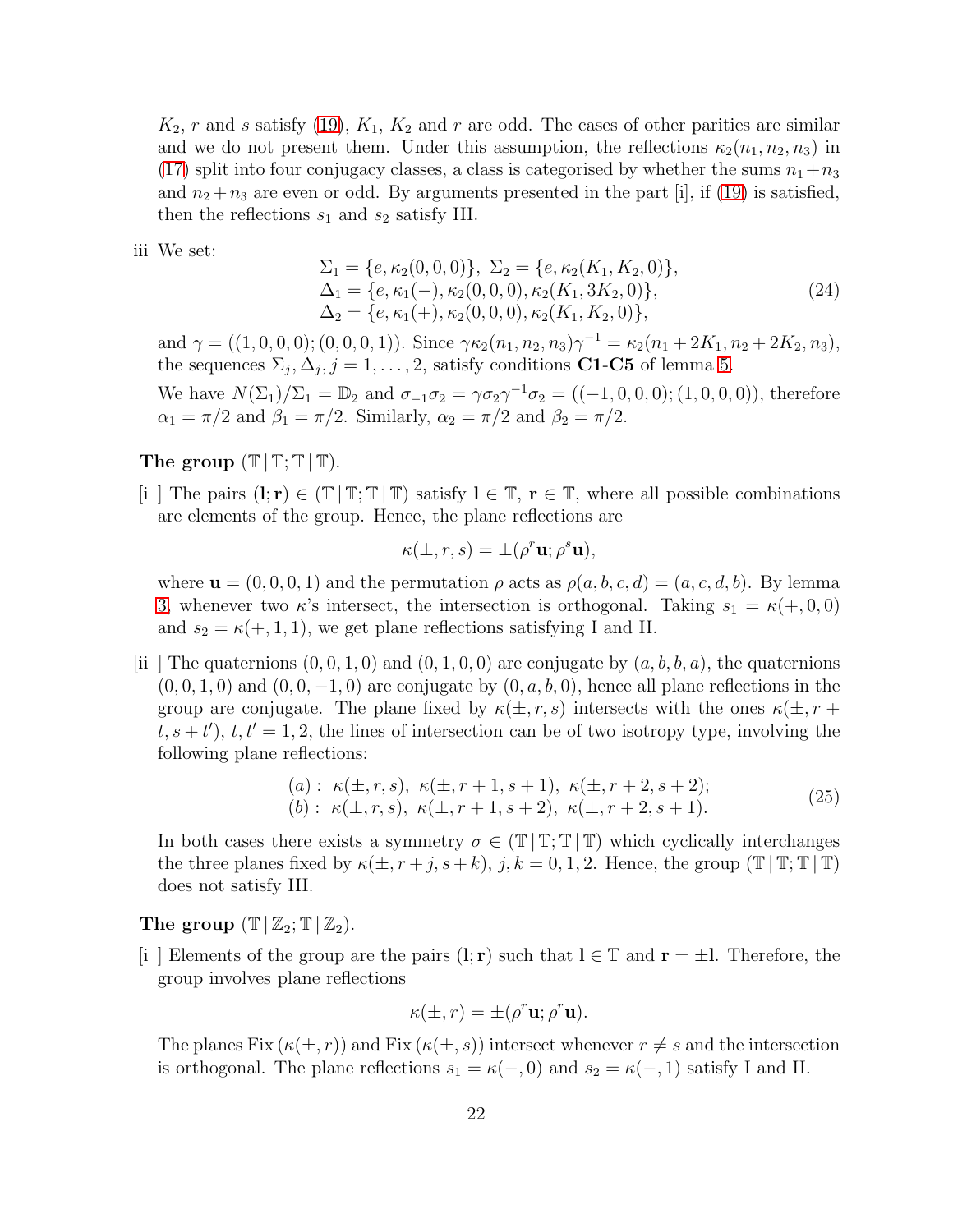$K_2$, $r$ and $s$ satisfy (19), $K_1$, $K_2$ and $r$ are odd. The cases of other parities are similar and we do not present them. Under this assumption, the reflections $\kappa_2(n_1, n_2, n_3)$ in (17) split into four conjugacy classes, a class is categorised by whether the sums $n_1+n_3$ and $n_2+n_3$ are even or odd. By arguments presented in the part [i], if (19) is satisfied, then the reflections $s_1$ and $s_2$ satisfy III.

iii We set:

$$
\begin{array}{c}
\Sigma_1 = \{e, \kappa_2(0,0,0)\},\ \Sigma_2 = \{e, \kappa_2(K_1, K_2, 0)\}, \\
\Delta_1 = \{e, \kappa_1(-), \kappa_2(0,0,0), \kappa_2(K_1, 3K_2, 0)\}, \\
\Delta_2 = \{e, \kappa_1(+), \kappa_2(0,0,0), \kappa_2(K_1, K_2, 0)\},
\end{array}
\tag{24}
$$

and $\gamma = ((1,0,0,0);(0,0,0,1))$. Since $\gamma\kappa_2(n_1,n_2,n_3)\gamma^{-1} = \kappa_2(n_1+2K_1, n_2+2K_2, n_3)$, the sequences $\Sigma_j, \Delta_j$, $j = 1,\ldots,2$, satisfy conditions **C1**-**C5** of lemma 5.

We have $N(\Sigma_1)/\Sigma_1 = \mathbb{D}_2$ and $\sigma_{-1}\sigma_2 = \gamma\sigma_2\gamma^{-1}\sigma_2 = ((-1,0,0,0);(1,0,0,0))$, therefore $\alpha_1 = \pi/2$ and $\beta_1 = \pi/2$. Similarly, $\alpha_2 = \pi/2$ and $\beta_2 = \pi/2$.

**The group $(\mathbb{T}\,|\,\mathbb{T};\mathbb{T}\,|\,\mathbb{T})$.**

[i ] The pairs $(\mathbf{l};\mathbf{r}) \in (\mathbb{T}\,|\,\mathbb{T};\mathbb{T}\,|\,\mathbb{T})$ satisfy $\mathbf{l} \in \mathbb{T}$, $\mathbf{r} \in \mathbb{T}$, where all possible combinations are elements of the group. Hence, the plane reflections are

$$
\kappa(\pm, r, s) = \pm(\rho^r\mathbf{u};\rho^s\mathbf{u}),
$$

where $\mathbf{u} = (0,0,0,1)$ and the permutation $\rho$ acts as $\rho(a,b,c,d) = (a,c,d,b)$. By lemma 3, whenever two $\kappa$'s intersect, the intersection is orthogonal. Taking $s_1 = \kappa(+,0,0)$ and $s_2 = \kappa(+,1,1)$, we get plane reflections satisfying I and II.

[ii ] The quaternions $(0,0,1,0)$ and $(0,1,0,0)$ are conjugate by $(a,b,b,a)$, the quaternions $(0,0,1,0)$ and $(0,0,-1,0)$ are conjugate by $(0,a,b,0)$, hence all plane reflections in the group are conjugate. The plane fixed by $\kappa(\pm,r,s)$ intersects with the ones $\kappa(\pm, r+t, s+t')$, $t,t' = 1,2$, the lines of intersection can be of two isotropy type, involving the following plane reflections:

$$
\begin{array}{l}
(a):\ \kappa(\pm,r,s),\ \kappa(\pm,r+1,s+1),\ \kappa(\pm,r+2,s+2); \\
(b):\ \kappa(\pm,r,s),\ \kappa(\pm,r+1,s+2),\ \kappa(\pm,r+2,s+1).
\end{array}
\tag{25}
$$

In both cases there exists a symmetry $\sigma \in (\mathbb{T}\,|\,\mathbb{T};\mathbb{T}\,|\,\mathbb{T})$ which cyclically interchanges the three planes fixed by $\kappa(\pm, r+j, s+k)$, $j,k = 0,1,2$. Hence, the group $(\mathbb{T}\,|\,\mathbb{T};\mathbb{T}\,|\,\mathbb{T})$ does not satisfy III.

**The group $(\mathbb{T}\,|\,\mathbb{Z}_2;\mathbb{T}\,|\,\mathbb{Z}_2)$.**

[i ] Elements of the group are the pairs $(\mathbf{l};\mathbf{r})$ such that $\mathbf{l} \in \mathbb{T}$ and $\mathbf{r} = \pm\mathbf{l}$. Therefore, the group involves plane reflections

$$
\kappa(\pm, r) = \pm(\rho^r\mathbf{u};\rho^r\mathbf{u}).
$$

The planes $\mathrm{Fix}\,(\kappa(\pm,r))$ and $\mathrm{Fix}\,(\kappa(\pm,s))$ intersect whenever $r \neq s$ and the intersection is orthogonal. The plane reflections $s_1 = \kappa(-,0)$ and $s_2 = \kappa(-,1)$ satisfy I and II.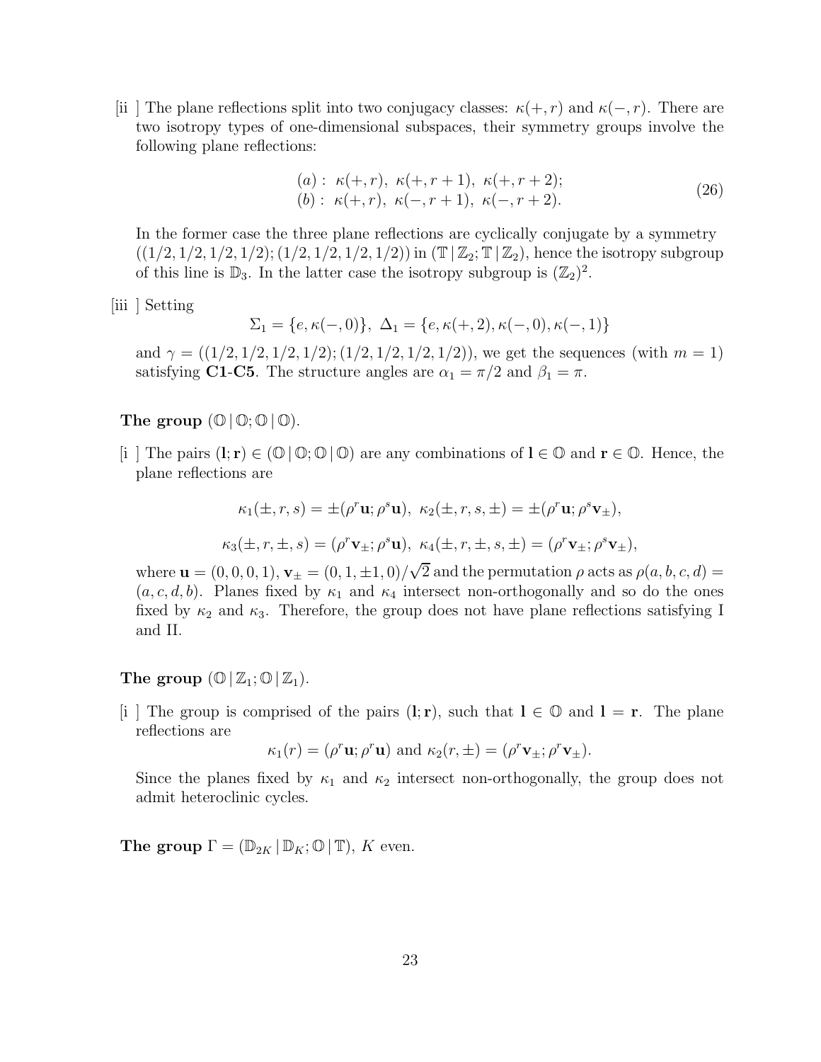[ii ] The plane reflections split into two conjugacy classes: $\kappa(+,r)$ and $\kappa(-,r)$. There are two isotropy types of one-dimensional subspaces, their symmetry groups involve the following plane reflections:

$$
\begin{array}{l}
(a):\ \kappa(+,r),\ \kappa(+,r+1),\ \kappa(+,r+2); \\
(b):\ \kappa(+,r),\ \kappa(-,r+1),\ \kappa(-,r+2).
\end{array}
\tag{26}
$$

In the former case the three plane reflections are cyclically conjugate by a symmetry $((1/2,1/2,1/2,1/2);(1/2,1/2,1/2,1/2))$ in $(\mathbb{T}\,|\,\mathbb{Z}_2;\mathbb{T}\,|\,\mathbb{Z}_2)$, hence the isotropy subgroup of this line is $\mathbb{D}_3$. In the latter case the isotropy subgroup is $(\mathbb{Z}_2)^2$.

[iii ] Setting

$$
\Sigma_1 = \{e, \kappa(-,0)\},\ \Delta_1 = \{e, \kappa(+,2), \kappa(-,0), \kappa(-,1)\}
$$

and $\gamma = ((1/2,1/2,1/2,1/2);(1/2,1/2,1/2,1/2))$, we get the sequences (with $m=1$) satisfying **C1**-**C5**. The structure angles are $\alpha_1 = \pi/2$ and $\beta_1 = \pi$.

**The group $(\mathbb{O}\,|\,\mathbb{O};\mathbb{O}\,|\,\mathbb{O})$.**

[i ] The pairs $(\mathbf{l};\mathbf{r}) \in (\mathbb{O}\,|\,\mathbb{O};\mathbb{O}\,|\,\mathbb{O})$ are any combinations of $\mathbf{l} \in \mathbb{O}$ and $\mathbf{r} \in \mathbb{O}$. Hence, the plane reflections are

$$
\kappa_1(\pm,r,s) = \pm(\rho^r\mathbf{u};\rho^s\mathbf{u}),\ \kappa_2(\pm,r,s,\pm) = \pm(\rho^r\mathbf{u};\rho^s\mathbf{v}_\pm),
$$

$$
\kappa_3(\pm,r,\pm,s) = (\rho^r\mathbf{v}_\pm;\rho^s\mathbf{u}),\ \kappa_4(\pm,r,\pm,s,\pm) = (\rho^r\mathbf{v}_\pm;\rho^s\mathbf{v}_\pm),
$$

where $\mathbf{u} = (0,0,0,1)$, $\mathbf{v}_\pm = (0,1,\pm1,0)/\sqrt{2}$ and the permutation $\rho$ acts as $\rho(a,b,c,d) = (a,c,d,b)$. Planes fixed by $\kappa_1$ and $\kappa_4$ intersect non-orthogonally and so do the ones fixed by $\kappa_2$ and $\kappa_3$. Therefore, the group does not have plane reflections satisfying I and II.

**The group $(\mathbb{O}\,|\,\mathbb{Z}_1;\mathbb{O}\,|\,\mathbb{Z}_1)$.**

[i ] The group is comprised of the pairs $(\mathbf{l};\mathbf{r})$, such that $\mathbf{l} \in \mathbb{O}$ and $\mathbf{l} = \mathbf{r}$. The plane reflections are

$$
\kappa_1(r) = (\rho^r\mathbf{u};\rho^r\mathbf{u}) \text{ and } \kappa_2(r,\pm) = (\rho^r\mathbf{v}_\pm;\rho^r\mathbf{v}_\pm).
$$

Since the planes fixed by $\kappa_1$ and $\kappa_2$ intersect non-orthogonally, the group does not admit heteroclinic cycles.

**The group $\Gamma = (\mathbb{D}_{2K}\,|\,\mathbb{D}_K;\mathbb{O}\,|\,\mathbb{T})$, $K$ even.**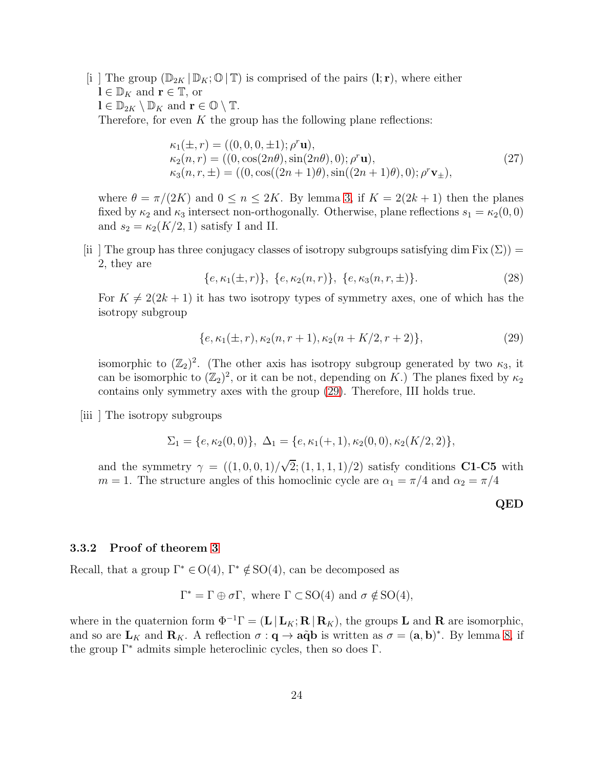[i ] The group $(\mathbb{D}_{2K} \,|\, \mathbb{D}_K; \mathbb{O} \,|\, \mathbb{T})$ is comprised of the pairs $(\mathbf{l}; \mathbf{r})$, where either
$\mathbf{l} \in \mathbb{D}_K$ and $\mathbf{r} \in \mathbb{T}$, or
$\mathbf{l} \in \mathbb{D}_{2K} \setminus \mathbb{D}_K$ and $\mathbf{r} \in \mathbb{O} \setminus \mathbb{T}$.
Therefore, for even $K$ the group has the following plane reflections:

$$
\begin{aligned}
&\kappa_1(\pm, r) = ((0, 0, 0, \pm 1); \rho^r \mathbf{u}),\\
&\kappa_2(n, r) = ((0, \cos(2n\theta), \sin(2n\theta), 0); \rho^r \mathbf{u}),\\
&\kappa_3(n, r, \pm) = ((0, \cos((2n+1)\theta), \sin((2n+1)\theta), 0); \rho^r \mathbf{v}_\pm),
\end{aligned}
\tag{27}
$$

where $\theta = \pi/(2K)$ and $0 \le n \le 2K$. By lemma 3, if $K = 2(2k+1)$ then the planes fixed by $\kappa_2$ and $\kappa_3$ intersect non-orthogonally. Otherwise, plane reflections $s_1 = \kappa_2(0, 0)$ and $s_2 = \kappa_2(K/2, 1)$ satisfy I and II.

[ii ] The group has three conjugacy classes of isotropy subgroups satisfying $\dim \mathrm{Fix}\,(\Sigma)) = 2$, they are

$$
\{e, \kappa_1(\pm, r)\},\ \{e, \kappa_2(n, r)\},\ \{e, \kappa_3(n, r, \pm)\}. \tag{28}
$$

For $K \ne 2(2k+1)$ it has two isotropy types of symmetry axes, one of which has the isotropy subgroup

$$
\{e, \kappa_1(\pm, r), \kappa_2(n, r+1), \kappa_2(n + K/2, r+2)\}, \tag{29}
$$

isomorphic to $(\mathbb{Z}_2)^2$. (The other axis has isotropy subgroup generated by two $\kappa_3$, it can be isomorphic to $(\mathbb{Z}_2)^2$, or it can be not, depending on $K$.) The planes fixed by $\kappa_2$ contains only symmetry axes with the group (29). Therefore, III holds true.

[iii ] The isotropy subgroups

$$
\Sigma_1 = \{e, \kappa_2(0, 0)\},\ \Delta_1 = \{e, \kappa_1(+, 1), \kappa_2(0, 0), \kappa_2(K/2, 2)\},
$$

and the symmetry $\gamma = ((1, 0, 0, 1)/\sqrt{2}; (1, 1, 1, 1)/2)$ satisfy conditions **C1**-**C5** with $m = 1$. The structure angles of this homoclinic cycle are $\alpha_1 = \pi/4$ and $\alpha_2 = \pi/4$

**QED**

### 3.3.2 Proof of theorem 3

Recall, that a group $\Gamma^* \in \mathrm{O}(4)$, $\Gamma^* \notin \mathrm{SO}(4)$, can be decomposed as

$$
\Gamma^* = \Gamma \oplus \sigma\Gamma, \text{ where } \Gamma \subset \mathrm{SO}(4) \text{ and } \sigma \notin \mathrm{SO}(4),
$$

where in the quaternion form $\Phi^{-1}\Gamma = (\mathbf{L} \,|\, \mathbf{L}_K; \mathbf{R} \,|\, \mathbf{R}_K)$, the groups $\mathbf{L}$ and $\mathbf{R}$ are isomorphic, and so are $\mathbf{L}_K$ and $\mathbf{R}_K$. A reflection $\sigma : \mathbf{q} \to \mathbf{a}\tilde{\mathbf{q}}\mathbf{b}$ is written as $\sigma = (\mathbf{a}, \mathbf{b})^*$. By lemma 8, if the group $\Gamma^*$ admits simple heteroclinic cycles, then so does $\Gamma$.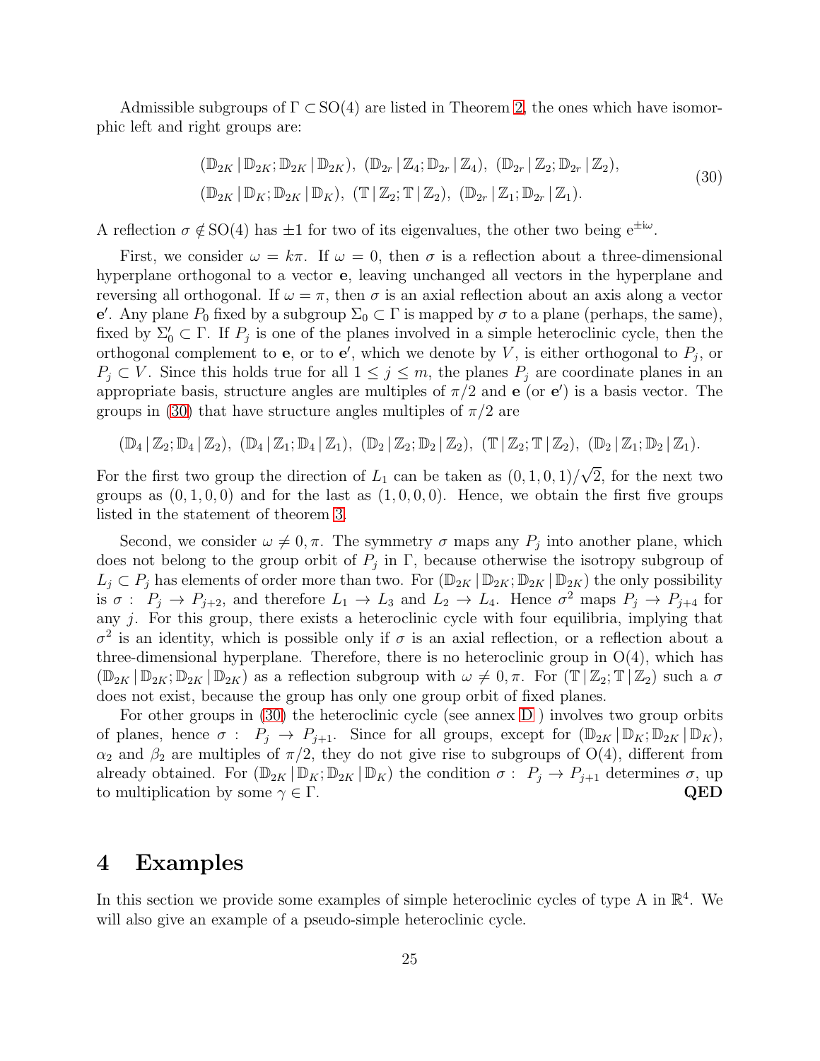Admissible subgroups of $\Gamma \subset \mathrm{SO}(4)$ are listed in Theorem 2, the ones which have isomorphic left and right groups are:

$$
\begin{array}{l}
(\mathbb{D}_{2K}\,|\,\mathbb{D}_{2K};\mathbb{D}_{2K}\,|\,\mathbb{D}_{2K}),\ (\mathbb{D}_{2r}\,|\,\mathbb{Z}_4;\mathbb{D}_{2r}\,|\,\mathbb{Z}_4),\ (\mathbb{D}_{2r}\,|\,\mathbb{Z}_2;\mathbb{D}_{2r}\,|\,\mathbb{Z}_2),\\
(\mathbb{D}_{2K}\,|\,\mathbb{D}_K;\mathbb{D}_{2K}\,|\,\mathbb{D}_K),\ (\mathbb{T}\,|\,\mathbb{Z}_2;\mathbb{T}\,|\,\mathbb{Z}_2),\ (\mathbb{D}_{2r}\,|\,\mathbb{Z}_1;\mathbb{D}_{2r}\,|\,\mathbb{Z}_1).
\end{array}
\tag{30}
$$

A reflection $\sigma \notin \mathrm{SO}(4)$ has $\pm 1$ for two of its eigenvalues, the other two being $\mathrm{e}^{\pm \mathrm{i}\omega}$.

First, we consider $\omega = k\pi$. If $\omega = 0$, then $\sigma$ is a reflection about a three-dimensional hyperplane orthogonal to a vector $\mathbf{e}$, leaving unchanged all vectors in the hyperplane and reversing all orthogonal. If $\omega = \pi$, then $\sigma$ is an axial reflection about an axis along a vector $\mathbf{e}'$. Any plane $P_0$ fixed by a subgroup $\Sigma_0 \subset \Gamma$ is mapped by $\sigma$ to a plane (perhaps, the same), fixed by $\Sigma_0' \subset \Gamma$. If $P_j$ is one of the planes involved in a simple heteroclinic cycle, then the orthogonal complement to $\mathbf{e}$, or to $\mathbf{e}'$, which we denote by $V$, is either orthogonal to $P_j$, or $P_j \subset V$. Since this holds true for all $1 \le j \le m$, the planes $P_j$ are coordinate planes in an appropriate basis, structure angles are multiples of $\pi/2$ and $\mathbf{e}$ (or $\mathbf{e}'$) is a basis vector. The groups in (30) that have structure angles multiples of $\pi/2$ are

$$
(\mathbb{D}_4\,|\,\mathbb{Z}_2;\mathbb{D}_4\,|\,\mathbb{Z}_2),\ (\mathbb{D}_4\,|\,\mathbb{Z}_1;\mathbb{D}_4\,|\,\mathbb{Z}_1),\ (\mathbb{D}_2\,|\,\mathbb{Z}_2;\mathbb{D}_2\,|\,\mathbb{Z}_2),\ (\mathbb{T}\,|\,\mathbb{Z}_2;\mathbb{T}\,|\,\mathbb{Z}_2),\ (\mathbb{D}_2\,|\,\mathbb{Z}_1;\mathbb{D}_2\,|\,\mathbb{Z}_1).
$$

For the first two group the direction of $L_1$ can be taken as $(0,1,0,1)/\sqrt{2}$, for the next two groups as $(0,1,0,0)$ and for the last as $(1,0,0,0)$. Hence, we obtain the first five groups listed in the statement of theorem 3.

Second, we consider $\omega \neq 0, \pi$. The symmetry $\sigma$ maps any $P_j$ into another plane, which does not belong to the group orbit of $P_j$ in $\Gamma$, because otherwise the isotropy subgroup of $L_j \subset P_j$ has elements of order more than two. For $(\mathbb{D}_{2K}\,|\,\mathbb{D}_{2K};\mathbb{D}_{2K}\,|\,\mathbb{D}_{2K})$ the only possibility is $\sigma:\ P_j \to P_{j+2}$, and therefore $L_1 \to L_3$ and $L_2 \to L_4$. Hence $\sigma^2$ maps $P_j \to P_{j+4}$ for any $j$. For this group, there exists a heteroclinic cycle with four equilibria, implying that $\sigma^2$ is an identity, which is possible only if $\sigma$ is an axial reflection, or a reflection about a three-dimensional hyperplane. Therefore, there is no heteroclinic group in $\mathrm{O}(4)$, which has $(\mathbb{D}_{2K}\,|\,\mathbb{D}_{2K};\mathbb{D}_{2K}\,|\,\mathbb{D}_{2K})$ as a reflection subgroup with $\omega \neq 0, \pi$. For $(\mathbb{T}\,|\,\mathbb{Z}_2;\mathbb{T}\,|\,\mathbb{Z}_2)$ such a $\sigma$ does not exist, because the group has only one group orbit of fixed planes.

For other groups in (30) the heteroclinic cycle (see annex D ) involves two group orbits of planes, hence $\sigma:\ P_j \to P_{j+1}$. Since for all groups, except for $(\mathbb{D}_{2K}\,|\,\mathbb{D}_K;\mathbb{D}_{2K}\,|\,\mathbb{D}_K)$, $\alpha_2$ and $\beta_2$ are multiples of $\pi/2$, they do not give rise to subgroups of $\mathrm{O}(4)$, different from already obtained. For $(\mathbb{D}_{2K}\,|\,\mathbb{D}_K;\mathbb{D}_{2K}\,|\,\mathbb{D}_K)$ the condition $\sigma:\ P_j \to P_{j+1}$ determines $\sigma$, up to multiplication by some $\gamma \in \Gamma$. **QED**

# 4 Examples

In this section we provide some examples of simple heteroclinic cycles of type A in $\mathbb{R}^4$. We will also give an example of a pseudo-simple heteroclinic cycle.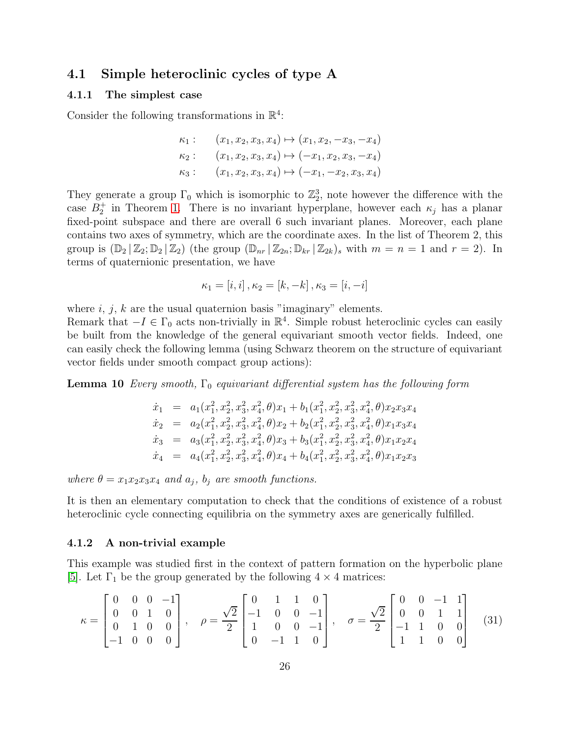### 4.1 Simple heteroclinic cycles of type A

#### 4.1.1 The simplest case

Consider the following transformations in $\mathbb{R}^4$:

$$
\begin{aligned}
\kappa_1 : &\quad (x_1, x_2, x_3, x_4) \mapsto (x_1, x_2, -x_3, -x_4) \\
\kappa_2 : &\quad (x_1, x_2, x_3, x_4) \mapsto (-x_1, x_2, x_3, -x_4) \\
\kappa_3 : &\quad (x_1, x_2, x_3, x_4) \mapsto (-x_1, -x_2, x_3, x_4)
\end{aligned}
$$

They generate a group $\Gamma_0$ which is isomorphic to $\mathbb{Z}_2^3$, note however the difference with the case $B_2^+$ in Theorem 1. There is no invariant hyperplane, however each $\kappa_j$ has a planar fixed-point subspace and there are overall 6 such invariant planes. Moreover, each plane contains two axes of symmetry, which are the coordinate axes. In the list of Theorem 2, this group is $(\mathbb{D}_2 \,|\, \mathbb{Z}_2; \mathbb{D}_2 \,|\, \mathbb{Z}_2)$ (the group $(\mathbb{D}_{nr} \,|\, \mathbb{Z}_{2n}; \mathbb{D}_{kr} \,|\, \mathbb{Z}_{2k})_s$ with $m = n = 1$ and $r = 2$). In terms of quaternionic presentation, we have

$$
\kappa_1 = [i, i]\,, \kappa_2 = [k, -k]\,, \kappa_3 = [i, -i]
$$

where $i$, $j$, $k$ are the usual quaternion basis "imaginary" elements.
Remark that $-I \in \Gamma_0$ acts non-trivially in $\mathbb{R}^4$. Simple robust heteroclinic cycles can easily be built from the knowledge of the general equivariant smooth vector fields. Indeed, one can easily check the following lemma (using Schwarz theorem on the structure of equivariant vector fields under smooth compact group actions):

**Lemma 10** *Every smooth, $\Gamma_0$ equivariant differential system has the following form*

$$
\begin{aligned}
\dot{x}_1 &= a_1(x_1^2, x_2^2, x_3^2, x_4^2, \theta)x_1 + b_1(x_1^2, x_2^2, x_3^2, x_4^2, \theta)x_2 x_3 x_4 \\
\dot{x}_2 &= a_2(x_1^2, x_2^2, x_3^2, x_4^2, \theta)x_2 + b_2(x_1^2, x_2^2, x_3^2, x_4^2, \theta)x_1 x_3 x_4 \\
\dot{x}_3 &= a_3(x_1^2, x_2^2, x_3^2, x_4^2, \theta)x_3 + b_3(x_1^2, x_2^2, x_3^2, x_4^2, \theta)x_1 x_2 x_4 \\
\dot{x}_4 &= a_4(x_1^2, x_2^2, x_3^2, x_4^2, \theta)x_4 + b_4(x_1^2, x_2^2, x_3^2, x_4^2, \theta)x_1 x_2 x_3
\end{aligned}
$$

*where $\theta = x_1 x_2 x_3 x_4$ and $a_j$, $b_j$ are smooth functions.*

It is then an elementary computation to check that the conditions of existence of a robust heteroclinic cycle connecting equilibria on the symmetry axes are generically fulfilled.

#### 4.1.2 A non-trivial example

This example was studied first in the context of pattern formation on the hyperbolic plane [5]. Let $\Gamma_1$ be the group generated by the following $4 \times 4$ matrices:

$$
\kappa = \begin{bmatrix} 0 & 0 & 0 & -1 \\ 0 & 0 & 1 & 0 \\ 0 & 1 & 0 & 0 \\ -1 & 0 & 0 & 0 \end{bmatrix}, \quad \rho = \frac{\sqrt{2}}{2} \begin{bmatrix} 0 & 1 & 1 & 0 \\ -1 & 0 & 0 & -1 \\ 1 & 0 & 0 & -1 \\ 0 & -1 & 1 & 0 \end{bmatrix}, \quad \sigma = \frac{\sqrt{2}}{2} \begin{bmatrix} 0 & 0 & -1 & 1 \\ 0 & 0 & 1 & 1 \\ -1 & 1 & 0 & 0 \\ 1 & 1 & 0 & 0 \end{bmatrix} \tag{31}
$$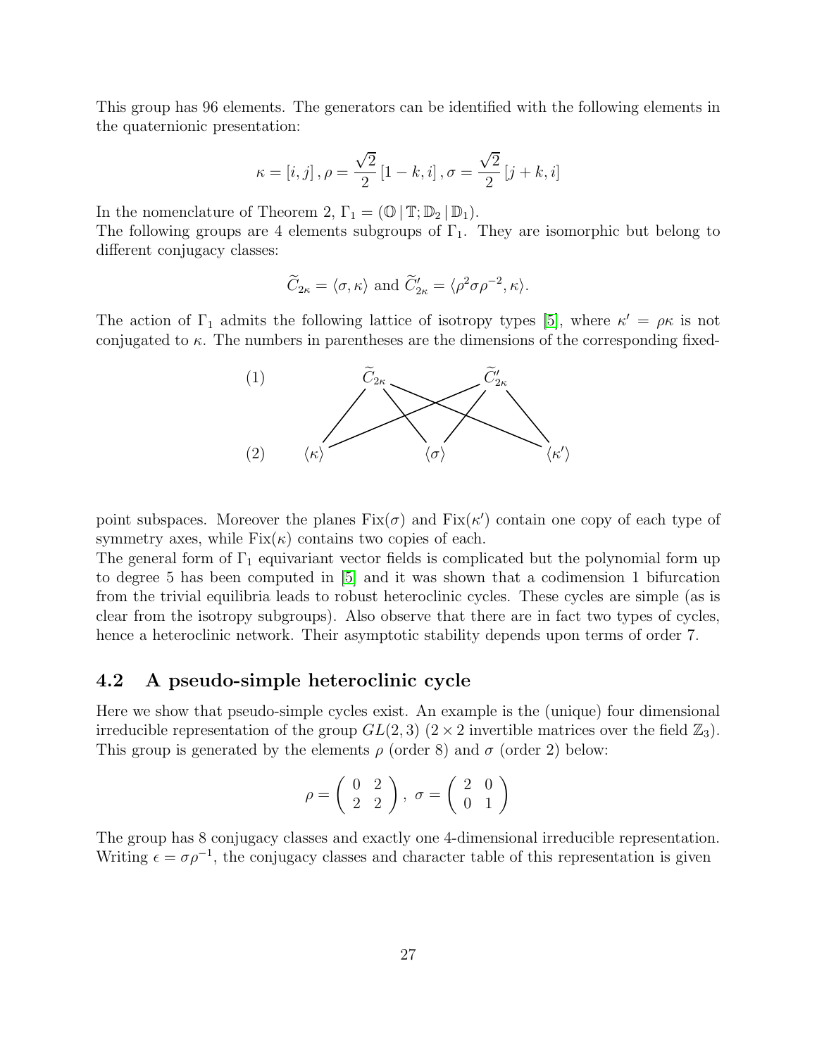This group has 96 elements. The generators can be identified with the following elements in the quaternionic presentation:

$$\kappa = [i, j]\,, \rho = \frac{\sqrt{2}}{2}\,[1 - k, i]\,, \sigma = \frac{\sqrt{2}}{2}\,[j + k, i]$$

In the nomenclature of Theorem 2, $\Gamma_1 = (\mathbb{O}\,|\,\mathbb{T}; \mathbb{D}_2\,|\,\mathbb{D}_1)$.
The following groups are 4 elements subgroups of $\Gamma_1$. They are isomorphic but belong to different conjugacy classes:

$$\widetilde{C}_{2\kappa} = \langle \sigma, \kappa \rangle \text{ and } \widetilde{C}'_{2\kappa} = \langle \rho^2 \sigma \rho^{-2}, \kappa \rangle.$$

The action of $\Gamma_1$ admits the following lattice of isotropy types [5], where $\kappa' = \rho\kappa$ is not conjugated to $\kappa$. The numbers in parentheses are the dimensions of the corresponding fixed-point subspaces.

| | | | |
|---|---|---|---|
| (1) | $\widetilde{C}_{2\kappa}$ | | $\widetilde{C}'_{2\kappa}$ |
| (2) | $\langle\kappa\rangle$ | $\langle\sigma\rangle$ | $\langle\kappa'\rangle$ |

(Each of $\widetilde{C}_{2\kappa}$ and $\widetilde{C}'_{2\kappa}$ is connected to each of $\langle\kappa\rangle$, $\langle\sigma\rangle$, $\langle\kappa'\rangle$.)

Moreover the planes $\mathrm{Fix}(\sigma)$ and $\mathrm{Fix}(\kappa')$ contain one copy of each type of symmetry axes, while $\mathrm{Fix}(\kappa)$ contains two copies of each.
The general form of $\Gamma_1$ equivariant vector fields is complicated but the polynomial form up to degree 5 has been computed in [5] and it was shown that a codimension 1 bifurcation from the trivial equilibria leads to robust heteroclinic cycles. These cycles are simple (as is clear from the isotropy subgroups). Also observe that there are in fact two types of cycles, hence a heteroclinic network. Their asymptotic stability depends upon terms of order 7.

### 4.2 A pseudo-simple heteroclinic cycle

Here we show that pseudo-simple cycles exist. An example is the (unique) four dimensional irreducible representation of the group $GL(2,3)$ ($2 \times 2$ invertible matrices over the field $\mathbb{Z}_3$). This group is generated by the elements $\rho$ (order 8) and $\sigma$ (order 2) below:

$$\rho = \begin{pmatrix} 0 & 2 \\ 2 & 2 \end{pmatrix},\ \sigma = \begin{pmatrix} 2 & 0 \\ 0 & 1 \end{pmatrix}$$

The group has 8 conjugacy classes and exactly one 4-dimensional irreducible representation. Writing $\epsilon = \sigma\rho^{-1}$, the conjugacy classes and character table of this representation is given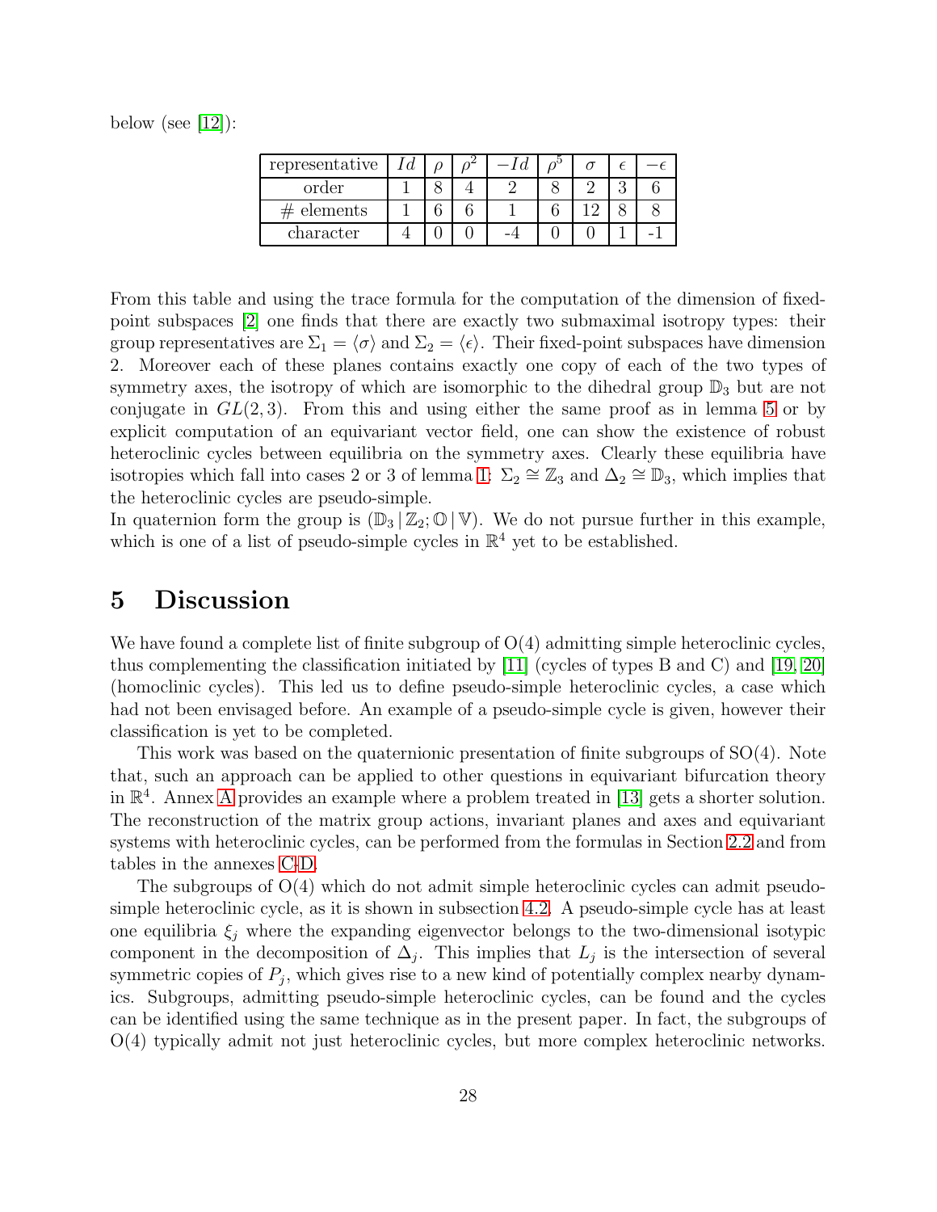below (see [12]):

| representative | $Id$ | $\rho$ | $\rho^2$ | $-Id$ | $\rho^5$ | $\sigma$ | $\epsilon$ | $-\epsilon$ |
|---|---|---|---|---|---|---|---|---|
| order | 1 | 8 | 4 | 2 | 8 | 2 | 3 | 6 |
| # elements | 1 | 6 | 6 | 1 | 6 | 12 | 8 | 8 |
| character | 4 | 0 | 0 | -4 | 0 | 0 | 1 | -1 |

From this table and using the trace formula for the computation of the dimension of fixed-point subspaces [2] one finds that there are exactly two submaximal isotropy types: their group representatives are $\Sigma_1 = \langle\sigma\rangle$ and $\Sigma_2 = \langle\epsilon\rangle$. Their fixed-point subspaces have dimension 2. Moreover each of these planes contains exactly one copy of each of the two types of symmetry axes, the isotropy of which are isomorphic to the dihedral group $\mathbb{D}_3$ but are not conjugate in $GL(2,3)$. From this and using either the same proof as in lemma 5 or by explicit computation of an equivariant vector field, one can show the existence of robust heteroclinic cycles between equilibria on the symmetry axes. Clearly these equilibria have isotropies which fall into cases 2 or 3 of lemma 1: $\Sigma_2 \cong \mathbb{Z}_3$ and $\Delta_2 \cong \mathbb{D}_3$, which implies that the heteroclinic cycles are pseudo-simple.
In quaternion form the group is $(\mathbb{D}_3\,|\,\mathbb{Z}_2;\mathbb{O}\,|\,\mathbb{V})$. We do not pursue further in this example, which is one of a list of pseudo-simple cycles in $\mathbb{R}^4$ yet to be established.

# 5 Discussion

We have found a complete list of finite subgroup of O(4) admitting simple heteroclinic cycles, thus complementing the classification initiated by [11] (cycles of types B and C) and [19, 20] (homoclinic cycles). This led us to define pseudo-simple heteroclinic cycles, a case which had not been envisaged before. An example of a pseudo-simple cycle is given, however their classification is yet to be completed.

This work was based on the quaternionic presentation of finite subgroups of SO(4). Note that, such an approach can be applied to other questions in equivariant bifurcation theory in $\mathbb{R}^4$. Annex A provides an example where a problem treated in [13] gets a shorter solution. The reconstruction of the matrix group actions, invariant planes and axes and equivariant systems with heteroclinic cycles, can be performed from the formulas in Section 2.2 and from tables in the annexes C-D.

The subgroups of O(4) which do not admit simple heteroclinic cycles can admit pseudo-simple heteroclinic cycle, as it is shown in subsection 4.2. A pseudo-simple cycle has at least one equilibria $\xi_j$ where the expanding eigenvector belongs to the two-dimensional isotypic component in the decomposition of $\Delta_j$. This implies that $L_j$ is the intersection of several symmetric copies of $P_j$, which gives rise to a new kind of potentially complex nearby dynamics. Subgroups, admitting pseudo-simple heteroclinic cycles, can be found and the cycles can be identified using the same technique as in the present paper. In fact, the subgroups of O(4) typically admit not just heteroclinic cycles, but more complex heteroclinic networks.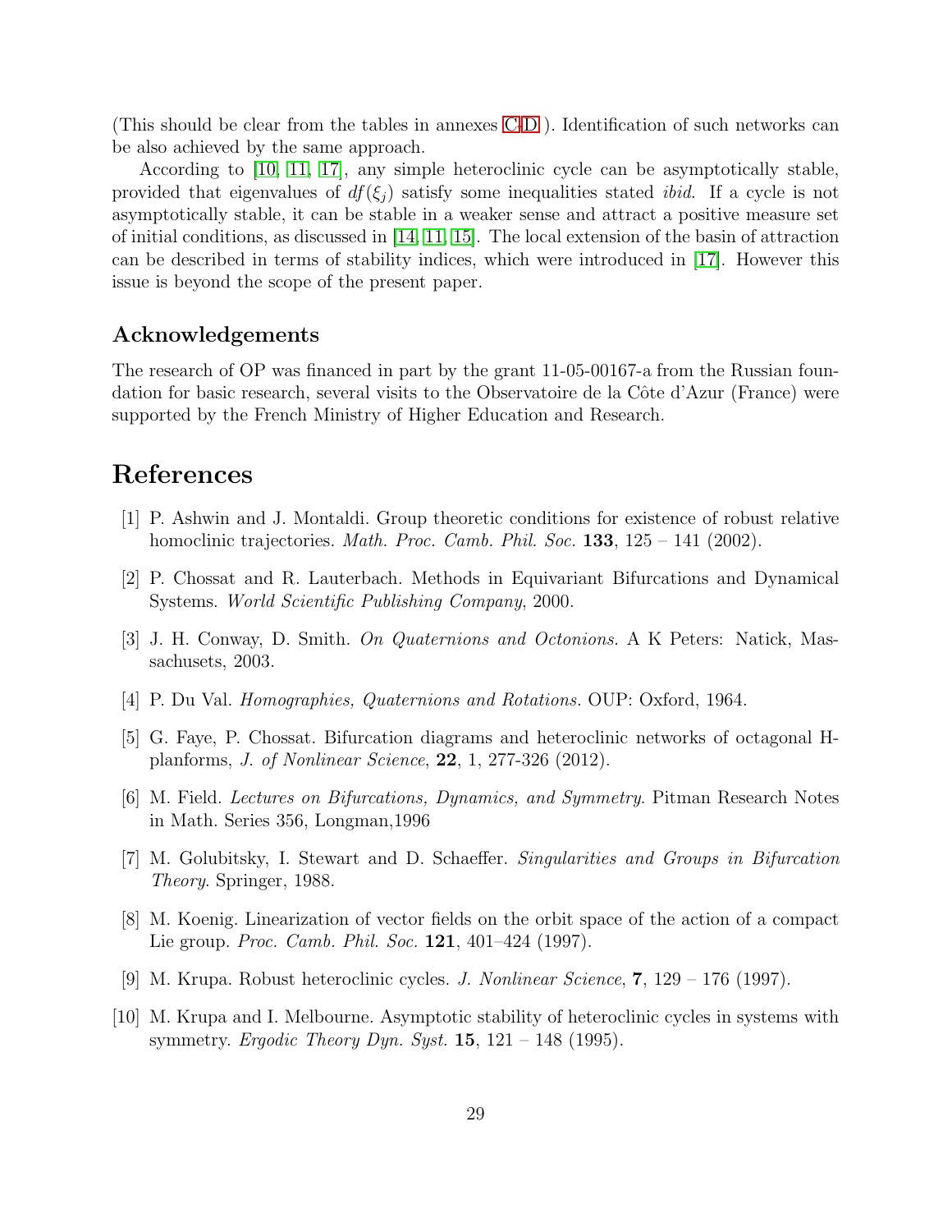(This should be clear from the tables in annexes C-D ). Identification of such networks can be also achieved by the same approach.

According to [10, 11, 17], any simple heteroclinic cycle can be asymptotically stable, provided that eigenvalues of $df(\xi_j)$ satisfy some inequalities stated *ibid*. If a cycle is not asymptotically stable, it can be stable in a weaker sense and attract a positive measure set of initial conditions, as discussed in [14, 11, 15]. The local extension of the basin of attraction can be described in terms of stability indices, which were introduced in [17]. However this issue is beyond the scope of the present paper.

## Acknowledgements

The research of OP was financed in part by the grant 11-05-00167-a from the Russian foundation for basic research, several visits to the Observatoire de la Côte d'Azur (France) were supported by the French Ministry of Higher Education and Research.

# References

[1] P. Ashwin and J. Montaldi. Group theoretic conditions for existence of robust relative homoclinic trajectories. *Math. Proc. Camb. Phil. Soc.* **133**, 125 – 141 (2002).

[2] P. Chossat and R. Lauterbach. Methods in Equivariant Bifurcations and Dynamical Systems. *World Scientific Publishing Company*, 2000.

[3] J. H. Conway, D. Smith. *On Quaternions and Octonions.* A K Peters: Natick, Massachusetts, 2003.

[4] P. Du Val. *Homographies, Quaternions and Rotations.* OUP: Oxford, 1964.

[5] G. Faye, P. Chossat. Bifurcation diagrams and heteroclinic networks of octagonal H-planforms, *J. of Nonlinear Science*, **22**, 1, 277-326 (2012).

[6] M. Field. *Lectures on Bifurcations, Dynamics, and Symmetry.* Pitman Research Notes in Math. Series 356, Longman,1996

[7] M. Golubitsky, I. Stewart and D. Schaeffer. *Singularities and Groups in Bifurcation Theory.* Springer, 1988.

[8] M. Koenig. Linearization of vector fields on the orbit space of the action of a compact Lie group. *Proc. Camb. Phil. Soc.* **121**, 401–424 (1997).

[9] M. Krupa. Robust heteroclinic cycles. *J. Nonlinear Science*, **7**, 129 – 176 (1997).

[10] M. Krupa and I. Melbourne. Asymptotic stability of heteroclinic cycles in systems with symmetry. *Ergodic Theory Dyn. Syst.* **15**, 121 – 148 (1995).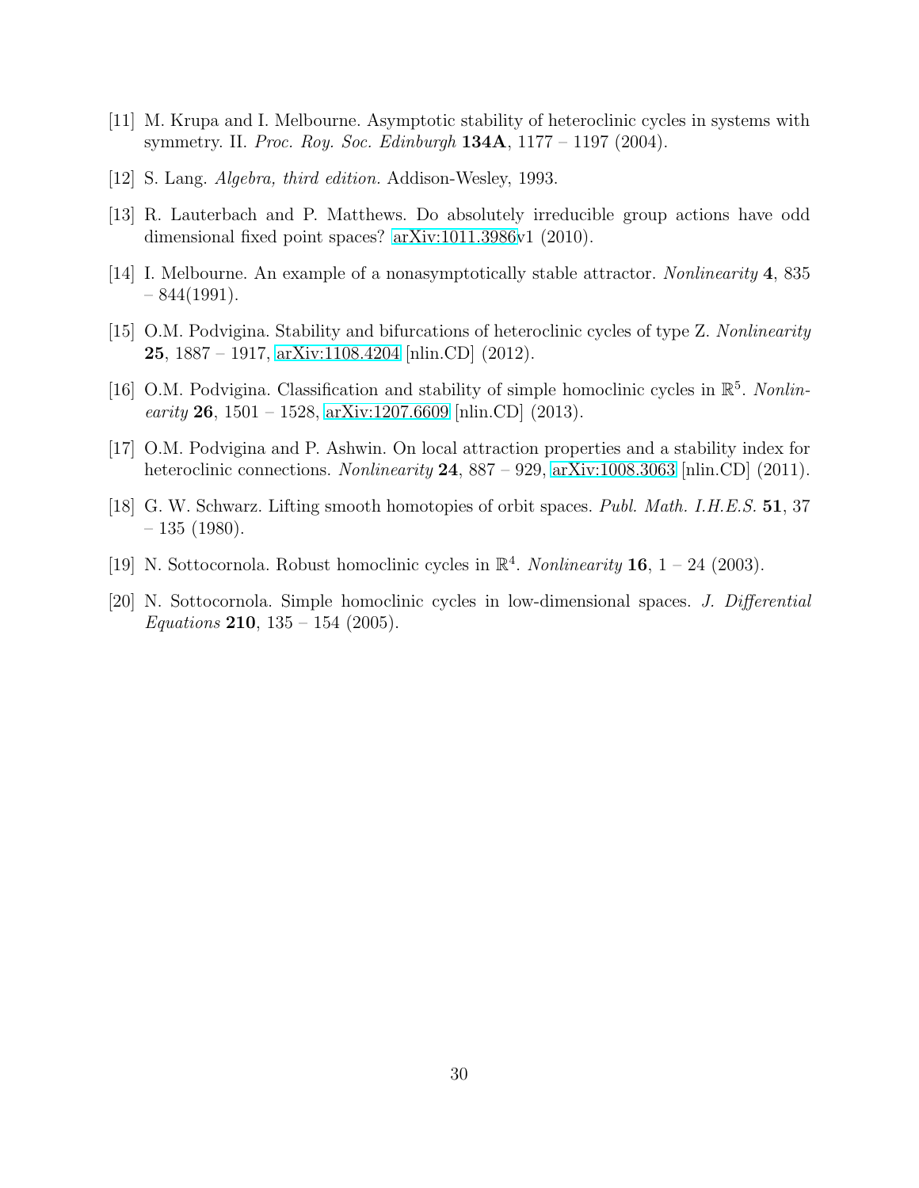[11] M. Krupa and I. Melbourne. Asymptotic stability of heteroclinic cycles in systems with symmetry. II. *Proc. Roy. Soc. Edinburgh* **134A**, 1177 – 1197 (2004).

[12] S. Lang. *Algebra, third edition.* Addison-Wesley, 1993.

[13] R. Lauterbach and P. Matthews. Do absolutely irreducible group actions have odd dimensional fixed point spaces? arXiv:1011.3986v1 (2010).

[14] I. Melbourne. An example of a nonasymptotically stable attractor. *Nonlinearity* **4**, 835 – 844(1991).

[15] O.M. Podvigina. Stability and bifurcations of heteroclinic cycles of type Z. *Nonlinearity* **25**, 1887 – 1917, arXiv:1108.4204 [nlin.CD] (2012).

[16] O.M. Podvigina. Classification and stability of simple homoclinic cycles in $\mathbb{R}^5$. *Nonlinearity* **26**, 1501 – 1528, arXiv:1207.6609 [nlin.CD] (2013).

[17] O.M. Podvigina and P. Ashwin. On local attraction properties and a stability index for heteroclinic connections. *Nonlinearity* **24**, 887 – 929, arXiv:1008.3063 [nlin.CD] (2011).

[18] G. W. Schwarz. Lifting smooth homotopies of orbit spaces. *Publ. Math. I.H.E.S.* **51**, 37 – 135 (1980).

[19] N. Sottocornola. Robust homoclinic cycles in $\mathbb{R}^4$. *Nonlinearity* **16**, 1 – 24 (2003).

[20] N. Sottocornola. Simple homoclinic cycles in low-dimensional spaces. *J. Differential Equations* **210**, 135 – 154 (2005).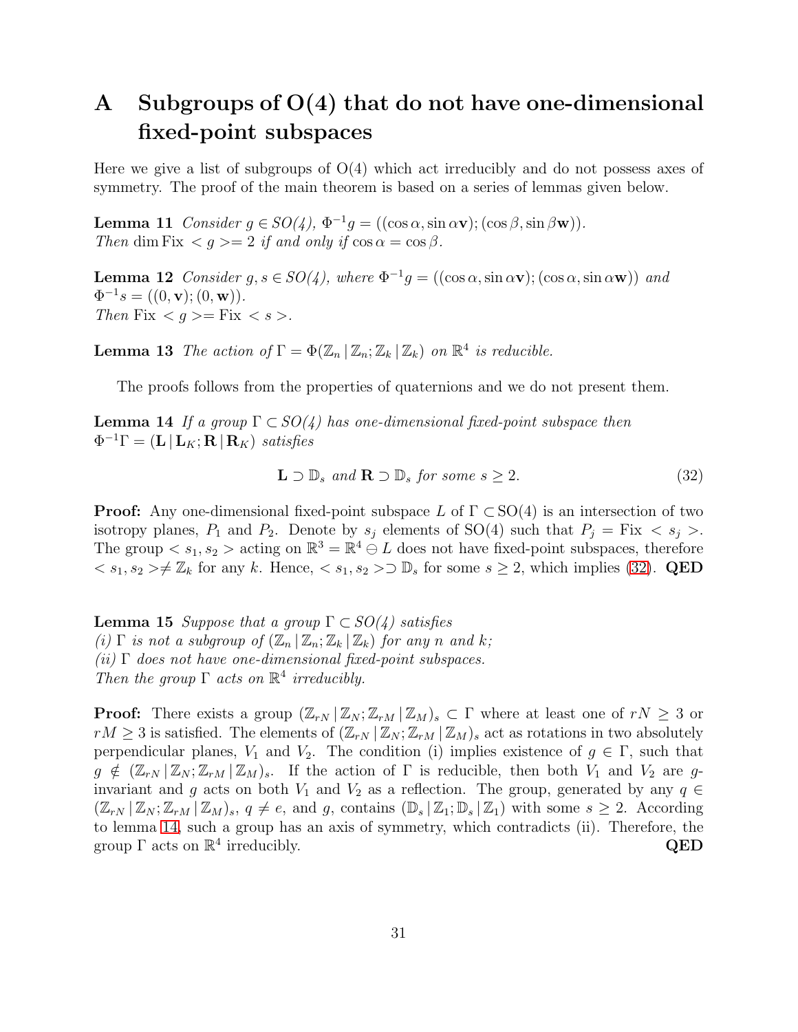# A Subgroups of O(4) that do not have one-dimensional fixed-point subspaces

Here we give a list of subgroups of O(4) which act irreducibly and do not possess axes of symmetry. The proof of the main theorem is based on a series of lemmas given below.

**Lemma 11** *Consider $g \in SO(4)$, $\Phi^{-1}g = ((\cos\alpha, \sin\alpha\mathbf{v}); (\cos\beta, \sin\beta\mathbf{w}))$.*
*Then* $\dim \mathrm{Fix} < g >= 2$ *if and only if* $\cos\alpha = \cos\beta$.

**Lemma 12** *Consider $g, s \in SO(4)$, where $\Phi^{-1}g = ((\cos\alpha, \sin\alpha\mathbf{v}); (\cos\alpha, \sin\alpha\mathbf{w}))$ and $\Phi^{-1}s = ((0, \mathbf{v}); (0, \mathbf{w}))$.*
*Then* $\mathrm{Fix} < g >= \mathrm{Fix} < s >$.

**Lemma 13** *The action of $\Gamma = \Phi(\mathbb{Z}_n \,|\, \mathbb{Z}_n; \mathbb{Z}_k \,|\, \mathbb{Z}_k)$ on $\mathbb{R}^4$ is reducible.*

The proofs follows from the properties of quaternions and we do not present them.

**Lemma 14** *If a group $\Gamma \subset SO(4)$ has one-dimensional fixed-point subspace then $\Phi^{-1}\Gamma = (\mathbf{L} \,|\, \mathbf{L}_K; \mathbf{R} \,|\, \mathbf{R}_K)$ satisfies*

$$\mathbf{L} \supset \mathbb{D}_s \text{ and } \mathbf{R} \supset \mathbb{D}_s \text{ for some } s \geq 2. \tag{32}$$

**Proof:** Any one-dimensional fixed-point subspace $L$ of $\Gamma \subset \mathrm{SO}(4)$ is an intersection of two isotropy planes, $P_1$ and $P_2$. Denote by $s_j$ elements of SO(4) such that $P_j = \mathrm{Fix} < s_j >$. The group $< s_1, s_2 >$ acting on $\mathbb{R}^3 = \mathbb{R}^4 \ominus L$ does not have fixed-point subspaces, therefore $< s_1, s_2 > \neq \mathbb{Z}_k$ for any $k$. Hence, $< s_1, s_2 > \supset \mathbb{D}_s$ for some $s \geq 2$, which implies (32). **QED**

**Lemma 15** *Suppose that a group $\Gamma \subset SO(4)$ satisfies*
*(i) $\Gamma$ is not a subgroup of $(\mathbb{Z}_n \,|\, \mathbb{Z}_n; \mathbb{Z}_k \,|\, \mathbb{Z}_k)$ for any $n$ and $k$;*
*(ii) $\Gamma$ does not have one-dimensional fixed-point subspaces.*
*Then the group $\Gamma$ acts on $\mathbb{R}^4$ irreducibly.*

**Proof:** There exists a group $(\mathbb{Z}_{rN} \,|\, \mathbb{Z}_N; \mathbb{Z}_{rM} \,|\, \mathbb{Z}_M)_s \subset \Gamma$ where at least one of $rN \geq 3$ or $rM \geq 3$ is satisfied. The elements of $(\mathbb{Z}_{rN} \,|\, \mathbb{Z}_N; \mathbb{Z}_{rM} \,|\, \mathbb{Z}_M)_s$ act as rotations in two absolutely perpendicular planes, $V_1$ and $V_2$. The condition (i) implies existence of $g \in \Gamma$, such that $g \notin (\mathbb{Z}_{rN} \,|\, \mathbb{Z}_N; \mathbb{Z}_{rM} \,|\, \mathbb{Z}_M)_s$. If the action of $\Gamma$ is reducible, then both $V_1$ and $V_2$ are $g$-invariant and $g$ acts on both $V_1$ and $V_2$ as a reflection. The group, generated by any $q \in (\mathbb{Z}_{rN} \,|\, \mathbb{Z}_N; \mathbb{Z}_{rM} \,|\, \mathbb{Z}_M)_s$, $q \neq e$, and $g$, contains $(\mathbb{D}_s \,|\, \mathbb{Z}_1; \mathbb{D}_s \,|\, \mathbb{Z}_1)$ with some $s \geq 2$. According to lemma 14, such a group has an axis of symmetry, which contradicts (ii). Therefore, the group $\Gamma$ acts on $\mathbb{R}^4$ irreducibly. **QED**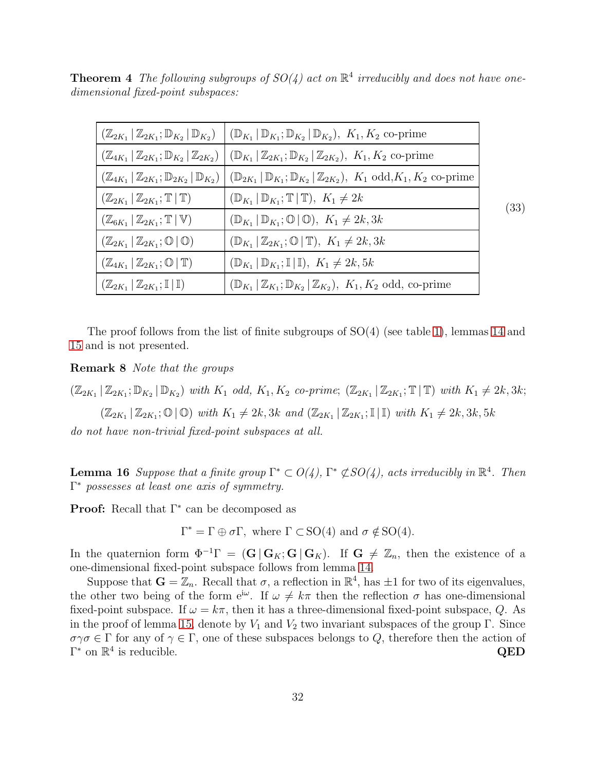**Theorem 4** *The following subgroups of SO(4) act on $\mathbb{R}^4$ irreducibly and does not have one-dimensional fixed-point subspaces:*

$$(33)$$

| | |
|---|---|
| $(\mathbb{Z}_{2K_1}\,\vert\,\mathbb{Z}_{2K_1};\mathbb{D}_{K_2}\,\vert\,\mathbb{D}_{K_2})$ | $(\mathbb{D}_{K_1}\,\vert\,\mathbb{D}_{K_1};\mathbb{D}_{K_2}\,\vert\,\mathbb{D}_{K_2}),\ K_1,K_2$ co-prime |
| $(\mathbb{Z}_{4K_1}\,\vert\,\mathbb{Z}_{2K_1};\mathbb{D}_{K_2}\,\vert\,\mathbb{Z}_{2K_2})$ | $(\mathbb{D}_{K_1}\,\vert\,\mathbb{Z}_{2K_1};\mathbb{D}_{K_2}\,\vert\,\mathbb{Z}_{2K_2}),\ K_1,K_2$ co-prime |
| $(\mathbb{Z}_{4K_1}\,\vert\,\mathbb{Z}_{2K_1};\mathbb{D}_{2K_2}\,\vert\,\mathbb{D}_{K_2})$ | $(\mathbb{D}_{2K_1}\,\vert\,\mathbb{D}_{K_1};\mathbb{D}_{K_2}\,\vert\,\mathbb{Z}_{2K_2}),\ K_1$ odd, $K_1,K_2$ co-prime |
| $(\mathbb{Z}_{2K_1}\,\vert\,\mathbb{Z}_{2K_1};\mathbb{T}\,\vert\,\mathbb{T})$ | $(\mathbb{D}_{K_1}\,\vert\,\mathbb{D}_{K_1};\mathbb{T}\,\vert\,\mathbb{T}),\ K_1\neq 2k$ |
| $(\mathbb{Z}_{6K_1}\,\vert\,\mathbb{Z}_{2K_1};\mathbb{T}\,\vert\,\mathbb{V})$ | $(\mathbb{D}_{K_1}\,\vert\,\mathbb{D}_{K_1};\mathbb{O}\,\vert\,\mathbb{O}),\ K_1\neq 2k,3k$ |
| $(\mathbb{Z}_{2K_1}\,\vert\,\mathbb{Z}_{2K_1};\mathbb{O}\,\vert\,\mathbb{O})$ | $(\mathbb{D}_{K_1}\,\vert\,\mathbb{Z}_{2K_1};\mathbb{O}\,\vert\,\mathbb{T}),\ K_1\neq 2k,3k$ |
| $(\mathbb{Z}_{4K_1}\,\vert\,\mathbb{Z}_{2K_1};\mathbb{O}\,\vert\,\mathbb{T})$ | $(\mathbb{D}_{K_1}\,\vert\,\mathbb{D}_{K_1};\mathbb{I}\,\vert\,\mathbb{I}),\ K_1\neq 2k,5k$ |
| $(\mathbb{Z}_{2K_1}\,\vert\,\mathbb{Z}_{2K_1};\mathbb{I}\,\vert\,\mathbb{I})$ | $(\mathbb{D}_{K_1}\,\vert\,\mathbb{Z}_{K_1};\mathbb{D}_{K_2}\,\vert\,\mathbb{Z}_{K_2}),\ K_1,K_2$ odd, co-prime |

The proof follows from the list of finite subgroups of SO(4) (see table 1), lemmas 14 and 15 and is not presented.

**Remark 8** *Note that the groups*

$(\mathbb{Z}_{2K_1}\,|\,\mathbb{Z}_{2K_1};\mathbb{D}_{K_2}\,|\,\mathbb{D}_{K_2})$ *with $K_1$ odd, $K_1,K_2$ co-prime*; $(\mathbb{Z}_{2K_1}\,|\,\mathbb{Z}_{2K_1};\mathbb{T}\,|\,\mathbb{T})$ *with $K_1\neq 2k,3k$*;

$(\mathbb{Z}_{2K_1}\,|\,\mathbb{Z}_{2K_1};\mathbb{O}\,|\,\mathbb{O})$ *with $K_1\neq 2k,3k$ and* $(\mathbb{Z}_{2K_1}\,|\,\mathbb{Z}_{2K_1};\mathbb{I}\,|\,\mathbb{I})$ *with $K_1\neq 2k,3k,5k$*

*do not have non-trivial fixed-point subspaces at all.*

**Lemma 16** *Suppose that a finite group $\Gamma^*\subset O(4)$, $\Gamma^*\not\subset SO(4)$, acts irreducibly in $\mathbb{R}^4$. Then $\Gamma^*$ possesses at least one axis of symmetry.*

**Proof:** Recall that $\Gamma^*$ can be decomposed as

$$\Gamma^*=\Gamma\oplus\sigma\Gamma,\ \text{where } \Gamma\subset\mathrm{SO}(4) \text{ and } \sigma\notin\mathrm{SO}(4).$$

In the quaternion form $\Phi^{-1}\Gamma=(\mathbf{G}\,|\,\mathbf{G}_K;\mathbf{G}\,|\,\mathbf{G}_K)$. If $\mathbf{G}\neq\mathbb{Z}_n$, then the existence of a one-dimensional fixed-point subspace follows from lemma 14.

Suppose that $\mathbf{G}=\mathbb{Z}_n$. Recall that $\sigma$, a reflection in $\mathbb{R}^4$, has $\pm1$ for two of its eigenvalues, the other two being of the form $\mathrm{e}^{\mathrm{i}\omega}$. If $\omega\neq k\pi$ then the reflection $\sigma$ has one-dimensional fixed-point subspace. If $\omega=k\pi$, then it has a three-dimensional fixed-point subspace, $Q$. As in the proof of lemma 15, denote by $V_1$ and $V_2$ two invariant subspaces of the group $\Gamma$. Since $\sigma\gamma\sigma\in\Gamma$ for any of $\gamma\in\Gamma$, one of these subspaces belongs to $Q$, therefore then the action of $\Gamma^*$ on $\mathbb{R}^4$ is reducible. **QED**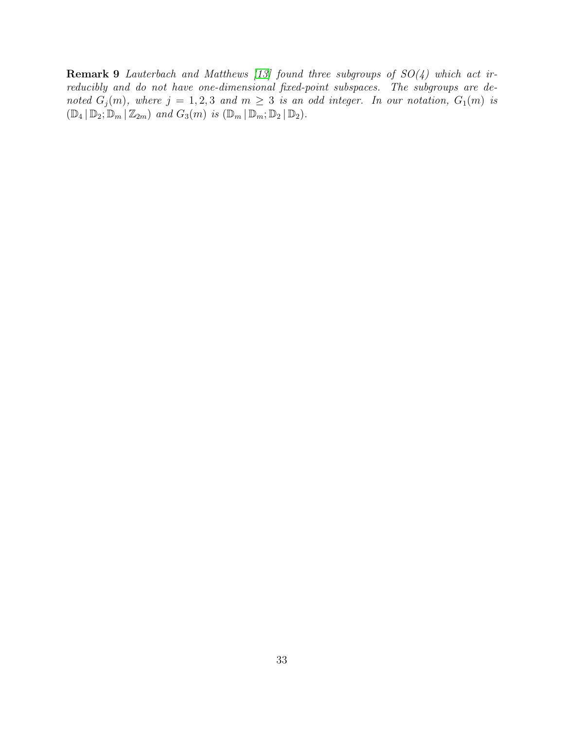**Remark 9** *Lauterbach and Matthews [13] found three subgroups of SO(4) which act irreducibly and do not have one-dimensional fixed-point subspaces. The subgroups are denoted $G_j(m)$, where $j = 1, 2, 3$ and $m \geq 3$ is an odd integer. In our notation, $G_1(m)$ is $(\mathbb{D}_4 \,|\, \mathbb{D}_2; \mathbb{D}_m \,|\, \mathbb{Z}_{2m})$ and $G_3(m)$ is $(\mathbb{D}_m \,|\, \mathbb{D}_m; \mathbb{D}_2 \,|\, \mathbb{D}_2)$.*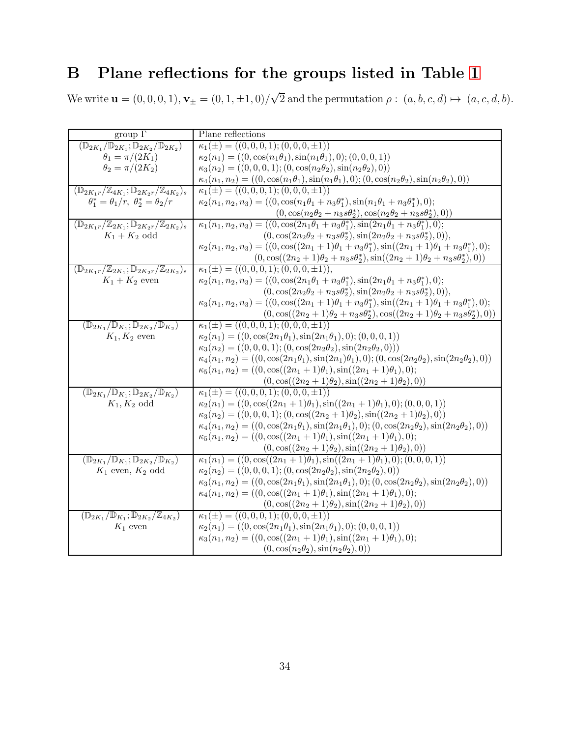# B Plane reflections for the groups listed in Table 1

We write $\mathbf{u} = (0, 0, 0, 1)$, $\mathbf{v}_\pm = (0, 1, \pm 1, 0)/\sqrt{2}$ and the permutation $\rho : (a, b, c, d) \mapsto (a, c, d, b)$.

| group $\Gamma$ | Plane reflections |
|---|---|
| $(\mathbb{D}_{2K_1}/\mathbb{D}_{2K_1}; \mathbb{D}_{2K_2}/\mathbb{D}_{2K_2})$ <br> $\theta_1 = \pi/(2K_1)$ <br> $\theta_2 = \pi/(2K_2)$ | $\kappa_1(\pm) = ((0, 0, 0, 1); (0, 0, 0, \pm 1))$ <br> $\kappa_2(n_1) = ((0, \cos(n_1\theta_1), \sin(n_1\theta_1), 0); (0, 0, 0, 1))$ <br> $\kappa_3(n_2) = ((0, 0, 0, 1); (0, \cos(n_2\theta_2), \sin(n_2\theta_2), 0))$ <br> $\kappa_4(n_1, n_2) = ((0, \cos(n_1\theta_1), \sin(n_1\theta_1), 0); (0, \cos(n_2\theta_2), \sin(n_2\theta_2), 0))$ |
| $(\mathbb{D}_{2K_1 r}/\mathbb{Z}_{4K_1}; \mathbb{D}_{2K_2 r}/\mathbb{Z}_{4K_2})_s$ <br> $\theta_1^* = \theta_1/r,\ \theta_2^* = \theta_2/r$ | $\kappa_1(\pm) = ((0, 0, 0, 1); (0, 0, 0, \pm 1))$ <br> $\kappa_2(n_1, n_2, n_3) = ((0, \cos(n_1\theta_1 + n_3\theta_1^*), \sin(n_1\theta_1 + n_3\theta_1^*), 0);$ <br> $(0, \cos(n_2\theta_2 + n_3 s\theta_2^*), \cos(n_2\theta_2 + n_3 s\theta_2^*), 0))$ |
| $(\mathbb{D}_{2K_1 r}/\mathbb{Z}_{2K_1}; \mathbb{D}_{2K_2 r}/\mathbb{Z}_{2K_2})_s$ <br> $K_1 + K_2$ odd | $\kappa_1(n_1, n_2, n_3) = ((0, \cos(2n_1\theta_1 + n_3\theta_1^*), \sin(2n_1\theta_1 + n_3\theta_1^*), 0);$ <br> $(0, \cos(2n_2\theta_2 + n_3 s\theta_2^*), \sin(2n_2\theta_2 + n_3 s\theta_2^*), 0)),$ <br> $\kappa_2(n_1, n_2, n_3) = ((0, \cos((2n_1+1)\theta_1 + n_3\theta_1^*), \sin((2n_1+1)\theta_1 + n_3\theta_1^*), 0);$ <br> $(0, \cos((2n_2+1)\theta_2 + n_3 s\theta_2^*), \sin((2n_2+1)\theta_2 + n_3 s\theta_2^*), 0))$ |
| $(\mathbb{D}_{2K_1 r}/\mathbb{Z}_{2K_1}; \mathbb{D}_{2K_2 r}/\mathbb{Z}_{2K_2})_s$ <br> $K_1 + K_2$ even | $\kappa_1(\pm) = ((0, 0, 0, 1); (0, 0, 0, \pm 1)),$ <br> $\kappa_2(n_1, n_2, n_3) = ((0, \cos(2n_1\theta_1 + n_3\theta_1^*), \sin(2n_1\theta_1 + n_3\theta_1^*), 0);$ <br> $(0, \cos(2n_2\theta_2 + n_3 s\theta_2^*), \sin(2n_2\theta_2 + n_3 s\theta_2^*), 0)),$ <br> $\kappa_3(n_1, n_2, n_3) = ((0, \cos((2n_1+1)\theta_1 + n_3\theta_1^*), \sin((2n_1+1)\theta_1 + n_3\theta_1^*), 0);$ <br> $(0, \cos((2n_2+1)\theta_2 + n_3 s\theta_2^*), \cos((2n_2+1)\theta_2 + n_3 s\theta_2^*), 0))$ |
| $(\mathbb{D}_{2K_1}/\mathbb{D}_{K_1}; \mathbb{D}_{2K_2}/\mathbb{D}_{K_2})$ <br> $K_1, K_2$ even | $\kappa_1(\pm) = ((0, 0, 0, 1); (0, 0, 0, \pm 1))$ <br> $\kappa_2(n_1) = ((0, \cos(2n_1\theta_1), \sin(2n_1\theta_1), 0); (0, 0, 0, 1))$ <br> $\kappa_3(n_2) = ((0, 0, 0, 1); (0, \cos(2n_2\theta_2, 0)))$ <br> $\kappa_4(n_1, n_2) = ((0, \cos(2n_1\theta_1), \sin(2n_1)\theta_1), 0); (0, \cos(2n_2\theta_2), \sin(2n_2\theta_2), 0))$ <br> $\kappa_5(n_1, n_2) = ((0, \cos((2n_1+1)\theta_1), \sin((2n_1+1)\theta_1), 0);$ <br> $(0, \cos((2n_2+1)\theta_2), \sin((2n_2+1)\theta_2), 0))$ |
| $(\mathbb{D}_{2K_1}/\mathbb{D}_{K_1}; \mathbb{D}_{2K_2}/\mathbb{D}_{K_2})$ <br> $K_1, K_2$ odd | $\kappa_1(\pm) = ((0, 0, 0, 1); (0, 0, 0, \pm 1))$ <br> $\kappa_2(n_1) = ((0, \cos((2n_1+1)\theta_1), \sin((2n_1+1)\theta_1), 0); (0, 0, 0, 1))$ <br> $\kappa_3(n_2) = ((0, 0, 0, 1); (0, \cos((2n_2+1)\theta_2), \sin((2n_2+1)\theta_2), 0))$ <br> $\kappa_4(n_1, n_2) = ((0, \cos(2n_1\theta_1), \sin(2n_1\theta_1), 0); (0, \cos(2n_2\theta_2), \sin(2n_2\theta_2), 0))$ <br> $\kappa_5(n_1, n_2) = ((0, \cos((2n_1+1)\theta_1), \sin((2n_1+1)\theta_1), 0);$ <br> $(0, \cos((2n_2+1)\theta_2), \sin((2n_2+1)\theta_2), 0))$ |
| $(\mathbb{D}_{2K_1}/\mathbb{D}_{K_1}; \mathbb{D}_{2K_2}/\mathbb{D}_{K_2})$ <br> $K_1$ even, $K_2$ odd | $\kappa_1(n_1) = ((0, \cos((2n_1+1)\theta_1), \sin((2n_1+1)\theta_1), 0); (0, 0, 0, 1))$ <br> $\kappa_2(n_2) = ((0, 0, 0, 1); (0, \cos(2n_2\theta_2), \sin(2n_2\theta_2), 0))$ <br> $\kappa_3(n_1, n_2) = ((0, \cos(2n_1\theta_1), \sin(2n_1\theta_1), 0); (0, \cos(2n_2\theta_2), \sin(2n_2\theta_2), 0))$ <br> $\kappa_4(n_1, n_2) = ((0, \cos((2n_1+1)\theta_1), \sin((2n_1+1)\theta_1), 0);$ <br> $(0, \cos((2n_2+1)\theta_2), \sin((2n_2+1)\theta_2), 0))$ |
| $(\mathbb{D}_{2K_1}/\mathbb{D}_{K_1}; \mathbb{D}_{2K_2}/\mathbb{Z}_{4K_2})$ <br> $K_1$ even | $\kappa_1(\pm) = ((0, 0, 0, 1); (0, 0, 0, \pm 1))$ <br> $\kappa_2(n_1) = ((0, \cos(2n_1\theta_1), \sin(2n_1\theta_1), 0); (0, 0, 0, 1))$ <br> $\kappa_3(n_1, n_2) = ((0, \cos((2n_1+1)\theta_1), \sin((2n_1+1)\theta_1), 0);$ <br> $(0, \cos(n_2\theta_2), \sin(n_2\theta_2), 0))$ |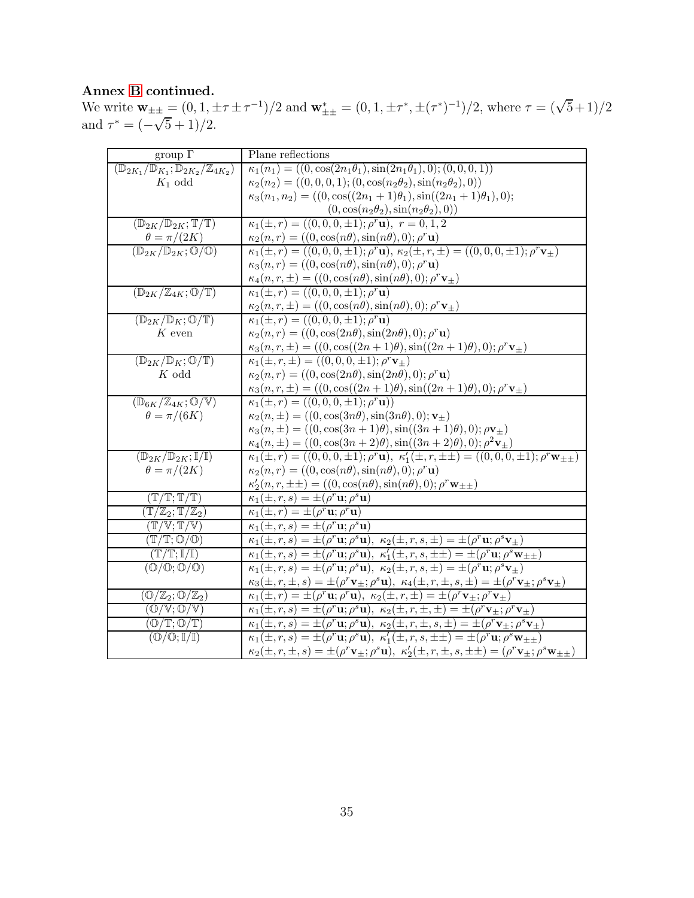**Annex B continued.**

We write $\mathbf{w}_{\pm\pm} = (0, 1, \pm\tau \pm \tau^{-1})/2$ and $\mathbf{w}^*_{\pm\pm} = (0, 1, \pm\tau^*, \pm(\tau^*)^{-1})/2$, where $\tau = (\sqrt{5}+1)/2$ and $\tau^* = (-\sqrt{5}+1)/2$.

| group $\Gamma$ | Plane reflections |
|---|---|
| $(\mathbb{D}_{2K_1}/\mathbb{D}_{K_1}; \mathbb{D}_{2K_2}/\mathbb{Z}_{4K_2})$ <br> $K_1$ odd | $\kappa_1(n_1) = ((0, \cos(2n_1\theta_1), \sin(2n_1\theta_1), 0); (0, 0, 0, 1))$ <br> $\kappa_2(n_2) = ((0, 0, 0, 1); (0, \cos(n_2\theta_2), \sin(n_2\theta_2), 0))$ <br> $\kappa_3(n_1, n_2) = ((0, \cos((2n_1+1)\theta_1), \sin((2n_1+1)\theta_1), 0);$ <br> $(0, \cos(n_2\theta_2), \sin(n_2\theta_2), 0))$ |
| $(\mathbb{D}_{2K}/\mathbb{D}_{2K}; \mathbb{T}/\mathbb{T})$ <br> $\theta = \pi/(2K)$ | $\kappa_1(\pm, r) = ((0, 0, 0, \pm 1); \rho^r \mathbf{u}),\ r = 0, 1, 2$ <br> $\kappa_2(n, r) = ((0, \cos(n\theta), \sin(n\theta), 0); \rho^r \mathbf{u})$ |
| $(\mathbb{D}_{2K}/\mathbb{D}_{2K}; \mathbb{O}/\mathbb{O})$ | $\kappa_1(\pm, r) = ((0, 0, 0, \pm 1); \rho^r \mathbf{u}),\ \kappa_2(\pm, r, \pm) = ((0, 0, 0, \pm 1); \rho^r \mathbf{v}_\pm)$ <br> $\kappa_3(n, r) = ((0, \cos(n\theta), \sin(n\theta), 0); \rho^r \mathbf{u})$ <br> $\kappa_4(n, r, \pm) = ((0, \cos(n\theta), \sin(n\theta), 0); \rho^r \mathbf{v}_\pm)$ |
| $(\mathbb{D}_{2K}/\mathbb{Z}_{4K}; \mathbb{O}/\mathbb{T})$ | $\kappa_1(\pm, r) = ((0, 0, 0, \pm 1); \rho^r \mathbf{u})$ <br> $\kappa_2(n, r, \pm) = ((0, \cos(n\theta), \sin(n\theta), 0); \rho^r \mathbf{v}_\pm)$ |
| $(\mathbb{D}_{2K}/\mathbb{D}_{K}; \mathbb{O}/\mathbb{T})$ <br> $K$ even | $\kappa_1(\pm, r) = ((0, 0, 0, \pm 1); \rho^r \mathbf{u})$ <br> $\kappa_2(n, r) = ((0, \cos(2n\theta), \sin(2n\theta), 0); \rho^r \mathbf{u})$ <br> $\kappa_3(n, r, \pm) = ((0, \cos((2n+1)\theta), \sin((2n+1)\theta), 0); \rho^r \mathbf{v}_\pm)$ |
| $(\mathbb{D}_{2K}/\mathbb{D}_{K}; \mathbb{O}/\mathbb{T})$ <br> $K$ odd | $\kappa_1(\pm, r, \pm) = ((0, 0, 0, \pm 1); \rho^r \mathbf{v}_\pm)$ <br> $\kappa_2(n, r) = ((0, \cos(2n\theta), \sin(2n\theta), 0); \rho^r \mathbf{u})$ <br> $\kappa_3(n, r, \pm) = ((0, \cos((2n+1)\theta), \sin((2n+1)\theta), 0); \rho^r \mathbf{v}_\pm)$ |
| $(\mathbb{D}_{6K}/\mathbb{Z}_{4K}; \mathbb{O}/\mathbb{V})$ <br> $\theta = \pi/(6K)$ | $\kappa_1(\pm, r) = ((0, 0, 0, \pm 1); \rho^r \mathbf{u}))$ <br> $\kappa_2(n, \pm) = ((0, \cos(3n\theta), \sin(3n\theta), 0); \mathbf{v}_\pm)$ <br> $\kappa_3(n, \pm) = ((0, \cos(3n+1)\theta), \sin((3n+1)\theta), 0); \rho\mathbf{v}_\pm)$ <br> $\kappa_4(n, \pm) = ((0, \cos(3n+2)\theta), \sin((3n+2)\theta), 0); \rho^2\mathbf{v}_\pm)$ |
| $(\mathbb{D}_{2K}/\mathbb{D}_{2K}; \mathbb{I}/\mathbb{I})$ <br> $\theta = \pi/(2K)$ | $\kappa_1(\pm, r) = ((0, 0, 0, \pm 1); \rho^r \mathbf{u}),\ \kappa_1'(\pm, r, \pm\pm) = ((0, 0, 0, \pm 1); \rho^r \mathbf{w}_{\pm\pm})$ <br> $\kappa_2(n, r) = ((0, \cos(n\theta), \sin(n\theta), 0); \rho^r \mathbf{u})$ <br> $\kappa_2'(n, r, \pm\pm) = ((0, \cos(n\theta), \sin(n\theta), 0); \rho^r \mathbf{w}_{\pm\pm})$ |
| $(\mathbb{T}/\mathbb{T}; \mathbb{T}/\mathbb{T})$ | $\kappa_1(\pm, r, s) = \pm(\rho^r \mathbf{u}; \rho^s \mathbf{u})$ |
| $(\mathbb{T}/\mathbb{Z}_2; \mathbb{T}/\mathbb{Z}_2)$ | $\kappa_1(\pm, r) = \pm(\rho^r \mathbf{u}; \rho^r \mathbf{u})$ |
| $(\mathbb{T}/\mathbb{V}; \mathbb{T}/\mathbb{V})$ | $\kappa_1(\pm, r, s) = \pm(\rho^r \mathbf{u}; \rho^s \mathbf{u})$ |
| $(\mathbb{T}/\mathbb{T}; \mathbb{O}/\mathbb{O})$ | $\kappa_1(\pm, r, s) = \pm(\rho^r \mathbf{u}; \rho^s \mathbf{u}),\ \kappa_2(\pm, r, s, \pm) = \pm(\rho^r \mathbf{u}; \rho^s \mathbf{v}_\pm)$ |
| $(\mathbb{T}/\mathbb{T}; \mathbb{I}/\mathbb{I})$ | $\kappa_1(\pm, r, s) = \pm(\rho^r \mathbf{u}; \rho^s \mathbf{u}),\ \kappa_1'(\pm, r, s, \pm\pm) = \pm(\rho^r \mathbf{u}; \rho^s \mathbf{w}_{\pm\pm})$ |
| $(\mathbb{O}/\mathbb{O}; \mathbb{O}/\mathbb{O})$ | $\kappa_1(\pm, r, s) = \pm(\rho^r \mathbf{u}; \rho^s \mathbf{u}),\ \kappa_2(\pm, r, s, \pm) = \pm(\rho^r \mathbf{u}; \rho^s \mathbf{v}_\pm)$ <br> $\kappa_3(\pm, r, \pm, s) = \pm(\rho^r \mathbf{v}_\pm; \rho^s \mathbf{u}),\ \kappa_4(\pm, r, \pm, s, \pm) = \pm(\rho^r \mathbf{v}_\pm; \rho^s \mathbf{v}_\pm)$ |
| $(\mathbb{O}/\mathbb{Z}_2; \mathbb{O}/\mathbb{Z}_2)$ | $\kappa_1(\pm, r) = \pm(\rho^r \mathbf{u}; \rho^r \mathbf{u}),\ \kappa_2(\pm, r, \pm) = \pm(\rho^r \mathbf{v}_\pm; \rho^r \mathbf{v}_\pm)$ |
| $(\mathbb{O}/\mathbb{V}; \mathbb{O}/\mathbb{V})$ | $\kappa_1(\pm, r, s) = \pm(\rho^r \mathbf{u}; \rho^s \mathbf{u}),\ \kappa_2(\pm, r, \pm, \pm) = \pm(\rho^r \mathbf{v}_\pm; \rho^r \mathbf{v}_\pm)$ |
| $(\mathbb{O}/\mathbb{T}; \mathbb{O}/\mathbb{T})$ | $\kappa_1(\pm, r, s) = \pm(\rho^r \mathbf{u}; \rho^s \mathbf{u}),\ \kappa_2(\pm, r, \pm, s, \pm) = \pm(\rho^r \mathbf{v}_\pm; \rho^s \mathbf{v}_\pm)$ |
| $(\mathbb{O}/\mathbb{O}; \mathbb{I}/\mathbb{I})$ | $\kappa_1(\pm, r, s) = \pm(\rho^r \mathbf{u}; \rho^s \mathbf{u}),\ \kappa_1'(\pm, r, s, \pm\pm) = \pm(\rho^r \mathbf{u}; \rho^s \mathbf{w}_{\pm\pm})$ <br> $\kappa_2(\pm, r, \pm, s) = \pm(\rho^r \mathbf{v}_\pm; \rho^s \mathbf{u}),\ \kappa_2'(\pm, r, \pm, s, \pm\pm) = (\rho^r \mathbf{v}_\pm; \rho^s \mathbf{w}_{\pm\pm})$ |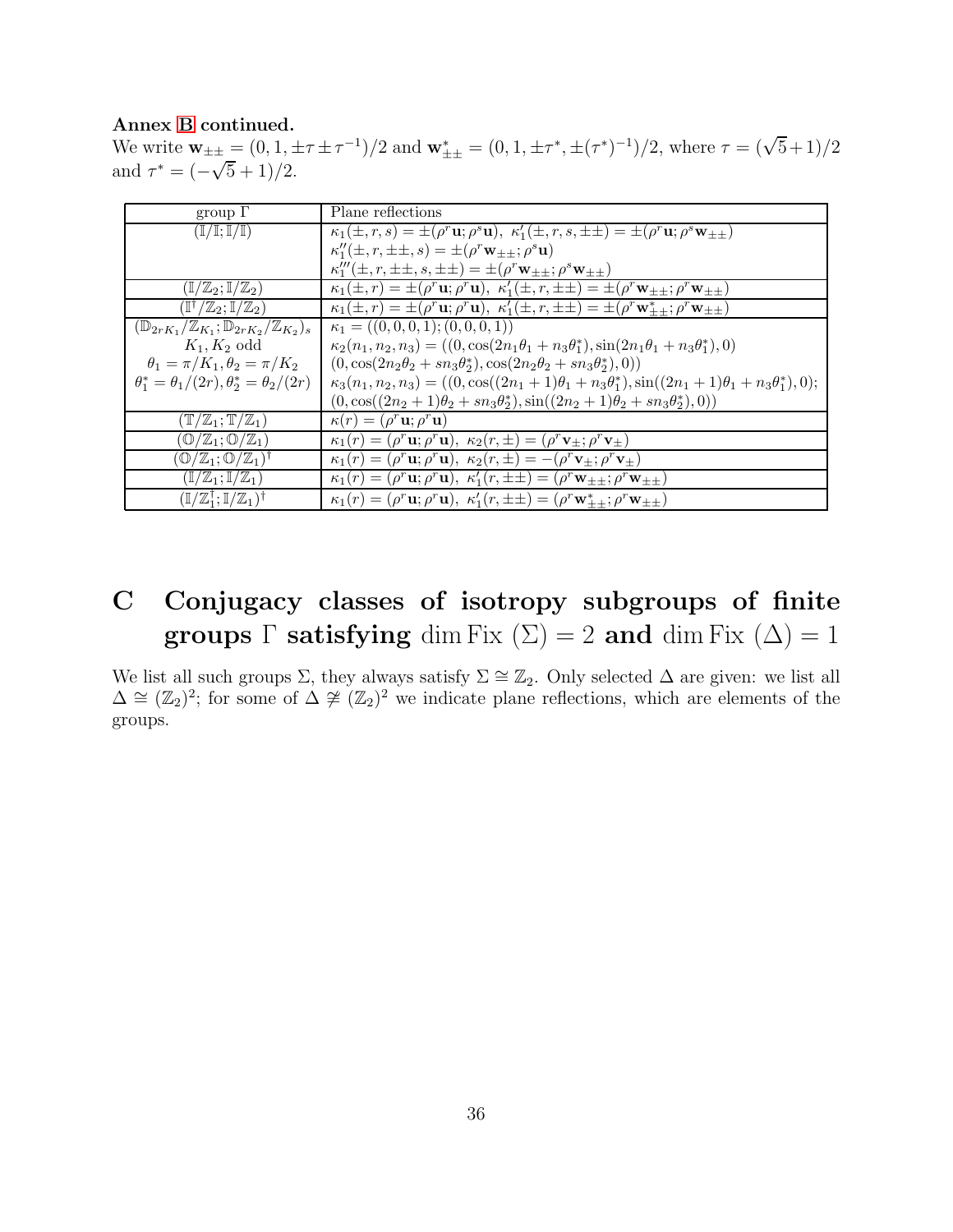**Annex B continued.**

We write $\mathbf{w}_{\pm\pm} = (0, 1, \pm\tau \pm \tau^{-1})/2$ and $\mathbf{w}^*_{\pm\pm} = (0, 1, \pm\tau^*, \pm(\tau^*)^{-1})/2$, where $\tau = (\sqrt{5}+1)/2$ and $\tau^* = (-\sqrt{5}+1)/2$.

| group $\Gamma$ | Plane reflections |
|---|---|
| $(\mathbb{I}/\mathbb{I};\mathbb{I}/\mathbb{I})$ | $\kappa_1(\pm, r, s) = \pm(\rho^r\mathbf{u};\rho^s\mathbf{u})$, $\kappa_1'(\pm, r, s, \pm\pm) = \pm(\rho^r\mathbf{u};\rho^s\mathbf{w}_{\pm\pm})$<br>$\kappa_1''(\pm, r, \pm\pm, s) = \pm(\rho^r\mathbf{w}_{\pm\pm};\rho^s\mathbf{u})$<br>$\kappa_1'''(\pm, r, \pm\pm, s, \pm\pm) = \pm(\rho^r\mathbf{w}_{\pm\pm};\rho^s\mathbf{w}_{\pm\pm})$ |
| $(\mathbb{I}/\mathbb{Z}_2;\mathbb{I}/\mathbb{Z}_2)$ | $\kappa_1(\pm, r) = \pm(\rho^r\mathbf{u};\rho^r\mathbf{u})$, $\kappa_1'(\pm, r, \pm\pm) = \pm(\rho^r\mathbf{w}_{\pm\pm};\rho^r\mathbf{w}_{\pm\pm})$ |
| $(\mathbb{I}^\dagger/\mathbb{Z}_2;\mathbb{I}/\mathbb{Z}_2)$ | $\kappa_1(\pm, r) = \pm(\rho^r\mathbf{u};\rho^r\mathbf{u})$, $\kappa_1'(\pm, r, \pm\pm) = \pm(\rho^r\mathbf{w}^*_{\pm\pm};\rho^r\mathbf{w}_{\pm\pm})$ |
| $(\mathbb{D}_{2rK_1}/\mathbb{Z}_{K_1};\mathbb{D}_{2rK_2}/\mathbb{Z}_{K_2})_s$<br>$K_1, K_2$ odd<br>$\theta_1 = \pi/K_1, \theta_2 = \pi/K_2$<br>$\theta_1^* = \theta_1/(2r), \theta_2^* = \theta_2/(2r)$ | $\kappa_1 = ((0,0,0,1);(0,0,0,1))$<br>$\kappa_2(n_1, n_2, n_3) = ((0, \cos(2n_1\theta_1 + n_3\theta_1^*), \sin(2n_1\theta_1 + n_3\theta_1^*), 0)$<br>$(0, \cos(2n_2\theta_2 + sn_3\theta_2^*), \cos(2n_2\theta_2 + sn_3\theta_2^*), 0))$<br>$\kappa_3(n_1, n_2, n_3) = ((0, \cos((2n_1+1)\theta_1 + n_3\theta_1^*), \sin((2n_1+1)\theta_1 + n_3\theta_1^*), 0);$<br>$(0, \cos((2n_2+1)\theta_2 + sn_3\theta_2^*), \sin((2n_2+1)\theta_2 + sn_3\theta_2^*), 0))$ |
| $(\mathbb{T}/\mathbb{Z}_1;\mathbb{T}/\mathbb{Z}_1)$ | $\kappa(r) = (\rho^r\mathbf{u};\rho^r\mathbf{u})$ |
| $(\mathbb{O}/\mathbb{Z}_1;\mathbb{O}/\mathbb{Z}_1)$ | $\kappa_1(r) = (\rho^r\mathbf{u};\rho^r\mathbf{u})$, $\kappa_2(r, \pm) = (\rho^r\mathbf{v}_\pm;\rho^r\mathbf{v}_\pm)$ |
| $(\mathbb{O}/\mathbb{Z}_1;\mathbb{O}/\mathbb{Z}_1)^\dagger$ | $\kappa_1(r) = (\rho^r\mathbf{u};\rho^r\mathbf{u})$, $\kappa_2(r, \pm) = -(\rho^r\mathbf{v}_\pm;\rho^r\mathbf{v}_\pm)$ |
| $(\mathbb{I}/\mathbb{Z}_1;\mathbb{I}/\mathbb{Z}_1)$ | $\kappa_1(r) = (\rho^r\mathbf{u};\rho^r\mathbf{u})$, $\kappa_1'(r, \pm\pm) = (\rho^r\mathbf{w}_{\pm\pm};\rho^r\mathbf{w}_{\pm\pm})$ |
| $(\mathbb{I}/\mathbb{Z}_1^\dagger;\mathbb{I}/\mathbb{Z}_1)^\dagger$ | $\kappa_1(r) = (\rho^r\mathbf{u};\rho^r\mathbf{u})$, $\kappa_1'(r, \pm\pm) = (\rho^r\mathbf{w}^*_{\pm\pm};\rho^r\mathbf{w}_{\pm\pm})$ |

# C Conjugacy classes of isotropy subgroups of finite groups $\Gamma$ satisfying $\dim \mathrm{Fix}\ (\Sigma) = 2$ and $\dim \mathrm{Fix}\ (\Delta) = 1$

We list all such groups $\Sigma$, they always satisfy $\Sigma \cong \mathbb{Z}_2$. Only selected $\Delta$ are given: we list all $\Delta \cong (\mathbb{Z}_2)^2$; for some of $\Delta \ncong (\mathbb{Z}_2)^2$ we indicate plane reflections, which are elements of the groups.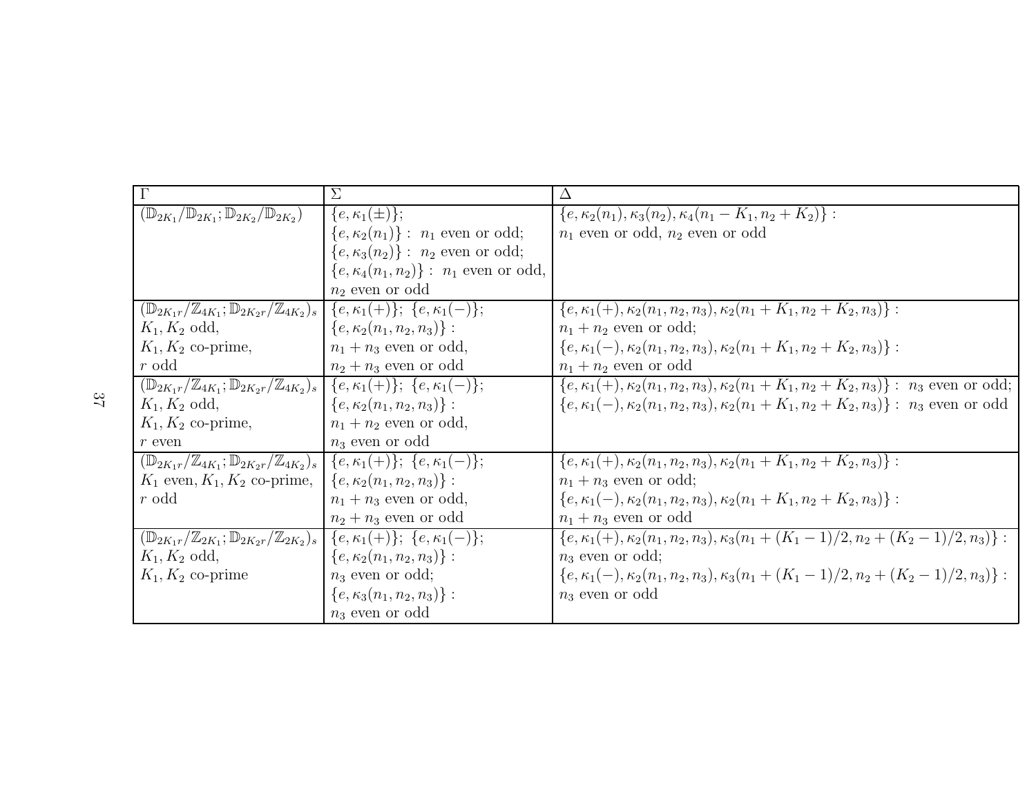| $\Gamma$ | $\Sigma$ | $\Delta$ |
|---|---|---|
| $(\mathbb{D}_{2K_1}/\mathbb{D}_{2K_1};\mathbb{D}_{2K_2}/\mathbb{D}_{2K_2})$ | $\{e,\kappa_1(\pm)\}$; $\{e,\kappa_2(n_1)\}:$ $n_1$ even or odd; $\{e,\kappa_3(n_2)\}:$ $n_2$ even or odd; $\{e,\kappa_4(n_1,n_2)\}:$ $n_1$ even or odd, $n_2$ even or odd | $\{e,\kappa_2(n_1),\kappa_3(n_2),\kappa_4(n_1-K_1,n_2+K_2)\}:$ $n_1$ even or odd, $n_2$ even or odd |
| $(\mathbb{D}_{2K_1r}/\mathbb{Z}_{4K_1};\mathbb{D}_{2K_2r}/\mathbb{Z}_{4K_2})_s$ $K_1,K_2$ odd, $K_1,K_2$ co-prime, $r$ odd | $\{e,\kappa_1(+)\}$; $\{e,\kappa_1(-)\}$; $\{e,\kappa_2(n_1,n_2,n_3)\}:$ $n_1+n_3$ even or odd, $n_2+n_3$ even or odd | $\{e,\kappa_1(+),\kappa_2(n_1,n_2,n_3),\kappa_2(n_1+K_1,n_2+K_2,n_3)\}:$ $n_1+n_2$ even or odd; $\{e,\kappa_1(-),\kappa_2(n_1,n_2,n_3),\kappa_2(n_1+K_1,n_2+K_2,n_3)\}:$ $n_1+n_2$ even or odd |
| $(\mathbb{D}_{2K_1r}/\mathbb{Z}_{4K_1};\mathbb{D}_{2K_2r}/\mathbb{Z}_{4K_2})_s$ $K_1,K_2$ odd, $K_1,K_2$ co-prime, $r$ even | $\{e,\kappa_1(+)\}$; $\{e,\kappa_1(-)\}$; $\{e,\kappa_2(n_1,n_2,n_3)\}:$ $n_1+n_2$ even or odd, $n_3$ even or odd | $\{e,\kappa_1(+),\kappa_2(n_1,n_2,n_3),\kappa_2(n_1+K_1,n_2+K_2,n_3)\}:$ $n_3$ even or odd; $\{e,\kappa_1(-),\kappa_2(n_1,n_2,n_3),\kappa_2(n_1+K_1,n_2+K_2,n_3)\}:$ $n_3$ even or odd |
| $(\mathbb{D}_{2K_1r}/\mathbb{Z}_{4K_1};\mathbb{D}_{2K_2r}/\mathbb{Z}_{4K_2})_s$ $K_1$ even, $K_1,K_2$ co-prime, $r$ odd | $\{e,\kappa_1(+)\}$; $\{e,\kappa_1(-)\}$; $\{e,\kappa_2(n_1,n_2,n_3)\}:$ $n_1+n_3$ even or odd, $n_2+n_3$ even or odd | $\{e,\kappa_1(+),\kappa_2(n_1,n_2,n_3),\kappa_2(n_1+K_1,n_2+K_2,n_3)\}:$ $n_1+n_3$ even or odd; $\{e,\kappa_1(-),\kappa_2(n_1,n_2,n_3),\kappa_2(n_1+K_1,n_2+K_2,n_3)\}:$ $n_1+n_3$ even or odd |
| $(\mathbb{D}_{2K_1r}/\mathbb{Z}_{2K_1};\mathbb{D}_{2K_2r}/\mathbb{Z}_{2K_2})_s$ $K_1,K_2$ odd, $K_1,K_2$ co-prime | $\{e,\kappa_1(+)\}$; $\{e,\kappa_1(-)\}$; $\{e,\kappa_2(n_1,n_2,n_3)\}:$ $n_3$ even or odd; $\{e,\kappa_3(n_1,n_2,n_3)\}:$ $n_3$ even or odd | $\{e,\kappa_1(+),\kappa_2(n_1,n_2,n_3),\kappa_3(n_1+(K_1-1)/2,n_2+(K_2-1)/2,n_3)\}:$ $n_3$ even or odd; $\{e,\kappa_1(-),\kappa_2(n_1,n_2,n_3),\kappa_3(n_1+(K_1-1)/2,n_2+(K_2-1)/2,n_3)\}:$ $n_3$ even or odd |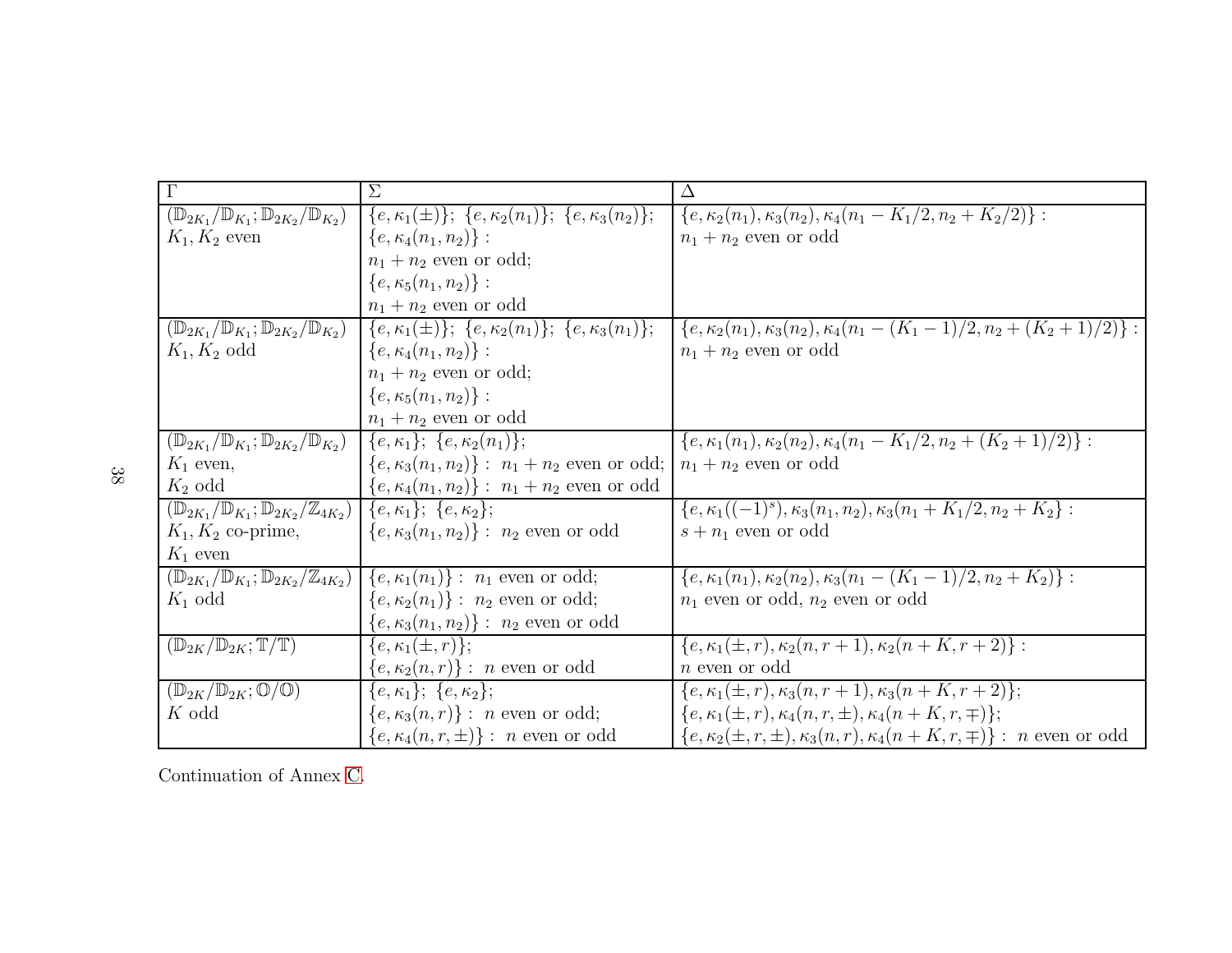| $\Gamma$ | $\Sigma$ | $\Delta$ |
|---|---|---|
| $(\mathbb{D}_{2K_1}/\mathbb{D}_{K_1};\mathbb{D}_{2K_2}/\mathbb{D}_{K_2})$ <br> $K_1, K_2$ even | $\{e,\kappa_1(\pm)\}$; $\{e,\kappa_2(n_1)\}$; $\{e,\kappa_3(n_2)\}$; <br> $\{e,\kappa_4(n_1,n_2)\}$ : <br> $n_1+n_2$ even or odd; <br> $\{e,\kappa_5(n_1,n_2)\}$ : <br> $n_1+n_2$ even or odd | $\{e,\kappa_2(n_1),\kappa_3(n_2),\kappa_4(n_1-K_1/2,n_2+K_2/2)\}$ : <br> $n_1+n_2$ even or odd |
| $(\mathbb{D}_{2K_1}/\mathbb{D}_{K_1};\mathbb{D}_{2K_2}/\mathbb{D}_{K_2})$ <br> $K_1, K_2$ odd | $\{e,\kappa_1(\pm)\}$; $\{e,\kappa_2(n_1)\}$; $\{e,\kappa_3(n_1)\}$; <br> $\{e,\kappa_4(n_1,n_2)\}$ : <br> $n_1+n_2$ even or odd; <br> $\{e,\kappa_5(n_1,n_2)\}$ : <br> $n_1+n_2$ even or odd | $\{e,\kappa_2(n_1),\kappa_3(n_2),\kappa_4(n_1-(K_1-1)/2,n_2+(K_2+1)/2)\}$ : <br> $n_1+n_2$ even or odd |
| $(\mathbb{D}_{2K_1}/\mathbb{D}_{K_1};\mathbb{D}_{2K_2}/\mathbb{D}_{K_2})$ <br> $K_1$ even, <br> $K_2$ odd | $\{e,\kappa_1\}$; $\{e,\kappa_2(n_1)\}$; <br> $\{e,\kappa_3(n_1,n_2)\}$ : $n_1+n_2$ even or odd; <br> $\{e,\kappa_4(n_1,n_2)\}$ : $n_1+n_2$ even or odd | $\{e,\kappa_1(n_1),\kappa_2(n_2),\kappa_4(n_1-K_1/2,n_2+(K_2+1)/2)\}$ : <br> $n_1+n_2$ even or odd |
| $(\mathbb{D}_{2K_1}/\mathbb{D}_{K_1};\mathbb{D}_{2K_2}/\mathbb{Z}_{4K_2})$ <br> $K_1, K_2$ co-prime, <br> $K_1$ even | $\{e,\kappa_1\}$; $\{e,\kappa_2\}$; <br> $\{e,\kappa_3(n_1,n_2)\}$ : $n_2$ even or odd | $\{e,\kappa_1((-1)^s),\kappa_3(n_1,n_2),\kappa_3(n_1+K_1/2,n_2+K_2\}$ : <br> $s+n_1$ even or odd |
| $(\mathbb{D}_{2K_1}/\mathbb{D}_{K_1};\mathbb{D}_{2K_2}/\mathbb{Z}_{4K_2})$ <br> $K_1$ odd | $\{e,\kappa_1(n_1)\}$ : $n_1$ even or odd; <br> $\{e,\kappa_2(n_1)\}$ : $n_2$ even or odd; <br> $\{e,\kappa_3(n_1,n_2)\}$ : $n_2$ even or odd | $\{e,\kappa_1(n_1),\kappa_2(n_2),\kappa_3(n_1-(K_1-1)/2,n_2+K_2)\}$ : <br> $n_1$ even or odd, $n_2$ even or odd |
| $(\mathbb{D}_{2K}/\mathbb{D}_{2K};\mathbb{T}/\mathbb{T})$ | $\{e,\kappa_1(\pm,r)\}$; <br> $\{e,\kappa_2(n,r)\}$ : $n$ even or odd | $\{e,\kappa_1(\pm,r),\kappa_2(n,r+1),\kappa_2(n+K,r+2)\}$ : <br> $n$ even or odd |
| $(\mathbb{D}_{2K}/\mathbb{D}_{2K};\mathbb{O}/\mathbb{O})$ <br> $K$ odd | $\{e,\kappa_1\}$; $\{e,\kappa_2\}$; <br> $\{e,\kappa_3(n,r)\}$ : $n$ even or odd; <br> $\{e,\kappa_4(n,r,\pm)\}$ : $n$ even or odd | $\{e,\kappa_1(\pm,r),\kappa_3(n,r+1),\kappa_3(n+K,r+2)\}$; <br> $\{e,\kappa_1(\pm,r),\kappa_4(n,r,\pm),\kappa_4(n+K,r,\mp)\}$; <br> $\{e,\kappa_2(\pm,r,\pm),\kappa_3(n,r),\kappa_4(n+K,r,\mp)\}$ : $n$ even or odd |

Continuation of Annex C.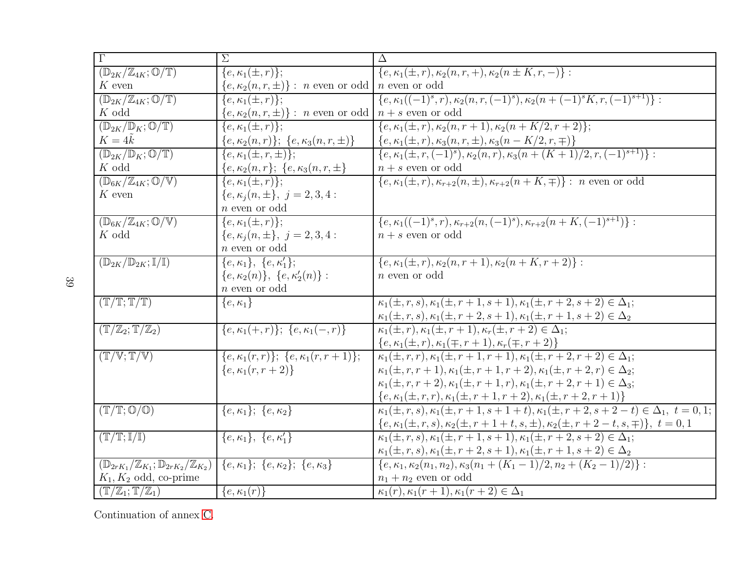| Γ | Σ | Δ |
|---|---|---|
| $(\mathbb{D}_{2K}/\mathbb{Z}_{4K};\mathbb{O}/\mathbb{T})$<br>$K$ even | $\{e,\kappa_1(\pm,r)\}$;<br>$\{e,\kappa_2(n,r,\pm)\}$ : $n$ even or odd | $\{e,\kappa_1(\pm,r),\kappa_2(n,r,+),\kappa_2(n\pm K,r,-)\}$ :<br>$n$ even or odd |
| $(\mathbb{D}_{2K}/\mathbb{Z}_{4K};\mathbb{O}/\mathbb{T})$<br>$K$ odd | $\{e,\kappa_1(\pm,r)\}$;<br>$\{e,\kappa_2(n,r,\pm)\}$ : $n$ even or odd | $\{e,\kappa_1((-1)^s,r),\kappa_2(n,r,(-1)^s),\kappa_2(n+(-1)^sK,r,(-1)^{s+1})\}$ :<br>$n+s$ even or odd |
| $(\mathbb{D}_{2K}/\mathbb{D}_{K};\mathbb{O}/\mathbb{T})$<br>$K=4\tilde{k}$ | $\{e,\kappa_1(\pm,r)\}$;<br>$\{e,\kappa_2(n,r)\}$; $\{e,\kappa_3(n,r,\pm)\}$ | $\{e,\kappa_1(\pm,r),\kappa_2(n,r+1),\kappa_2(n+K/2,r+2)\}$;<br>$\{e,\kappa_1(\pm,r),\kappa_3(n,r,\pm),\kappa_3(n-K/2,r,\mp)\}$ |
| $(\mathbb{D}_{2K}/\mathbb{D}_{K};\mathbb{O}/\mathbb{T})$<br>$K$ odd | $\{e,\kappa_1(\pm,r,\pm)\}$;<br>$\{e,\kappa_2(n,r\}$; $\{e,\kappa_3(n,r,\pm\}$ | $\{e,\kappa_1(\pm,r,(-1)^s),\kappa_2(n,r),\kappa_3(n+(K+1)/2,r,(-1)^{s+1})\}$ :<br>$n+s$ even or odd |
| $(\mathbb{D}_{6K}/\mathbb{Z}_{4K};\mathbb{O}/\mathbb{V})$<br>$K$ even | $\{e,\kappa_1(\pm,r)\}$;<br>$\{e,\kappa_j(n,\pm\}$, $j=2,3,4$ :<br>$n$ even or odd | $\{e,\kappa_1(\pm,r),\kappa_{r+2}(n,\pm),\kappa_{r+2}(n+K,\mp)\}$ : $n$ even or odd |
| $(\mathbb{D}_{6K}/\mathbb{Z}_{4K};\mathbb{O}/\mathbb{V})$<br>$K$ odd | $\{e,\kappa_1(\pm,r)\}$;<br>$\{e,\kappa_j(n,\pm\}$, $j=2,3,4$ :<br>$n$ even or odd | $\{e,\kappa_1((-1)^s,r),\kappa_{r+2}(n,(-1)^s),\kappa_{r+2}(n+K,(-1)^{s+1})\}$ :<br>$n+s$ even or odd |
| $(\mathbb{D}_{2K}/\mathbb{D}_{2K};\mathbb{I}/\mathbb{I})$ | $\{e,\kappa_1\}$, $\{e,\kappa_1'\}$;<br>$\{e,\kappa_2(n)\}$, $\{e,\kappa_2'(n)\}$ :<br>$n$ even or odd | $\{e,\kappa_1(\pm,r),\kappa_2(n,r+1),\kappa_2(n+K,r+2)\}$ :<br>$n$ even or odd |
| $(\mathbb{T}/\mathbb{T};\mathbb{T}/\mathbb{T})$ | $\{e,\kappa_1\}$ | $\kappa_1(\pm,r,s),\kappa_1(\pm,r+1,s+1),\kappa_1(\pm,r+2,s+2)\in\Delta_1$;<br>$\kappa_1(\pm,r,s),\kappa_1(\pm,r+2,s+1),\kappa_1(\pm,r+1,s+2)\in\Delta_2$ |
| $(\mathbb{T}/\mathbb{Z}_2;\mathbb{T}/\mathbb{Z}_2)$ | $\{e,\kappa_1(+,r)\}$; $\{e,\kappa_1(-,r)\}$ | $\kappa_1(\pm,r),\kappa_1(\pm,r+1),\kappa_r(\pm,r+2)\in\Delta_1$;<br>$\{e,\kappa_1(\pm,r),\kappa_1(\mp,r+1),\kappa_r(\mp,r+2)\}$ |
| $(\mathbb{T}/\mathbb{V};\mathbb{T}/\mathbb{V})$ | $\{e,\kappa_1(r,r)\}$; $\{e,\kappa_1(r,r+1)\}$;<br>$\{e,\kappa_1(r,r+2)\}$ | $\kappa_1(\pm,r,r),\kappa_1(\pm,r+1,r+1),\kappa_1(\pm,r+2,r+2)\in\Delta_1$;<br>$\kappa_1(\pm,r,r+1),\kappa_1(\pm,r+1,r+2),\kappa_1(\pm,r+2,r)\in\Delta_2$;<br>$\kappa_1(\pm,r,r+2),\kappa_1(\pm,r+1,r),\kappa_1(\pm,r+2,r+1)\in\Delta_3$;<br>$\{e,\kappa_1(\pm,r,r),\kappa_1(\pm,r+1,r+2),\kappa_1(\pm,r+2,r+1)\}$ |
| $(\mathbb{T}/\mathbb{T};\mathbb{O}/\mathbb{O})$ | $\{e,\kappa_1\}$; $\{e,\kappa_2\}$ | $\kappa_1(\pm,r,s),\kappa_1(\pm,r+1,s+1+t),\kappa_1(\pm,r+2,s+2-t)\in\Delta_1$, $t=0,1$;<br>$\{e,\kappa_1(\pm,r,s),\kappa_2(\pm,r+1+t,s,\pm),\kappa_2(\pm,r+2-t,s,\mp)\}$, $t=0,1$ |
| $(\mathbb{T}/\mathbb{T};\mathbb{I}/\mathbb{I})$ | $\{e,\kappa_1\}$, $\{e,\kappa_1'\}$ | $\kappa_1(\pm,r,s),\kappa_1(\pm,r+1,s+1),\kappa_1(\pm,r+2,s+2)\in\Delta_1$;<br>$\kappa_1(\pm,r,s),\kappa_1(\pm,r+2,s+1),\kappa_1(\pm,r+1,s+2)\in\Delta_2$ |
| $(\mathbb{D}_{2rK_1}/\mathbb{Z}_{K_1};\mathbb{D}_{2rK_2}/\mathbb{Z}_{K_2})$<br>$K_1,K_2$ odd, co-prime | $\{e,\kappa_1\}$; $\{e,\kappa_2\}$; $\{e,\kappa_3\}$ | $\{e,\kappa_1,\kappa_2(n_1,n_2),\kappa_3(n_1+(K_1-1)/2,n_2+(K_2-1)/2)\}$ :<br>$n_1+n_2$ even or odd |
| $(\mathbb{T}/\mathbb{Z}_1;\mathbb{T}/\mathbb{Z}_1)$ | $\{e,\kappa_1(r)\}$ | $\kappa_1(r),\kappa_1(r+1),\kappa_1(r+2)\in\Delta_1$ |

Continuation of annex C.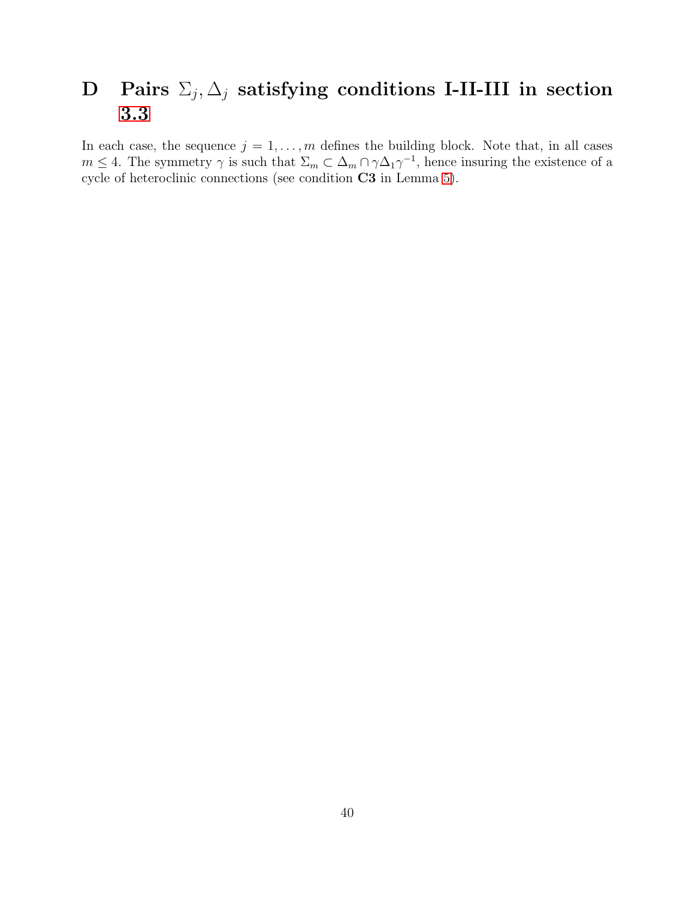# D Pairs $\Sigma_j, \Delta_j$ satisfying conditions I-II-III in section 3.3

In each case, the sequence $j = 1, \ldots, m$ defines the building block. Note that, in all cases $m \leq 4$. The symmetry $\gamma$ is such that $\Sigma_m \subset \Delta_m \cap \gamma\Delta_1\gamma^{-1}$, hence insuring the existence of a cycle of heteroclinic connections (see condition **C3** in Lemma 5).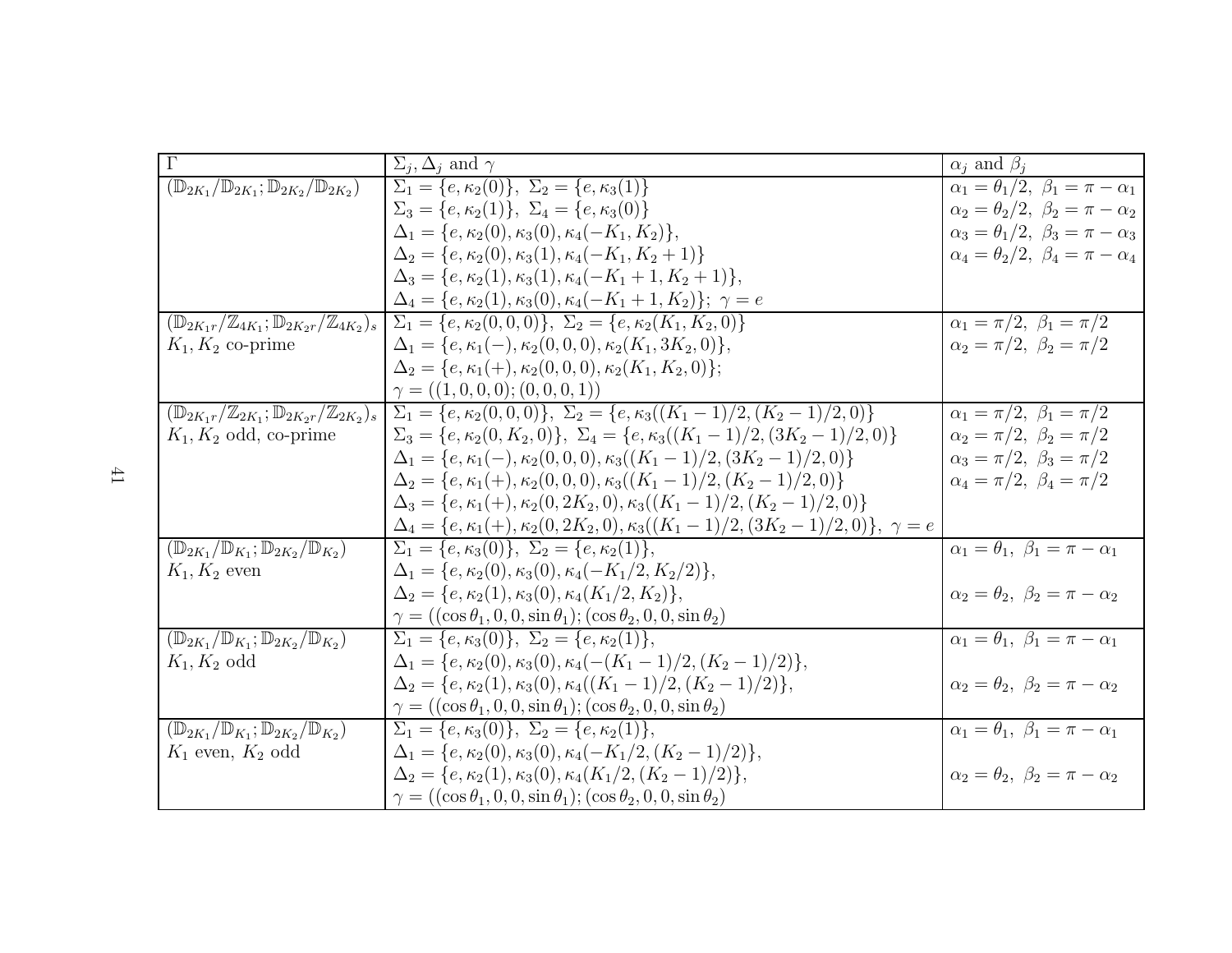| $\Gamma$ | $\Sigma_j, \Delta_j$ and $\gamma$ | $\alpha_j$ and $\beta_j$ |
|---|---|---|
| $(\mathbb{D}_{2K_1}/\mathbb{D}_{2K_1}; \mathbb{D}_{2K_2}/\mathbb{D}_{2K_2})$ | $\Sigma_1 = \{e, \kappa_2(0)\},\ \Sigma_2 = \{e, \kappa_3(1)\}$<br>$\Sigma_3 = \{e, \kappa_2(1)\},\ \Sigma_4 = \{e, \kappa_3(0)\}$<br>$\Delta_1 = \{e, \kappa_2(0), \kappa_3(0), \kappa_4(-K_1, K_2)\}$,<br>$\Delta_2 = \{e, \kappa_2(0), \kappa_3(1), \kappa_4(-K_1, K_2+1)\}$<br>$\Delta_3 = \{e, \kappa_2(1), \kappa_3(1), \kappa_4(-K_1+1, K_2+1)\}$,<br>$\Delta_4 = \{e, \kappa_2(1), \kappa_3(0), \kappa_4(-K_1+1, K_2)\};\ \gamma = e$ | $\alpha_1 = \theta_1/2,\ \beta_1 = \pi - \alpha_1$<br>$\alpha_2 = \theta_2/2,\ \beta_2 = \pi - \alpha_2$<br>$\alpha_3 = \theta_1/2,\ \beta_3 = \pi - \alpha_3$<br>$\alpha_4 = \theta_2/2,\ \beta_4 = \pi - \alpha_4$ |
| $(\mathbb{D}_{2K_1r}/\mathbb{Z}_{4K_1}; \mathbb{D}_{2K_2r}/\mathbb{Z}_{4K_2})_s$<br>$K_1, K_2$ co-prime | $\Sigma_1 = \{e, \kappa_2(0,0,0)\},\ \Sigma_2 = \{e, \kappa_2(K_1, K_2, 0)\}$<br>$\Delta_1 = \{e, \kappa_1(-), \kappa_2(0,0,0), \kappa_2(K_1, 3K_2, 0)\}$,<br>$\Delta_2 = \{e, \kappa_1(+), \kappa_2(0,0,0), \kappa_2(K_1, K_2, 0)\}$;<br>$\gamma = ((1,0,0,0);(0,0,0,1))$ | $\alpha_1 = \pi/2,\ \beta_1 = \pi/2$<br>$\alpha_2 = \pi/2,\ \beta_2 = \pi/2$ |
| $(\mathbb{D}_{2K_1r}/\mathbb{Z}_{2K_1}; \mathbb{D}_{2K_2r}/\mathbb{Z}_{2K_2})_s$<br>$K_1, K_2$ odd, co-prime | $\Sigma_1 = \{e, \kappa_2(0,0,0)\},\ \Sigma_2 = \{e, \kappa_3((K_1-1)/2, (K_2-1)/2, 0)\}$<br>$\Sigma_3 = \{e, \kappa_2(0, K_2, 0)\},\ \Sigma_4 = \{e, \kappa_3((K_1-1)/2, (3K_2-1)/2, 0)\}$<br>$\Delta_1 = \{e, \kappa_1(-), \kappa_2(0,0,0), \kappa_3((K_1-1)/2, (3K_2-1)/2, 0)\}$<br>$\Delta_2 = \{e, \kappa_1(+), \kappa_2(0,0,0), \kappa_3((K_1-1)/2, (K_2-1)/2, 0)\}$<br>$\Delta_3 = \{e, \kappa_1(+), \kappa_2(0, 2K_2, 0), \kappa_3((K_1-1)/2, (K_2-1)/2, 0)\}$<br>$\Delta_4 = \{e, \kappa_1(+), \kappa_2(0, 2K_2, 0), \kappa_3((K_1-1)/2, (3K_2-1)/2, 0)\},\ \gamma = e$ | $\alpha_1 = \pi/2,\ \beta_1 = \pi/2$<br>$\alpha_2 = \pi/2,\ \beta_2 = \pi/2$<br>$\alpha_3 = \pi/2,\ \beta_3 = \pi/2$<br>$\alpha_4 = \pi/2,\ \beta_4 = \pi/2$ |
| $(\mathbb{D}_{2K_1}/\mathbb{D}_{K_1}; \mathbb{D}_{2K_2}/\mathbb{D}_{K_2})$<br>$K_1, K_2$ even | $\Sigma_1 = \{e, \kappa_3(0)\},\ \Sigma_2 = \{e, \kappa_2(1)\}$,<br>$\Delta_1 = \{e, \kappa_2(0), \kappa_3(0), \kappa_4(-K_1/2, K_2/2)\}$,<br>$\Delta_2 = \{e, \kappa_2(1), \kappa_3(0), \kappa_4(K_1/2, K_2)\}$,<br>$\gamma = ((\cos\theta_1, 0, 0, \sin\theta_1); (\cos\theta_2, 0, 0, \sin\theta_2))$ | $\alpha_1 = \theta_1,\ \beta_1 = \pi - \alpha_1$<br><br>$\alpha_2 = \theta_2,\ \beta_2 = \pi - \alpha_2$ |
| $(\mathbb{D}_{2K_1}/\mathbb{D}_{K_1}; \mathbb{D}_{2K_2}/\mathbb{D}_{K_2})$<br>$K_1, K_2$ odd | $\Sigma_1 = \{e, \kappa_3(0)\},\ \Sigma_2 = \{e, \kappa_2(1)\}$,<br>$\Delta_1 = \{e, \kappa_2(0), \kappa_3(0), \kappa_4(-(K_1-1)/2, (K_2-1)/2)\}$,<br>$\Delta_2 = \{e, \kappa_2(1), \kappa_3(0), \kappa_4((K_1-1)/2, (K_2-1)/2)\}$,<br>$\gamma = ((\cos\theta_1, 0, 0, \sin\theta_1); (\cos\theta_2, 0, 0, \sin\theta_2))$ | $\alpha_1 = \theta_1,\ \beta_1 = \pi - \alpha_1$<br><br>$\alpha_2 = \theta_2,\ \beta_2 = \pi - \alpha_2$ |
| $(\mathbb{D}_{2K_1}/\mathbb{D}_{K_1}; \mathbb{D}_{2K_2}/\mathbb{D}_{K_2})$<br>$K_1$ even, $K_2$ odd | $\Sigma_1 = \{e, \kappa_3(0)\},\ \Sigma_2 = \{e, \kappa_2(1)\}$,<br>$\Delta_1 = \{e, \kappa_2(0), \kappa_3(0), \kappa_4(-K_1/2, (K_2-1)/2)\}$,<br>$\Delta_2 = \{e, \kappa_2(1), \kappa_3(0), \kappa_4(K_1/2, (K_2-1)/2)\}$,<br>$\gamma = ((\cos\theta_1, 0, 0, \sin\theta_1); (\cos\theta_2, 0, 0, \sin\theta_2))$ | $\alpha_1 = \theta_1,\ \beta_1 = \pi - \alpha_1$<br><br>$\alpha_2 = \theta_2,\ \beta_2 = \pi - \alpha_2$ |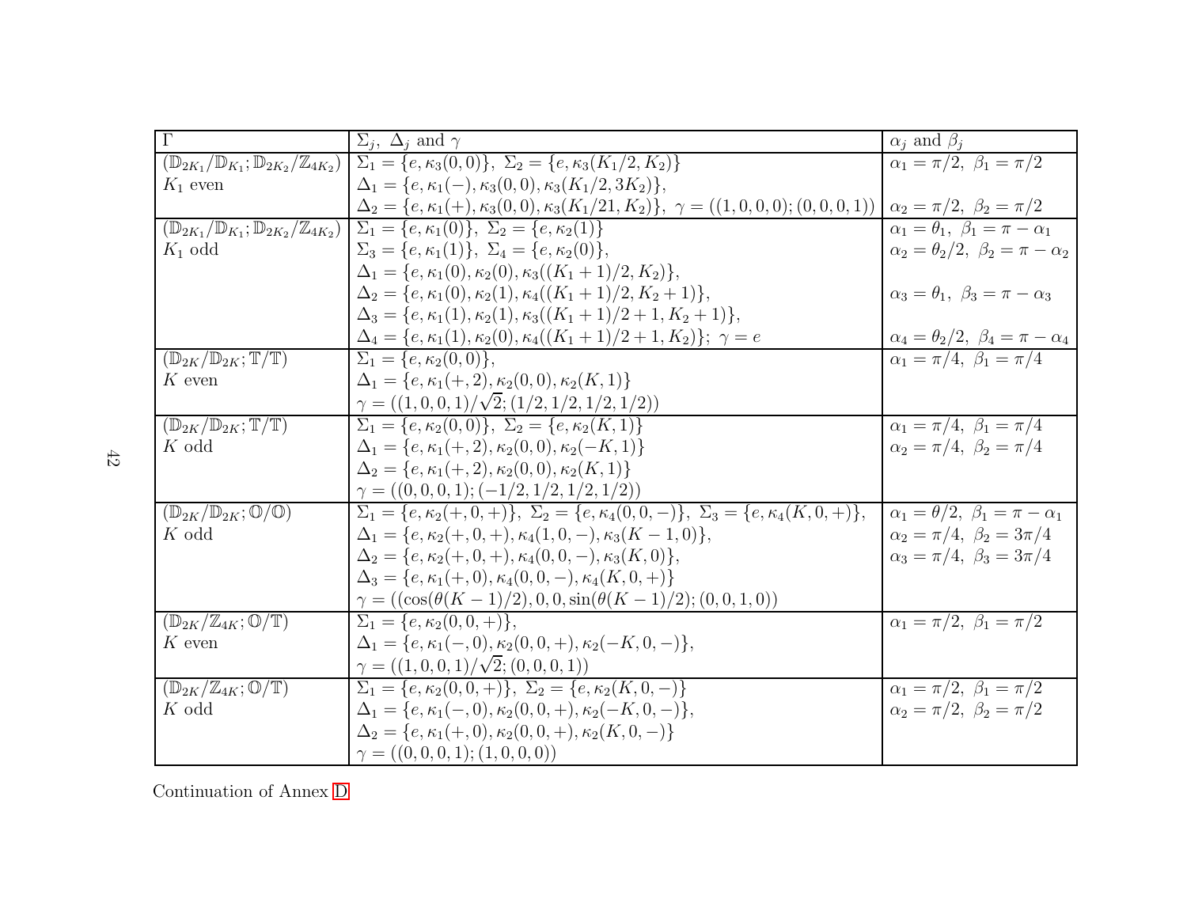| $\Gamma$ | $\Sigma_j,\ \Delta_j$ and $\gamma$ | $\alpha_j$ and $\beta_j$ |
|---|---|---|
| $(\mathbb{D}_{2K_1}/\mathbb{D}_{K_1};\mathbb{D}_{2K_2}/\mathbb{Z}_{4K_2})$<br>$K_1$ even | $\Sigma_1=\{e,\kappa_3(0,0)\},\ \Sigma_2=\{e,\kappa_3(K_1/2,K_2)\}$<br>$\Delta_1=\{e,\kappa_1(-),\kappa_3(0,0),\kappa_3(K_1/2,3K_2)\}$,<br>$\Delta_2=\{e,\kappa_1(+),\kappa_3(0,0),\kappa_3(K_1/21,K_2)\},\ \gamma=((1,0,0,0);(0,0,0,1))$ | $\alpha_1=\pi/2,\ \beta_1=\pi/2$<br><br>$\alpha_2=\pi/2,\ \beta_2=\pi/2$ |
| $(\mathbb{D}_{2K_1}/\mathbb{D}_{K_1};\mathbb{D}_{2K_2}/\mathbb{Z}_{4K_2})$<br>$K_1$ odd | $\Sigma_1=\{e,\kappa_1(0)\},\ \Sigma_2=\{e,\kappa_2(1)\}$<br>$\Sigma_3=\{e,\kappa_1(1)\},\ \Sigma_4=\{e,\kappa_2(0)\}$,<br>$\Delta_1=\{e,\kappa_1(0),\kappa_2(0),\kappa_3((K_1+1)/2,K_2)\}$,<br>$\Delta_2=\{e,\kappa_1(0),\kappa_2(1),\kappa_4((K_1+1)/2,K_2+1)\}$,<br>$\Delta_3=\{e,\kappa_1(1),\kappa_2(1),\kappa_3((K_1+1)/2+1,K_2+1)\}$,<br>$\Delta_4=\{e,\kappa_1(1),\kappa_2(0),\kappa_4((K_1+1)/2+1,K_2)\};\ \gamma=e$ | $\alpha_1=\theta_1,\ \beta_1=\pi-\alpha_1$<br>$\alpha_2=\theta_2/2,\ \beta_2=\pi-\alpha_2$<br><br>$\alpha_3=\theta_1,\ \beta_3=\pi-\alpha_3$<br><br>$\alpha_4=\theta_2/2,\ \beta_4=\pi-\alpha_4$ |
| $(\mathbb{D}_{2K}/\mathbb{D}_{2K};\mathbb{T}/\mathbb{T})$<br>$K$ even | $\Sigma_1=\{e,\kappa_2(0,0)\}$,<br>$\Delta_1=\{e,\kappa_1(+,2),\kappa_2(0,0),\kappa_2(K,1)\}$<br>$\gamma=((1,0,0,1)/\sqrt{2};(1/2,1/2,1/2,1/2))$ | $\alpha_1=\pi/4,\ \beta_1=\pi/4$ |
| $(\mathbb{D}_{2K}/\mathbb{D}_{2K};\mathbb{T}/\mathbb{T})$<br>$K$ odd | $\Sigma_1=\{e,\kappa_2(0,0)\},\ \Sigma_2=\{e,\kappa_2(K,1)\}$<br>$\Delta_1=\{e,\kappa_1(+,2),\kappa_2(0,0),\kappa_2(-K,1)\}$<br>$\Delta_2=\{e,\kappa_1(+,2),\kappa_2(0,0),\kappa_2(K,1)\}$<br>$\gamma=((0,0,0,1);(-1/2,1/2,1/2,1/2))$ | $\alpha_1=\pi/4,\ \beta_1=\pi/4$<br>$\alpha_2=\pi/4,\ \beta_2=\pi/4$ |
| $(\mathbb{D}_{2K}/\mathbb{D}_{2K};\mathbb{O}/\mathbb{O})$<br>$K$ odd | $\Sigma_1=\{e,\kappa_2(+,0,+)\},\ \Sigma_2=\{e,\kappa_4(0,0,-)\},\ \Sigma_3=\{e,\kappa_4(K,0,+)\}$,<br>$\Delta_1=\{e,\kappa_2(+,0,+),\kappa_4(1,0,-),\kappa_3(K-1,0)\}$,<br>$\Delta_2=\{e,\kappa_2(+,0,+),\kappa_4(0,0,-),\kappa_3(K,0)\}$,<br>$\Delta_3=\{e,\kappa_1(+,0),\kappa_4(0,0,-),\kappa_4(K,0,+)\}$<br>$\gamma=((\cos(\theta(K-1)/2),0,0,\sin(\theta(K-1)/2);(0,0,1,0))$ | $\alpha_1=\theta/2,\ \beta_1=\pi-\alpha_1$<br>$\alpha_2=\pi/4,\ \beta_2=3\pi/4$<br>$\alpha_3=\pi/4,\ \beta_3=3\pi/4$ |
| $(\mathbb{D}_{2K}/\mathbb{Z}_{4K};\mathbb{O}/\mathbb{T})$<br>$K$ even | $\Sigma_1=\{e,\kappa_2(0,0,+)\}$,<br>$\Delta_1=\{e,\kappa_1(-,0),\kappa_2(0,0,+),\kappa_2(-K,0,-)\}$,<br>$\gamma=((1,0,0,1)/\sqrt{2};(0,0,0,1))$ | $\alpha_1=\pi/2,\ \beta_1=\pi/2$ |
| $(\mathbb{D}_{2K}/\mathbb{Z}_{4K};\mathbb{O}/\mathbb{T})$<br>$K$ odd | $\Sigma_1=\{e,\kappa_2(0,0,+)\},\ \Sigma_2=\{e,\kappa_2(K,0,-)\}$<br>$\Delta_1=\{e,\kappa_1(-,0),\kappa_2(0,0,+),\kappa_2(-K,0,-)\}$,<br>$\Delta_2=\{e,\kappa_1(+,0),\kappa_2(0,0,+),\kappa_2(K,0,-)\}$<br>$\gamma=((0,0,0,1);(1,0,0,0))$ | $\alpha_1=\pi/2,\ \beta_1=\pi/2$<br>$\alpha_2=\pi/2,\ \beta_2=\pi/2$ |

Continuation of Annex D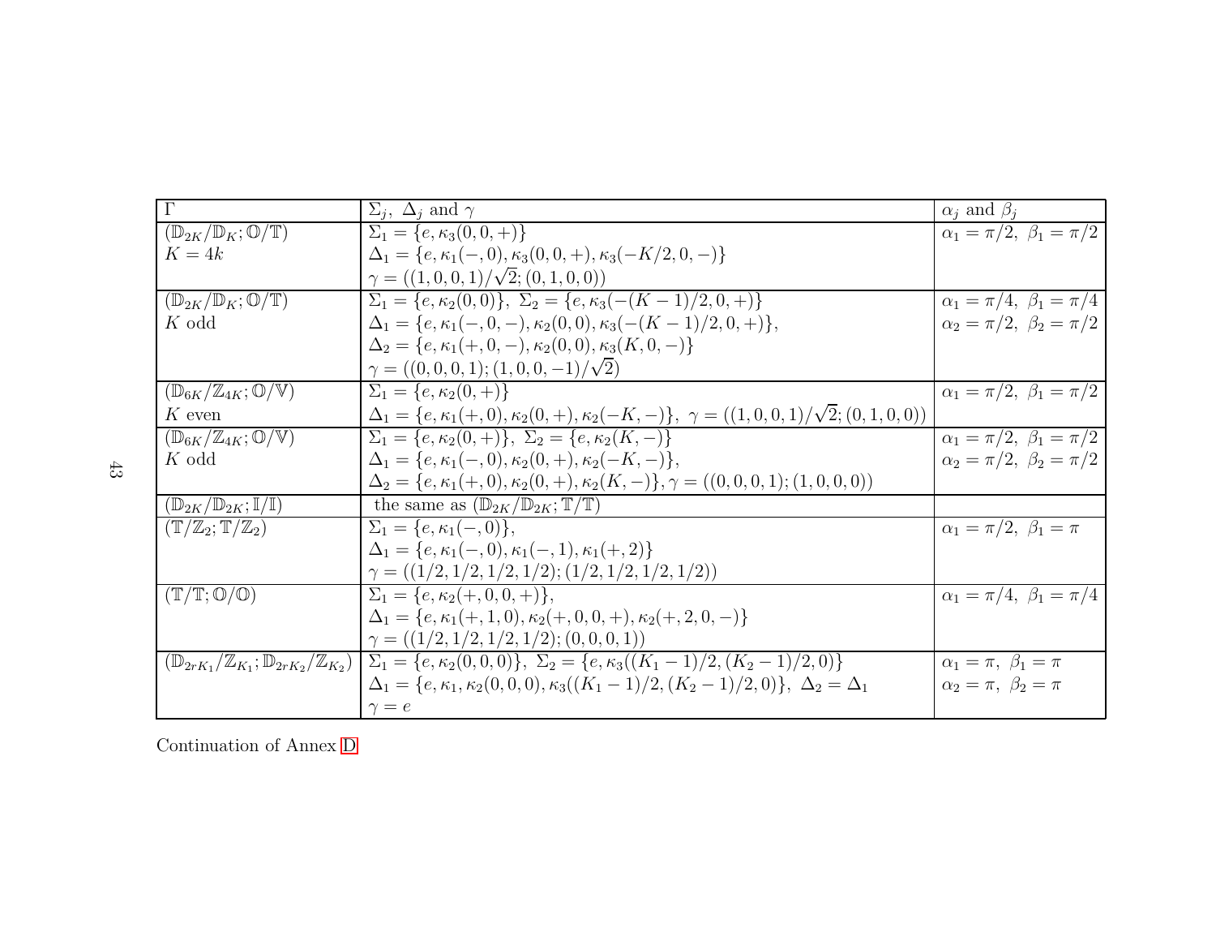| $\Gamma$ | $\Sigma_j,\ \Delta_j$ and $\gamma$ | $\alpha_j$ and $\beta_j$ |
|---|---|---|
| $(\mathbb{D}_{2K}/\mathbb{D}_K;\mathbb{O}/\mathbb{T})$ <br> $K=4k$ | $\Sigma_1=\{e,\kappa_3(0,0,+)\}$ <br> $\Delta_1=\{e,\kappa_1(-,0),\kappa_3(0,0,+),\kappa_3(-K/2,0,-)\}$ <br> $\gamma=((1,0,0,1)/\sqrt{2};(0,1,0,0))$ | $\alpha_1=\pi/2,\ \beta_1=\pi/2$ |
| $(\mathbb{D}_{2K}/\mathbb{D}_K;\mathbb{O}/\mathbb{T})$ <br> $K$ odd | $\Sigma_1=\{e,\kappa_2(0,0)\},\ \Sigma_2=\{e,\kappa_3(-(K-1)/2,0,+)\}$ <br> $\Delta_1=\{e,\kappa_1(-,0,-),\kappa_2(0,0),\kappa_3(-(K-1)/2,0,+)\}$, <br> $\Delta_2=\{e,\kappa_1(+,0,-),\kappa_2(0,0),\kappa_3(K,0,-)\}$ <br> $\gamma=((0,0,0,1);(1,0,0,-1)/\sqrt{2})$ | $\alpha_1=\pi/4,\ \beta_1=\pi/4$ <br> $\alpha_2=\pi/2,\ \beta_2=\pi/2$ |
| $(\mathbb{D}_{6K}/\mathbb{Z}_{4K};\mathbb{O}/\mathbb{V})$ <br> $K$ even | $\Sigma_1=\{e,\kappa_2(0,+)\}$ <br> $\Delta_1=\{e,\kappa_1(+,0),\kappa_2(0,+),\kappa_2(-K,-)\},\ \gamma=((1,0,0,1)/\sqrt{2};(0,1,0,0))$ | $\alpha_1=\pi/2,\ \beta_1=\pi/2$ |
| $(\mathbb{D}_{6K}/\mathbb{Z}_{4K};\mathbb{O}/\mathbb{V})$ <br> $K$ odd | $\Sigma_1=\{e,\kappa_2(0,+)\},\ \Sigma_2=\{e,\kappa_2(K,-)\}$ <br> $\Delta_1=\{e,\kappa_1(-,0),\kappa_2(0,+),\kappa_2(-K,-)\}$, <br> $\Delta_2=\{e,\kappa_1(+,0),\kappa_2(0,+),\kappa_2(K,-)\},\gamma=((0,0,0,1);(1,0,0,0))$ | $\alpha_1=\pi/2,\ \beta_1=\pi/2$ <br> $\alpha_2=\pi/2,\ \beta_2=\pi/2$ |
| $(\mathbb{D}_{2K}/\mathbb{D}_{2K};\mathbb{I}/\mathbb{I})$ | the same as $(\mathbb{D}_{2K}/\mathbb{D}_{2K};\mathbb{T}/\mathbb{T})$ | |
| $(\mathbb{T}/\mathbb{Z}_2;\mathbb{T}/\mathbb{Z}_2)$ | $\Sigma_1=\{e,\kappa_1(-,0)\}$, <br> $\Delta_1=\{e,\kappa_1(-,0),\kappa_1(-,1),\kappa_1(+,2)\}$ <br> $\gamma=((1/2,1/2,1/2,1/2);(1/2,1/2,1/2,1/2))$ | $\alpha_1=\pi/2,\ \beta_1=\pi$ |
| $(\mathbb{T}/\mathbb{T};\mathbb{O}/\mathbb{O})$ | $\Sigma_1=\{e,\kappa_2(+,0,0,+)\}$, <br> $\Delta_1=\{e,\kappa_1(+,1,0),\kappa_2(+,0,0,+),\kappa_2(+,2,0,-)\}$ <br> $\gamma=((1/2,1/2,1/2,1/2);(0,0,0,1))$ | $\alpha_1=\pi/4,\ \beta_1=\pi/4$ |
| $(\mathbb{D}_{2rK_1}/\mathbb{Z}_{K_1};\mathbb{D}_{2rK_2}/\mathbb{Z}_{K_2})$ | $\Sigma_1=\{e,\kappa_2(0,0,0)\},\ \Sigma_2=\{e,\kappa_3((K_1-1)/2,(K_2-1)/2,0)\}$ <br> $\Delta_1=\{e,\kappa_1,\kappa_2(0,0,0),\kappa_3((K_1-1)/2,(K_2-1)/2,0)\},\ \Delta_2=\Delta_1$ <br> $\gamma=e$ | $\alpha_1=\pi,\ \beta_1=\pi$ <br> $\alpha_2=\pi,\ \beta_2=\pi$ |

Continuation of Annex D